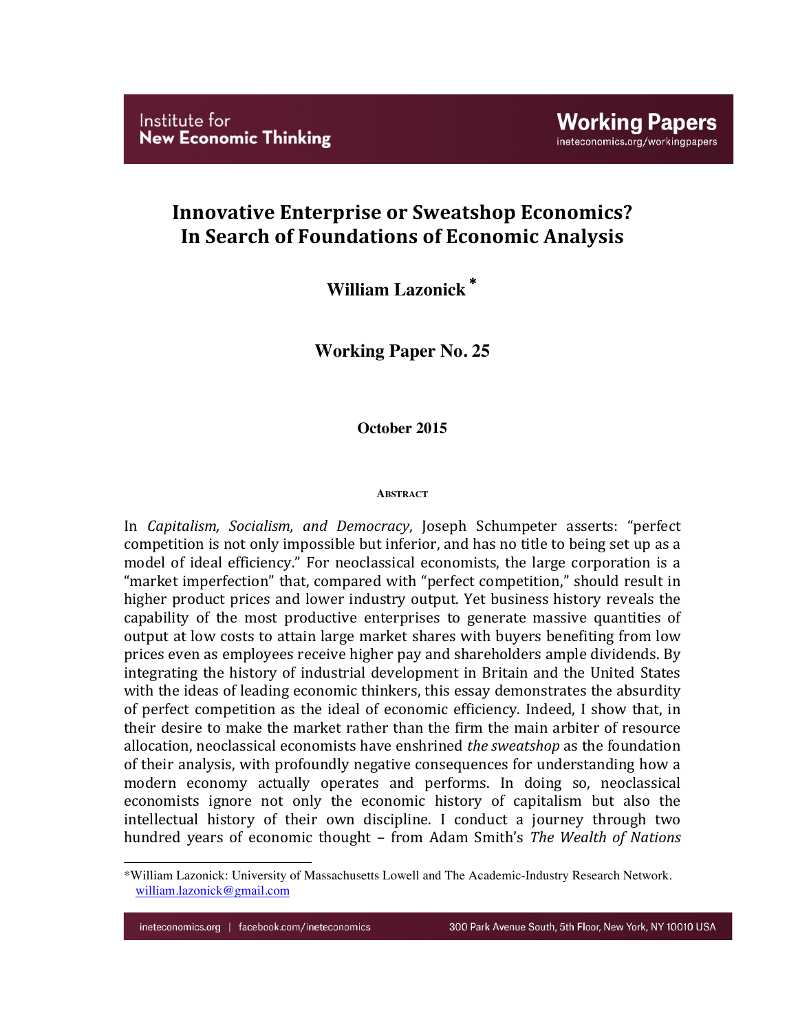Institute for New Economic Thinking

Working Papers
ineteconomics.org/workingpapers

# Innovative Enterprise or Sweatshop Economics? In Search of Foundations of Economic Analysis

**William Lazonick** *

**Working Paper No. 25**

**October 2015**

##### Abstract

In *Capitalism, Socialism, and Democracy*, Joseph Schumpeter asserts: "perfect competition is not only impossible but inferior, and has no title to being set up as a model of ideal efficiency." For neoclassical economists, the large corporation is a "market imperfection" that, compared with "perfect competition," should result in higher product prices and lower industry output. Yet business history reveals the capability of the most productive enterprises to generate massive quantities of output at low costs to attain large market shares with buyers benefiting from low prices even as employees receive higher pay and shareholders ample dividends. By integrating the history of industrial development in Britain and the United States with the ideas of leading economic thinkers, this essay demonstrates the absurdity of perfect competition as the ideal of economic efficiency. Indeed, I show that, in their desire to make the market rather than the firm the main arbiter of resource allocation, neoclassical economists have enshrined *the sweatshop* as the foundation of their analysis, with profoundly negative consequences for understanding how a modern economy actually operates and performs. In doing so, neoclassical economists ignore not only the economic history of capitalism but also the intellectual history of their own discipline. I conduct a journey through two hundred years of economic thought – from Adam Smith's *The Wealth of Nations*

---

*William Lazonick: University of Massachusetts Lowell and The Academic-Industry Research Network. william.lazonick@gmail.com

ineteconomics.org | facebook.com/ineteconomics 300 Park Avenue South, 5th Floor, New York, NY 10010 USA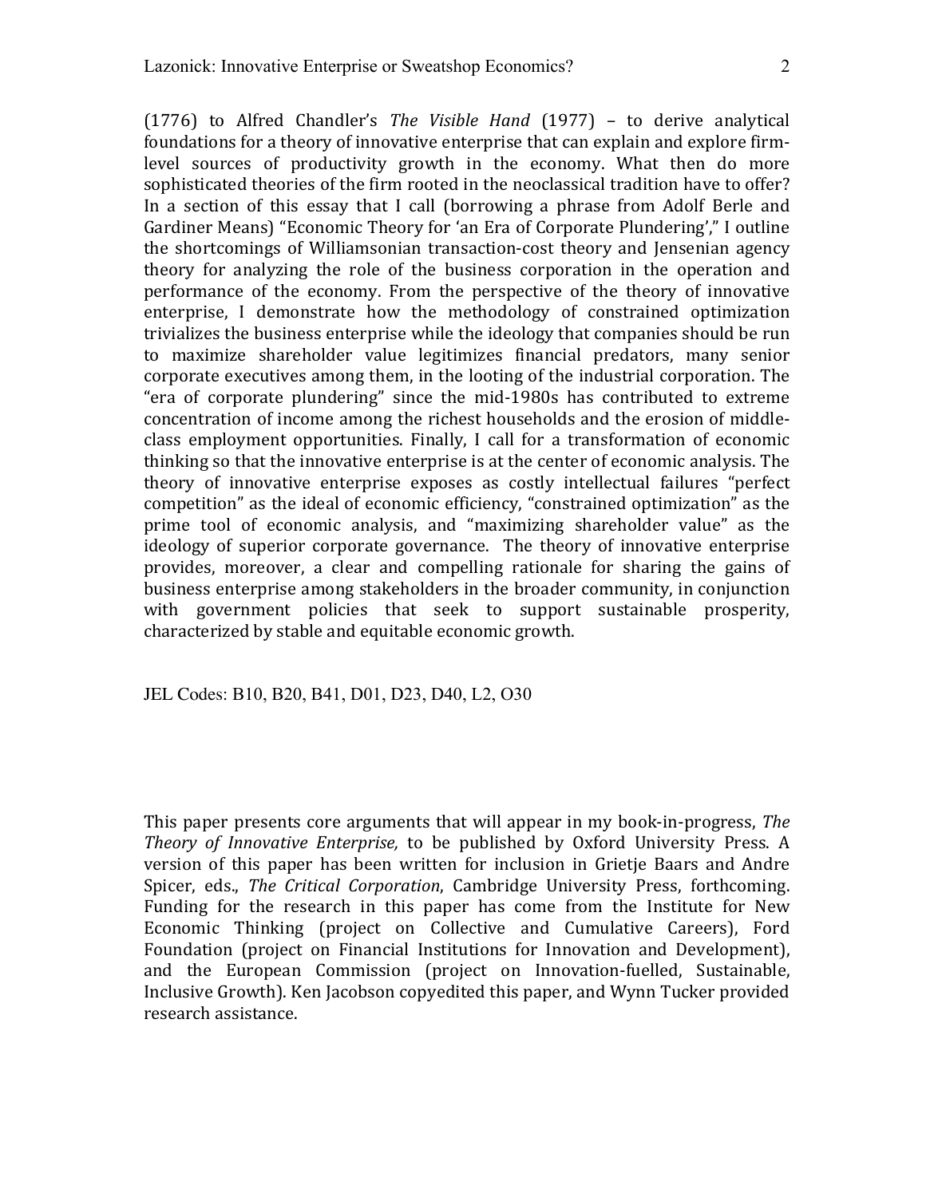(1776) to Alfred Chandler's *The Visible Hand* (1977) – to derive analytical foundations for a theory of innovative enterprise that can explain and explore firm-level sources of productivity growth in the economy. What then do more sophisticated theories of the firm rooted in the neoclassical tradition have to offer? In a section of this essay that I call (borrowing a phrase from Adolf Berle and Gardiner Means) "Economic Theory for 'an Era of Corporate Plundering'," I outline the shortcomings of Williamsonian transaction-cost theory and Jensenian agency theory for analyzing the role of the business corporation in the operation and performance of the economy. From the perspective of the theory of innovative enterprise, I demonstrate how the methodology of constrained optimization trivializes the business enterprise while the ideology that companies should be run to maximize shareholder value legitimizes financial predators, many senior corporate executives among them, in the looting of the industrial corporation. The "era of corporate plundering" since the mid-1980s has contributed to extreme concentration of income among the richest households and the erosion of middle-class employment opportunities. Finally, I call for a transformation of economic thinking so that the innovative enterprise is at the center of economic analysis. The theory of innovative enterprise exposes as costly intellectual failures "perfect competition" as the ideal of economic efficiency, "constrained optimization" as the prime tool of economic analysis, and "maximizing shareholder value" as the ideology of superior corporate governance. The theory of innovative enterprise provides, moreover, a clear and compelling rationale for sharing the gains of business enterprise among stakeholders in the broader community, in conjunction with government policies that seek to support sustainable prosperity, characterized by stable and equitable economic growth.

JEL Codes: B10, B20, B41, D01, D23, D40, L2, O30

This paper presents core arguments that will appear in my book-in-progress, *The Theory of Innovative Enterprise,* to be published by Oxford University Press. A version of this paper has been written for inclusion in Grietje Baars and Andre Spicer, eds., *The Critical Corporation*, Cambridge University Press, forthcoming. Funding for the research in this paper has come from the Institute for New Economic Thinking (project on Collective and Cumulative Careers), Ford Foundation (project on Financial Institutions for Innovation and Development), and the European Commission (project on Innovation-fuelled, Sustainable, Inclusive Growth). Ken Jacobson copyedited this paper, and Wynn Tucker provided research assistance.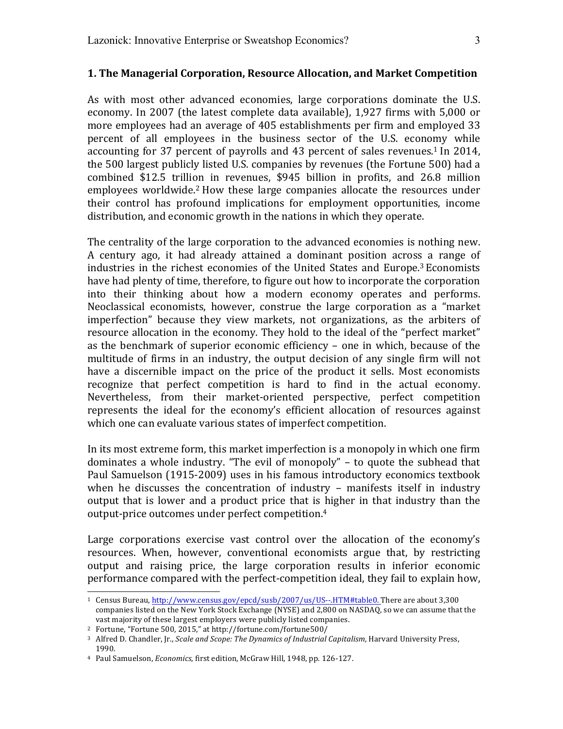## 1. The Managerial Corporation, Resource Allocation, and Market Competition

As with most other advanced economies, large corporations dominate the U.S. economy. In 2007 (the latest complete data available), 1,927 firms with 5,000 or more employees had an average of 405 establishments per firm and employed 33 percent of all employees in the business sector of the U.S. economy while accounting for 37 percent of payrolls and 43 percent of sales revenues.[1] In 2014, the 500 largest publicly listed U.S. companies by revenues (the Fortune 500) had a combined $12.5 trillion in revenues, $945 billion in profits, and 26.8 million employees worldwide.[2] How these large companies allocate the resources under their control has profound implications for employment opportunities, income distribution, and economic growth in the nations in which they operate.

The centrality of the large corporation to the advanced economies is nothing new. A century ago, it had already attained a dominant position across a range of industries in the richest economies of the United States and Europe.[3] Economists have had plenty of time, therefore, to figure out how to incorporate the corporation into their thinking about how a modern economy operates and performs. Neoclassical economists, however, construe the large corporation as a "market imperfection" because they view markets, not organizations, as the arbiters of resource allocation in the economy. They hold to the ideal of the "perfect market" as the benchmark of superior economic efficiency – one in which, because of the multitude of firms in an industry, the output decision of any single firm will not have a discernible impact on the price of the product it sells. Most economists recognize that perfect competition is hard to find in the actual economy. Nevertheless, from their market-oriented perspective, perfect competition represents the ideal for the economy's efficient allocation of resources against which one can evaluate various states of imperfect competition.

In its most extreme form, this market imperfection is a monopoly in which one firm dominates a whole industry. "The evil of monopoly" – to quote the subhead that Paul Samuelson (1915-2009) uses in his famous introductory economics textbook when he discusses the concentration of industry – manifests itself in industry output that is lower and a product price that is higher in that industry than the output-price outcomes under perfect competition.[4]

Large corporations exercise vast control over the allocation of the economy's resources. When, however, conventional economists argue that, by restricting output and raising price, the large corporation results in inferior economic performance compared with the perfect-competition ideal, they fail to explain how,

---

[1] Census Bureau, http://www.census.gov/epcd/susb/2007/us/US--.HTM#table0. There are about 3,300 companies listed on the New York Stock Exchange (NYSE) and 2,800 on NASDAQ, so we can assume that the vast majority of these largest employers were publicly listed companies.

[2] Fortune, "Fortune 500, 2015," at http://fortune.com/fortune500/

[3] Alfred D. Chandler, Jr., *Scale and Scope: The Dynamics of Industrial Capitalism*, Harvard University Press, 1990.

[4] Paul Samuelson, *Economics*, first edition, McGraw Hill, 1948, pp. 126-127.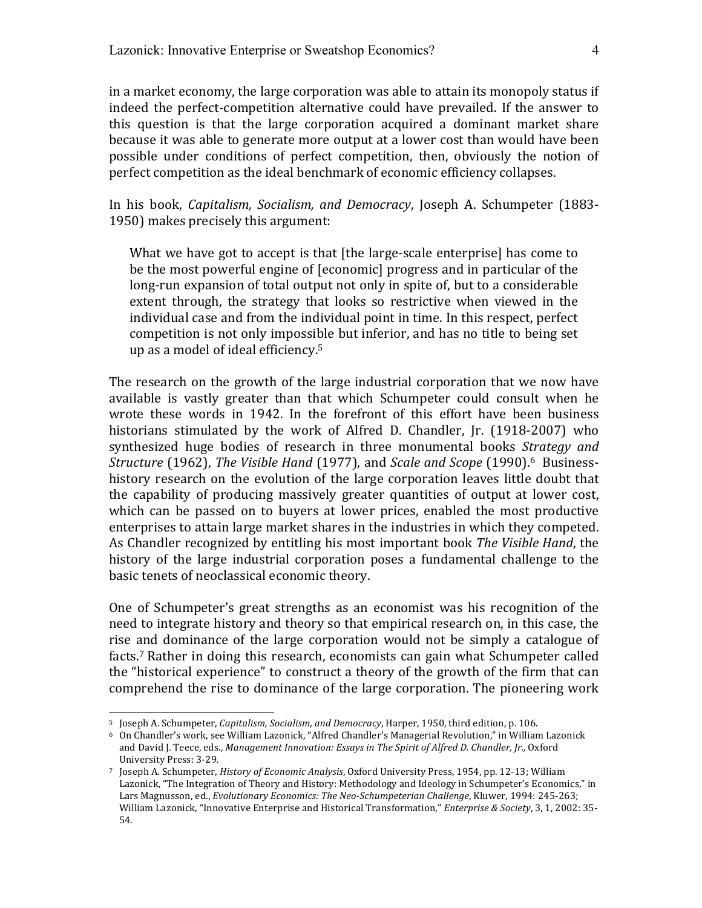in a market economy, the large corporation was able to attain its monopoly status if indeed the perfect-competition alternative could have prevailed. If the answer to this question is that the large corporation acquired a dominant market share because it was able to generate more output at a lower cost than would have been possible under conditions of perfect competition, then, obviously the notion of perfect competition as the ideal benchmark of economic efficiency collapses.

In his book, *Capitalism, Socialism, and Democracy*, Joseph A. Schumpeter (1883-1950) makes precisely this argument:

> What we have got to accept is that [the large-scale enterprise] has come to be the most powerful engine of [economic] progress and in particular of the long-run expansion of total output not only in spite of, but to a considerable extent through, the strategy that looks so restrictive when viewed in the individual case and from the individual point in time. In this respect, perfect competition is not only impossible but inferior, and has no title to being set up as a model of ideal efficiency.[5]

The research on the growth of the large industrial corporation that we now have available is vastly greater than that which Schumpeter could consult when he wrote these words in 1942. In the forefront of this effort have been business historians stimulated by the work of Alfred D. Chandler, Jr. (1918-2007) who synthesized huge bodies of research in three monumental books *Strategy and Structure* (1962), *The Visible Hand* (1977), and *Scale and Scope* (1990).[6] Business-history research on the evolution of the large corporation leaves little doubt that the capability of producing massively greater quantities of output at lower cost, which can be passed on to buyers at lower prices, enabled the most productive enterprises to attain large market shares in the industries in which they competed. As Chandler recognized by entitling his most important book *The Visible Hand*, the history of the large industrial corporation poses a fundamental challenge to the basic tenets of neoclassical economic theory.

One of Schumpeter's great strengths as an economist was his recognition of the need to integrate history and theory so that empirical research on, in this case, the rise and dominance of the large corporation would not be simply a catalogue of facts.[7] Rather in doing this research, economists can gain what Schumpeter called the "historical experience" to construct a theory of the growth of the firm that can comprehend the rise to dominance of the large corporation. The pioneering work

---

[5] Joseph A. Schumpeter, *Capitalism, Socialism, and Democracy*, Harper, 1950, third edition, p. 106.

[6] On Chandler's work, see William Lazonick, "Alfred Chandler's Managerial Revolution," in William Lazonick and David J. Teece, eds., *Management Innovation: Essays in The Spirit of Alfred D. Chandler, Jr.,* Oxford University Press: 3-29.

[7] Joseph A. Schumpeter, *History of Economic Analysis*, Oxford University Press, 1954, pp. 12-13; William Lazonick, "The Integration of Theory and History: Methodology and Ideology in Schumpeter's Economics," in Lars Magnusson, ed., *Evolutionary Economics: The Neo-Schumpeterian Challenge*, Kluwer, 1994: 245-263; William Lazonick, "Innovative Enterprise and Historical Transformation," *Enterprise & Society*, 3, 1, 2002: 35-54.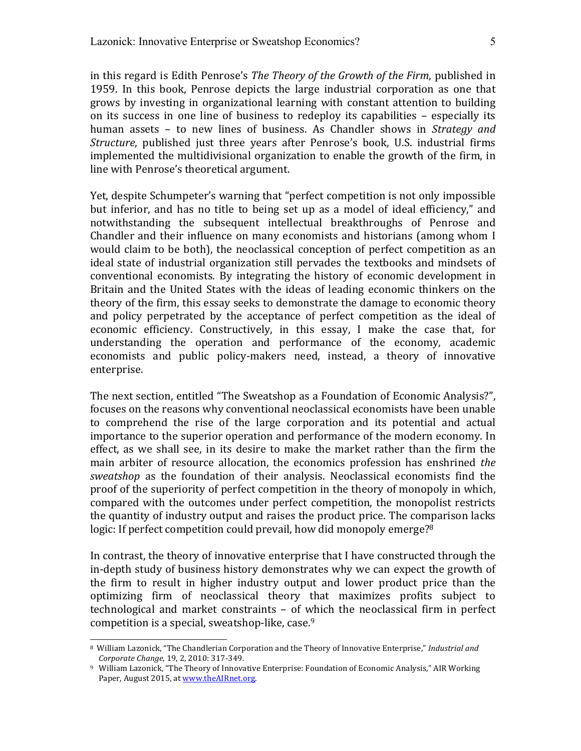in this regard is Edith Penrose's *The Theory of the Growth of the Firm*, published in 1959. In this book, Penrose depicts the large industrial corporation as one that grows by investing in organizational learning with constant attention to building on its success in one line of business to redeploy its capabilities – especially its human assets – to new lines of business. As Chandler shows in *Strategy and Structure*, published just three years after Penrose's book, U.S. industrial firms implemented the multidivisional organization to enable the growth of the firm, in line with Penrose's theoretical argument.

Yet, despite Schumpeter's warning that "perfect competition is not only impossible but inferior, and has no title to being set up as a model of ideal efficiency," and notwithstanding the subsequent intellectual breakthroughs of Penrose and Chandler and their influence on many economists and historians (among whom I would claim to be both), the neoclassical conception of perfect competition as an ideal state of industrial organization still pervades the textbooks and mindsets of conventional economists. By integrating the history of economic development in Britain and the United States with the ideas of leading economic thinkers on the theory of the firm, this essay seeks to demonstrate the damage to economic theory and policy perpetrated by the acceptance of perfect competition as the ideal of economic efficiency. Constructively, in this essay, I make the case that, for understanding the operation and performance of the economy, academic economists and public policy-makers need, instead, a theory of innovative enterprise.

The next section, entitled "The Sweatshop as a Foundation of Economic Analysis?", focuses on the reasons why conventional neoclassical economists have been unable to comprehend the rise of the large corporation and its potential and actual importance to the superior operation and performance of the modern economy. In effect, as we shall see, in its desire to make the market rather than the firm the main arbiter of resource allocation, the economics profession has enshrined *the sweatshop* as the foundation of their analysis. Neoclassical economists find the proof of the superiority of perfect competition in the theory of monopoly in which, compared with the outcomes under perfect competition, the monopolist restricts the quantity of industry output and raises the product price. The comparison lacks logic: If perfect competition could prevail, how did monopoly emerge?[8]

In contrast, the theory of innovative enterprise that I have constructed through the in-depth study of business history demonstrates why we can expect the growth of the firm to result in higher industry output and lower product price than the optimizing firm of neoclassical theory that maximizes profits subject to technological and market constraints – of which the neoclassical firm in perfect competition is a special, sweatshop-like, case.[9]

---

[8] William Lazonick, "The Chandlerian Corporation and the Theory of Innovative Enterprise," *Industrial and Corporate Change*, 19, 2, 2010: 317-349.

[9] William Lazonick, "The Theory of Innovative Enterprise: Foundation of Economic Analysis," AIR Working Paper, August 2015, at www.theAIRnet.org.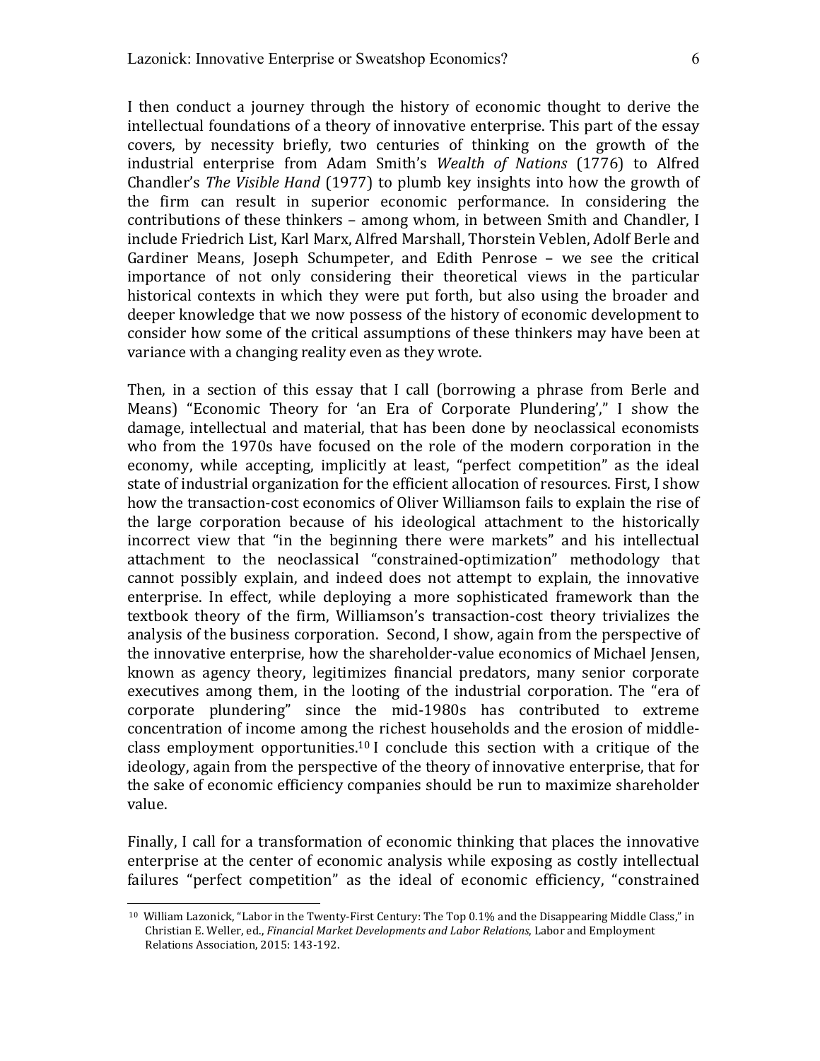I then conduct a journey through the history of economic thought to derive the intellectual foundations of a theory of innovative enterprise. This part of the essay covers, by necessity briefly, two centuries of thinking on the growth of the industrial enterprise from Adam Smith's *Wealth of Nations* (1776) to Alfred Chandler's *The Visible Hand* (1977) to plumb key insights into how the growth of the firm can result in superior economic performance. In considering the contributions of these thinkers – among whom, in between Smith and Chandler, I include Friedrich List, Karl Marx, Alfred Marshall, Thorstein Veblen, Adolf Berle and Gardiner Means, Joseph Schumpeter, and Edith Penrose – we see the critical importance of not only considering their theoretical views in the particular historical contexts in which they were put forth, but also using the broader and deeper knowledge that we now possess of the history of economic development to consider how some of the critical assumptions of these thinkers may have been at variance with a changing reality even as they wrote.

Then, in a section of this essay that I call (borrowing a phrase from Berle and Means) "Economic Theory for 'an Era of Corporate Plundering'," I show the damage, intellectual and material, that has been done by neoclassical economists who from the 1970s have focused on the role of the modern corporation in the economy, while accepting, implicitly at least, "perfect competition" as the ideal state of industrial organization for the efficient allocation of resources. First, I show how the transaction-cost economics of Oliver Williamson fails to explain the rise of the large corporation because of his ideological attachment to the historically incorrect view that "in the beginning there were markets" and his intellectual attachment to the neoclassical "constrained-optimization" methodology that cannot possibly explain, and indeed does not attempt to explain, the innovative enterprise. In effect, while deploying a more sophisticated framework than the textbook theory of the firm, Williamson's transaction-cost theory trivializes the analysis of the business corporation. Second, I show, again from the perspective of the innovative enterprise, how the shareholder-value economics of Michael Jensen, known as agency theory, legitimizes financial predators, many senior corporate executives among them, in the looting of the industrial corporation. The "era of corporate plundering" since the mid-1980s has contributed to extreme concentration of income among the richest households and the erosion of middle-class employment opportunities.[10] I conclude this section with a critique of the ideology, again from the perspective of the theory of innovative enterprise, that for the sake of economic efficiency companies should be run to maximize shareholder value.

Finally, I call for a transformation of economic thinking that places the innovative enterprise at the center of economic analysis while exposing as costly intellectual failures "perfect competition" as the ideal of economic efficiency, "constrained

[10] William Lazonick, "Labor in the Twenty-First Century: The Top 0.1% and the Disappearing Middle Class," in Christian E. Weller, ed., *Financial Market Developments and Labor Relations*, Labor and Employment Relations Association, 2015: 143-192.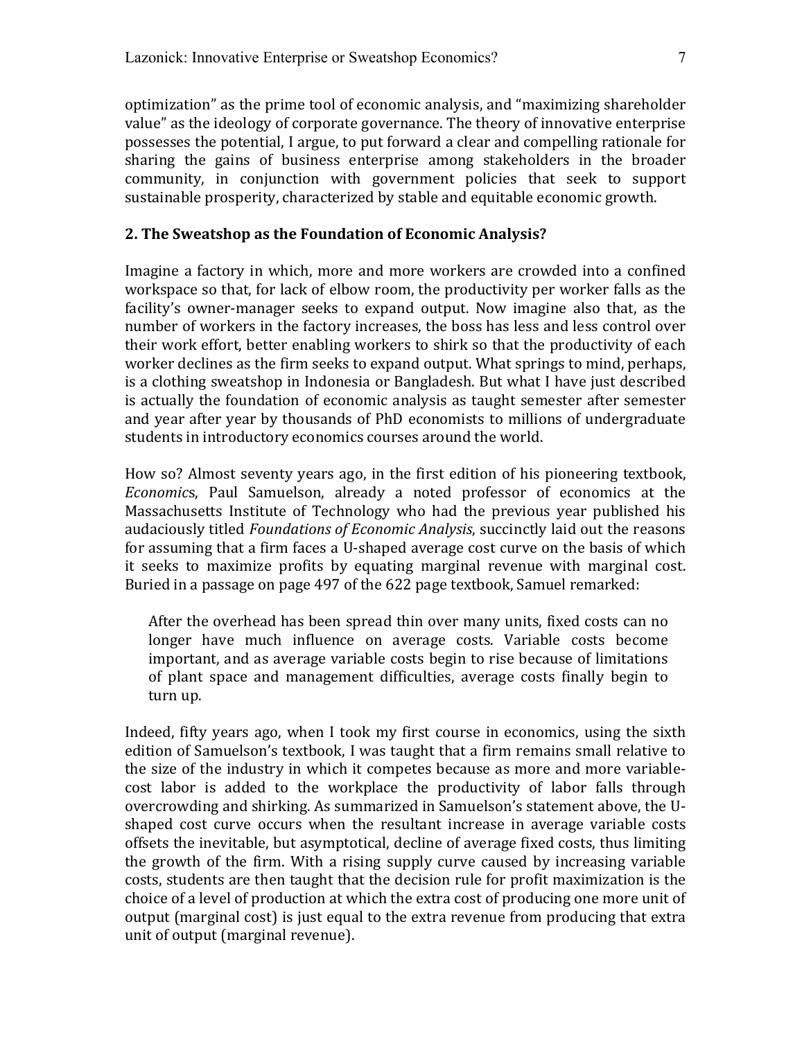optimization" as the prime tool of economic analysis, and "maximizing shareholder value" as the ideology of corporate governance. The theory of innovative enterprise possesses the potential, I argue, to put forward a clear and compelling rationale for sharing the gains of business enterprise among stakeholders in the broader community, in conjunction with government policies that seek to support sustainable prosperity, characterized by stable and equitable economic growth.

## 2. The Sweatshop as the Foundation of Economic Analysis?

Imagine a factory in which, more and more workers are crowded into a confined workspace so that, for lack of elbow room, the productivity per worker falls as the facility's owner-manager seeks to expand output. Now imagine also that, as the number of workers in the factory increases, the boss has less and less control over their work effort, better enabling workers to shirk so that the productivity of each worker declines as the firm seeks to expand output. What springs to mind, perhaps, is a clothing sweatshop in Indonesia or Bangladesh. But what I have just described is actually the foundation of economic analysis as taught semester after semester and year after year by thousands of PhD economists to millions of undergraduate students in introductory economics courses around the world.

How so? Almost seventy years ago, in the first edition of his pioneering textbook, *Economic*s, Paul Samuelson, already a noted professor of economics at the Massachusetts Institute of Technology who had the previous year published his audaciously titled *Foundations of Economic Analysis*, succinctly laid out the reasons for assuming that a firm faces a U-shaped average cost curve on the basis of which it seeks to maximize profits by equating marginal revenue with marginal cost. Buried in a passage on page 497 of the 622 page textbook, Samuel remarked:

> After the overhead has been spread thin over many units, fixed costs can no longer have much influence on average costs. Variable costs become important, and as average variable costs begin to rise because of limitations of plant space and management difficulties, average costs finally begin to turn up.

Indeed, fifty years ago, when I took my first course in economics, using the sixth edition of Samuelson's textbook, I was taught that a firm remains small relative to the size of the industry in which it competes because as more and more variable-cost labor is added to the workplace the productivity of labor falls through overcrowding and shirking. As summarized in Samuelson's statement above, the U-shaped cost curve occurs when the resultant increase in average variable costs offsets the inevitable, but asymptotical, decline of average fixed costs, thus limiting the growth of the firm. With a rising supply curve caused by increasing variable costs, students are then taught that the decision rule for profit maximization is the choice of a level of production at which the extra cost of producing one more unit of output (marginal cost) is just equal to the extra revenue from producing that extra unit of output (marginal revenue).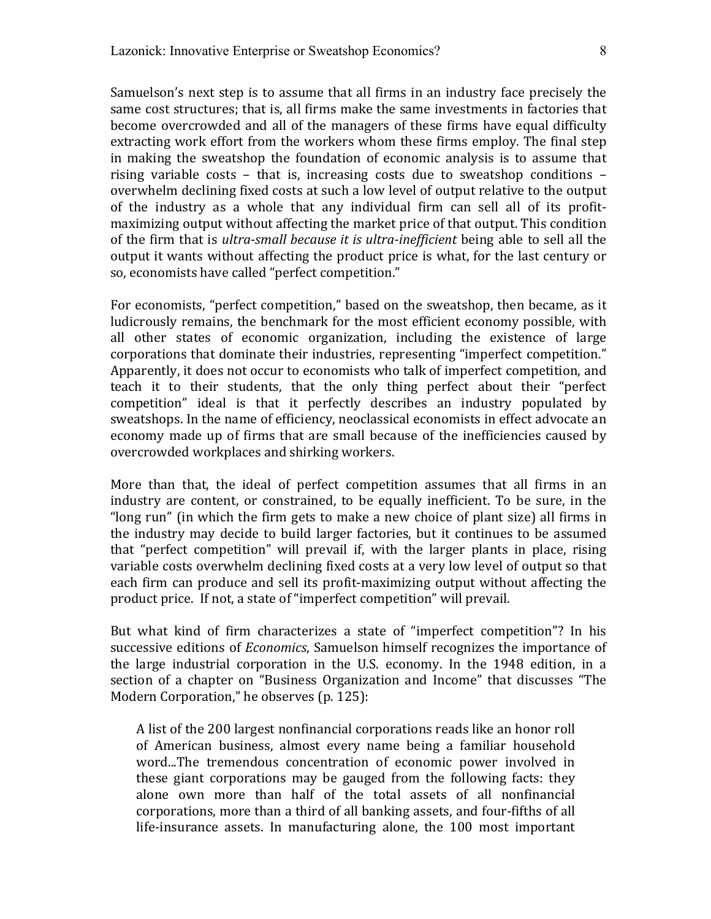Samuelson's next step is to assume that all firms in an industry face precisely the same cost structures; that is, all firms make the same investments in factories that become overcrowded and all of the managers of these firms have equal difficulty extracting work effort from the workers whom these firms employ. The final step in making the sweatshop the foundation of economic analysis is to assume that rising variable costs – that is, increasing costs due to sweatshop conditions – overwhelm declining fixed costs at such a low level of output relative to the output of the industry as a whole that any individual firm can sell all of its profit-maximizing output without affecting the market price of that output. This condition of the firm that is *ultra-small because it is ultra-inefficient* being able to sell all the output it wants without affecting the product price is what, for the last century or so, economists have called "perfect competition."

For economists, "perfect competition," based on the sweatshop, then became, as it ludicrously remains, the benchmark for the most efficient economy possible, with all other states of economic organization, including the existence of large corporations that dominate their industries, representing "imperfect competition." Apparently, it does not occur to economists who talk of imperfect competition, and teach it to their students, that the only thing perfect about their "perfect competition" ideal is that it perfectly describes an industry populated by sweatshops. In the name of efficiency, neoclassical economists in effect advocate an economy made up of firms that are small because of the inefficiencies caused by overcrowded workplaces and shirking workers.

More than that, the ideal of perfect competition assumes that all firms in an industry are content, or constrained, to be equally inefficient. To be sure, in the "long run" (in which the firm gets to make a new choice of plant size) all firms in the industry may decide to build larger factories, but it continues to be assumed that "perfect competition" will prevail if, with the larger plants in place, rising variable costs overwhelm declining fixed costs at a very low level of output so that each firm can produce and sell its profit-maximizing output without affecting the product price. If not, a state of "imperfect competition" will prevail.

But what kind of firm characterizes a state of "imperfect competition"? In his successive editions of *Economics*, Samuelson himself recognizes the importance of the large industrial corporation in the U.S. economy. In the 1948 edition, in a section of a chapter on "Business Organization and Income" that discusses "The Modern Corporation," he observes (p. 125):

> A list of the 200 largest nonfinancial corporations reads like an honor roll of American business, almost every name being a familiar household word...The tremendous concentration of economic power involved in these giant corporations may be gauged from the following facts: they alone own more than half of the total assets of all nonfinancial corporations, more than a third of all banking assets, and four-fifths of all life-insurance assets. In manufacturing alone, the 100 most important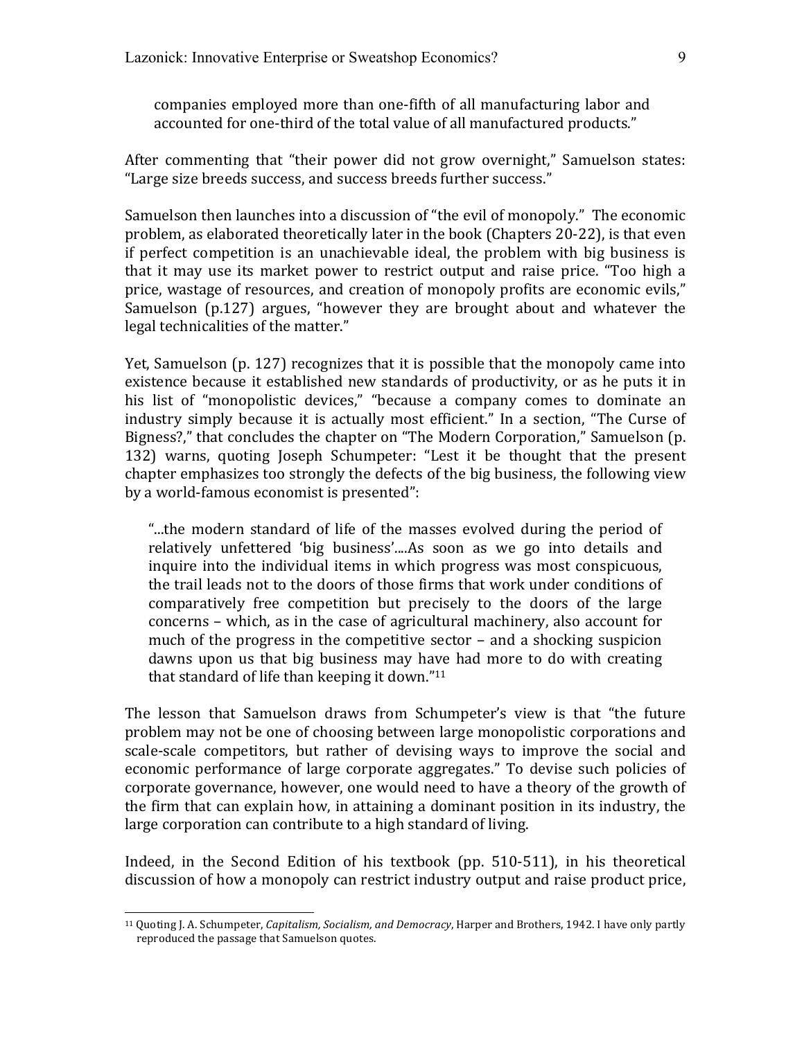> companies employed more than one-fifth of all manufacturing labor and accounted for one-third of the total value of all manufactured products."

After commenting that "their power did not grow overnight," Samuelson states: "Large size breeds success, and success breeds further success."

Samuelson then launches into a discussion of "the evil of monopoly." The economic problem, as elaborated theoretically later in the book (Chapters 20-22), is that even if perfect competition is an unachievable ideal, the problem with big business is that it may use its market power to restrict output and raise price. "Too high a price, wastage of resources, and creation of monopoly profits are economic evils," Samuelson (p.127) argues, "however they are brought about and whatever the legal technicalities of the matter."

Yet, Samuelson (p. 127) recognizes that it is possible that the monopoly came into existence because it established new standards of productivity, or as he puts it in his list of "monopolistic devices," "because a company comes to dominate an industry simply because it is actually most efficient." In a section, "The Curse of Bigness?," that concludes the chapter on "The Modern Corporation," Samuelson (p. 132) warns, quoting Joseph Schumpeter: "Lest it be thought that the present chapter emphasizes too strongly the defects of the big business, the following view by a world-famous economist is presented":

> "...the modern standard of life of the masses evolved during the period of relatively unfettered 'big business'....As soon as we go into details and inquire into the individual items in which progress was most conspicuous, the trail leads not to the doors of those firms that work under conditions of comparatively free competition but precisely to the doors of the large concerns – which, as in the case of agricultural machinery, also account for much of the progress in the competitive sector – and a shocking suspicion dawns upon us that big business may have had more to do with creating that standard of life than keeping it down."[11]

The lesson that Samuelson draws from Schumpeter's view is that "the future problem may not be one of choosing between large monopolistic corporations and scale-scale competitors, but rather of devising ways to improve the social and economic performance of large corporate aggregates." To devise such policies of corporate governance, however, one would need to have a theory of the growth of the firm that can explain how, in attaining a dominant position in its industry, the large corporation can contribute to a high standard of living.

Indeed, in the Second Edition of his textbook (pp. 510-511), in his theoretical discussion of how a monopoly can restrict industry output and raise product price,

[11] Quoting J. A. Schumpeter, *Capitalism, Socialism, and Democracy*, Harper and Brothers, 1942. I have only partly reproduced the passage that Samuelson quotes.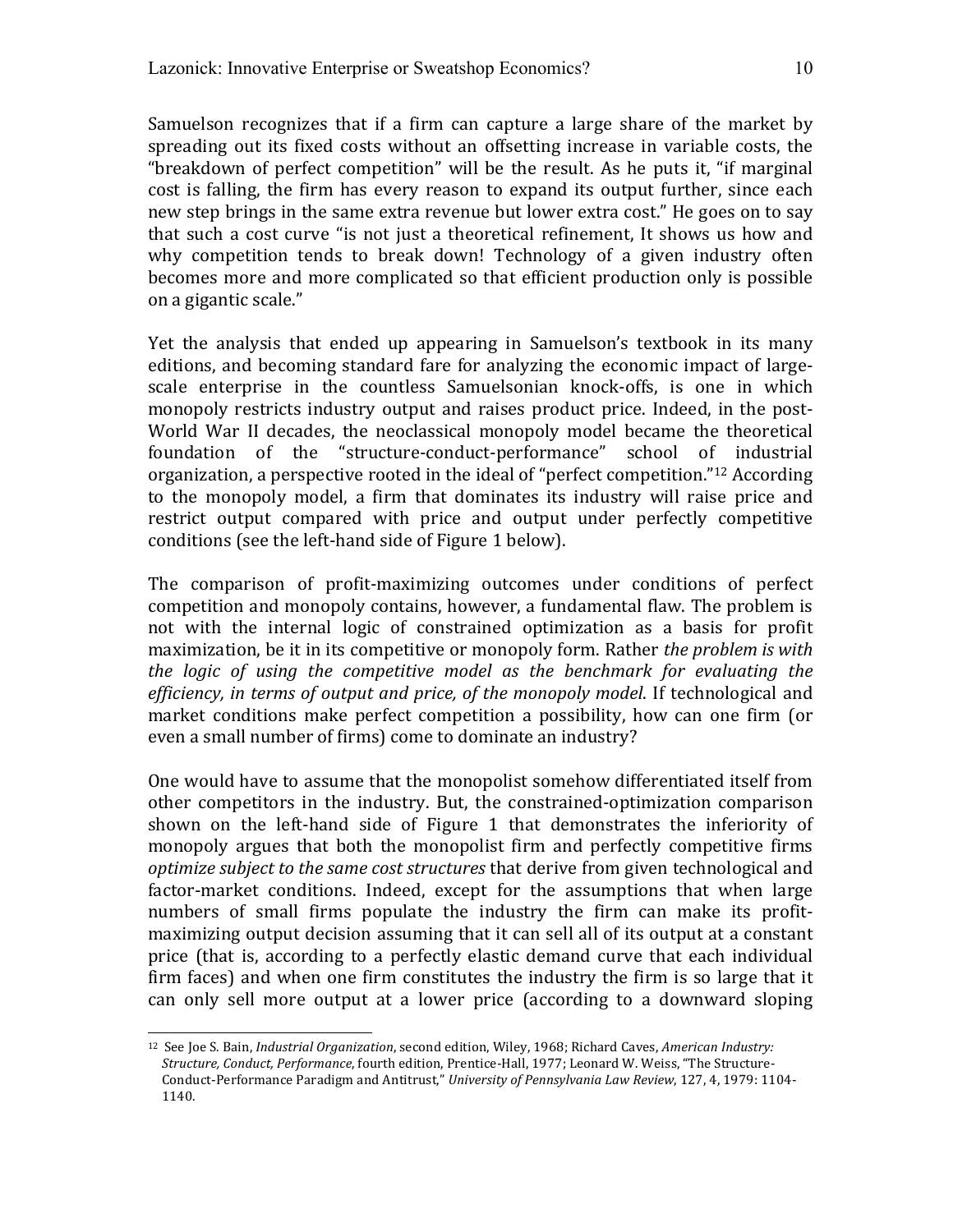Samuelson recognizes that if a firm can capture a large share of the market by spreading out its fixed costs without an offsetting increase in variable costs, the "breakdown of perfect competition" will be the result. As he puts it, "if marginal cost is falling, the firm has every reason to expand its output further, since each new step brings in the same extra revenue but lower extra cost." He goes on to say that such a cost curve "is not just a theoretical refinement, It shows us how and why competition tends to break down! Technology of a given industry often becomes more and more complicated so that efficient production only is possible on a gigantic scale."

Yet the analysis that ended up appearing in Samuelson's textbook in its many editions, and becoming standard fare for analyzing the economic impact of large-scale enterprise in the countless Samuelsonian knock-offs, is one in which monopoly restricts industry output and raises product price. Indeed, in the post-World War II decades, the neoclassical monopoly model became the theoretical foundation of the "structure-conduct-performance" school of industrial organization, a perspective rooted in the ideal of "perfect competition."[12] According to the monopoly model, a firm that dominates its industry will raise price and restrict output compared with price and output under perfectly competitive conditions (see the left-hand side of Figure 1 below).

The comparison of profit-maximizing outcomes under conditions of perfect competition and monopoly contains, however, a fundamental flaw. The problem is not with the internal logic of constrained optimization as a basis for profit maximization, be it in its competitive or monopoly form. Rather *the problem is with the logic of using the competitive model as the benchmark for evaluating the efficiency, in terms of output and price, of the monopoly model*. If technological and market conditions make perfect competition a possibility, how can one firm (or even a small number of firms) come to dominate an industry?

One would have to assume that the monopolist somehow differentiated itself from other competitors in the industry. But, the constrained-optimization comparison shown on the left-hand side of Figure 1 that demonstrates the inferiority of monopoly argues that both the monopolist firm and perfectly competitive firms *optimize subject to the same cost structures* that derive from given technological and factor-market conditions. Indeed, except for the assumptions that when large numbers of small firms populate the industry the firm can make its profit-maximizing output decision assuming that it can sell all of its output at a constant price (that is, according to a perfectly elastic demand curve that each individual firm faces) and when one firm constitutes the industry the firm is so large that it can only sell more output at a lower price (according to a downward sloping

---

[12] See Joe S. Bain, *Industrial Organization*, second edition, Wiley, 1968; Richard Caves, *American Industry: Structure, Conduct, Performance*, fourth edition, Prentice-Hall, 1977; Leonard W. Weiss, "The Structure-Conduct-Performance Paradigm and Antitrust," *University of Pennsylvania Law Review*, 127, 4, 1979: 1104-1140.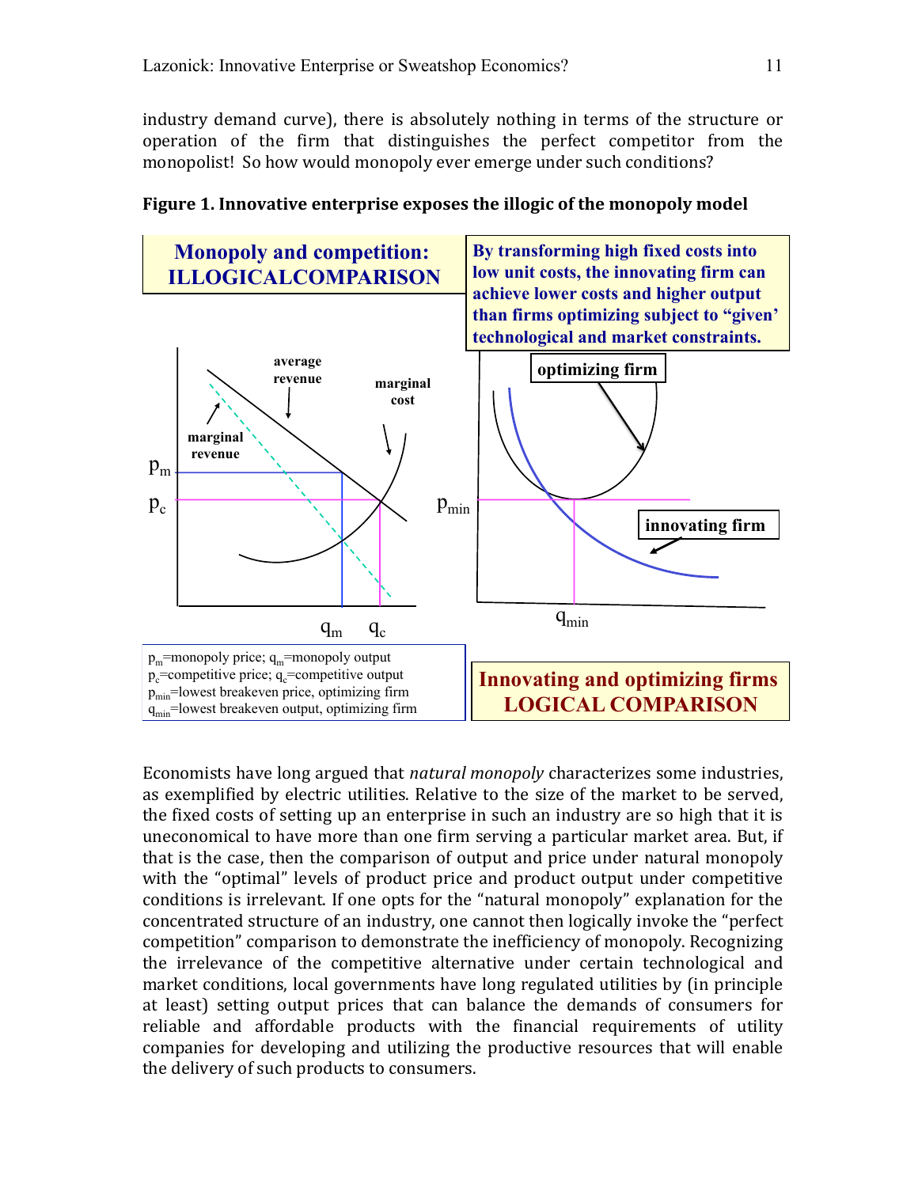industry demand curve), there is absolutely nothing in terms of the structure or operation of the firm that distinguishes the perfect competitor from the monopolist! So how would monopoly ever emerge under such conditions?

**Figure 1. Innovative enterprise exposes the illogic of the monopoly model**

**Monopoly and competition: ILLOGICALCOMPARISON**

**By transforming high fixed costs into low unit costs, the innovating firm can achieve lower costs and higher output than firms optimizing subject to "given" technological and market constraints.**

$p_m$=monopoly price; $q_m$=monopoly output
$p_c$=competitive price; $q_c$=competitive output
$p_{min}$=lowest breakeven price, optimizing firm
$q_{min}$=lowest breakeven output, optimizing firm

**Innovating and optimizing firms LOGICAL COMPARISON**

Economists have long argued that *natural monopoly* characterizes some industries, as exemplified by electric utilities. Relative to the size of the market to be served, the fixed costs of setting up an enterprise in such an industry are so high that it is uneconomical to have more than one firm serving a particular market area. But, if that is the case, then the comparison of output and price under natural monopoly with the "optimal" levels of product price and product output under competitive conditions is irrelevant. If one opts for the "natural monopoly" explanation for the concentrated structure of an industry, one cannot then logically invoke the "perfect competition" comparison to demonstrate the inefficiency of monopoly. Recognizing the irrelevance of the competitive alternative under certain technological and market conditions, local governments have long regulated utilities by (in principle at least) setting output prices that can balance the demands of consumers for reliable and affordable products with the financial requirements of utility companies for developing and utilizing the productive resources that will enable the delivery of such products to consumers.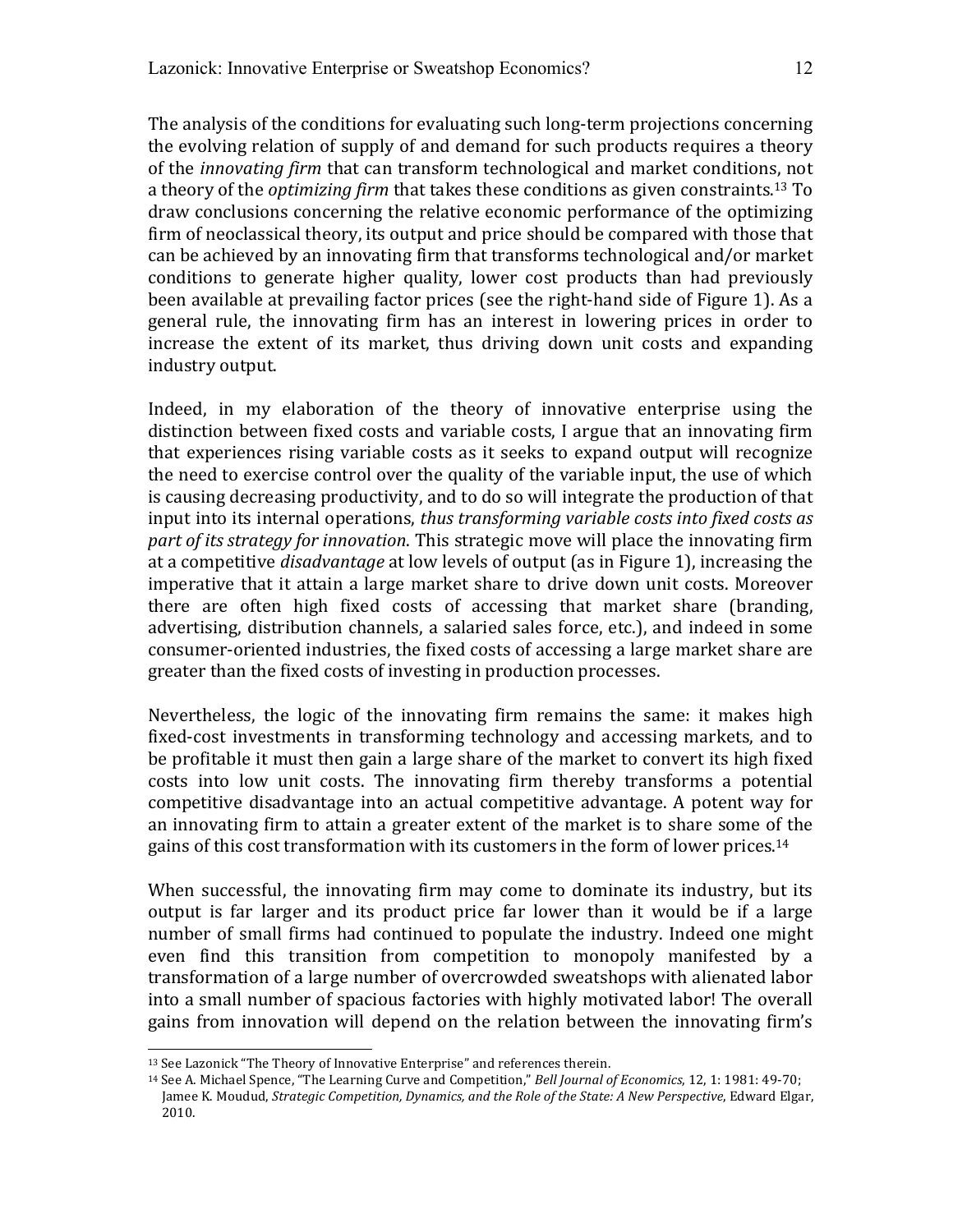The analysis of the conditions for evaluating such long-term projections concerning the evolving relation of supply of and demand for such products requires a theory of the *innovating firm* that can transform technological and market conditions, not a theory of the *optimizing firm* that takes these conditions as given constraints.[13] To draw conclusions concerning the relative economic performance of the optimizing firm of neoclassical theory, its output and price should be compared with those that can be achieved by an innovating firm that transforms technological and/or market conditions to generate higher quality, lower cost products than had previously been available at prevailing factor prices (see the right-hand side of Figure 1). As a general rule, the innovating firm has an interest in lowering prices in order to increase the extent of its market, thus driving down unit costs and expanding industry output.

Indeed, in my elaboration of the theory of innovative enterprise using the distinction between fixed costs and variable costs, I argue that an innovating firm that experiences rising variable costs as it seeks to expand output will recognize the need to exercise control over the quality of the variable input, the use of which is causing decreasing productivity, and to do so will integrate the production of that input into its internal operations, *thus transforming variable costs into fixed costs as part of its strategy for innovation*. This strategic move will place the innovating firm at a competitive *disadvantage* at low levels of output (as in Figure 1), increasing the imperative that it attain a large market share to drive down unit costs. Moreover there are often high fixed costs of accessing that market share (branding, advertising, distribution channels, a salaried sales force, etc.), and indeed in some consumer-oriented industries, the fixed costs of accessing a large market share are greater than the fixed costs of investing in production processes.

Nevertheless, the logic of the innovating firm remains the same: it makes high fixed-cost investments in transforming technology and accessing markets, and to be profitable it must then gain a large share of the market to convert its high fixed costs into low unit costs. The innovating firm thereby transforms a potential competitive disadvantage into an actual competitive advantage. A potent way for an innovating firm to attain a greater extent of the market is to share some of the gains of this cost transformation with its customers in the form of lower prices.[14]

When successful, the innovating firm may come to dominate its industry, but its output is far larger and its product price far lower than it would be if a large number of small firms had continued to populate the industry. Indeed one might even find this transition from competition to monopoly manifested by a transformation of a large number of overcrowded sweatshops with alienated labor into a small number of spacious factories with highly motivated labor! The overall gains from innovation will depend on the relation between the innovating firm's

---

[13] See Lazonick "The Theory of Innovative Enterprise" and references therein.

[14] See A. Michael Spence, "The Learning Curve and Competition," *Bell Journal of Economics*, 12, 1: 1981: 49-70; Jamee K. Moudud, *Strategic Competition, Dynamics, and the Role of the State: A New Perspective*, Edward Elgar, 2010.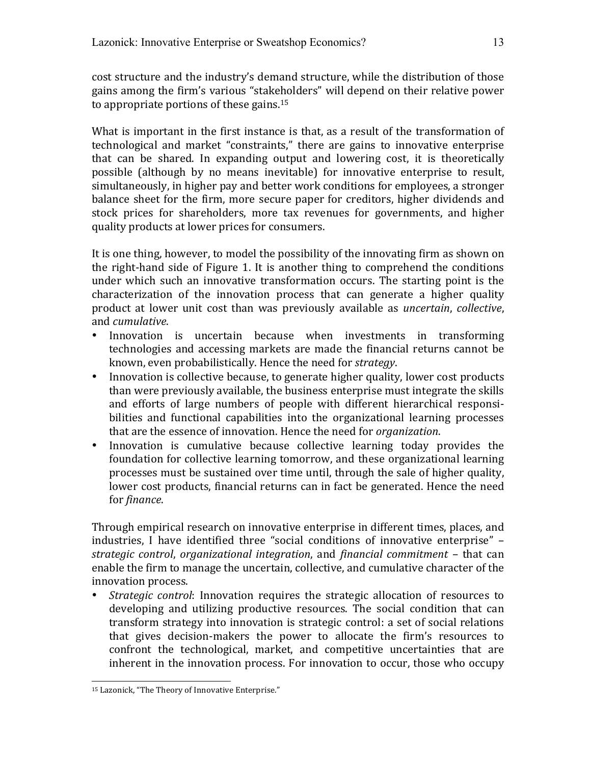cost structure and the industry's demand structure, while the distribution of those gains among the firm's various "stakeholders" will depend on their relative power to appropriate portions of these gains.[15]

What is important in the first instance is that, as a result of the transformation of technological and market "constraints," there are gains to innovative enterprise that can be shared. In expanding output and lowering cost, it is theoretically possible (although by no means inevitable) for innovative enterprise to result, simultaneously, in higher pay and better work conditions for employees, a stronger balance sheet for the firm, more secure paper for creditors, higher dividends and stock prices for shareholders, more tax revenues for governments, and higher quality products at lower prices for consumers.

It is one thing, however, to model the possibility of the innovating firm as shown on the right-hand side of Figure 1. It is another thing to comprehend the conditions under which such an innovative transformation occurs. The starting point is the characterization of the innovation process that can generate a higher quality product at lower unit cost than was previously available as *uncertain*, *collective*, and *cumulative*.

- Innovation is uncertain because when investments in transforming technologies and accessing markets are made the financial returns cannot be known, even probabilistically. Hence the need for *strategy*.
- Innovation is collective because, to generate higher quality, lower cost products than were previously available, the business enterprise must integrate the skills and efforts of large numbers of people with different hierarchical responsibilities and functional capabilities into the organizational learning processes that are the essence of innovation. Hence the need for *organization*.
- Innovation is cumulative because collective learning today provides the foundation for collective learning tomorrow, and these organizational learning processes must be sustained over time until, through the sale of higher quality, lower cost products, financial returns can in fact be generated. Hence the need for *finance*.

Through empirical research on innovative enterprise in different times, places, and industries, I have identified three "social conditions of innovative enterprise" – *strategic control*, *organizational integration*, and *financial commitment* – that can enable the firm to manage the uncertain, collective, and cumulative character of the innovation process.

- *Strategic control*: Innovation requires the strategic allocation of resources to developing and utilizing productive resources. The social condition that can transform strategy into innovation is strategic control: a set of social relations that gives decision-makers the power to allocate the firm's resources to confront the technological, market, and competitive uncertainties that are inherent in the innovation process. For innovation to occur, those who occupy

[15] Lazonick, "The Theory of Innovative Enterprise."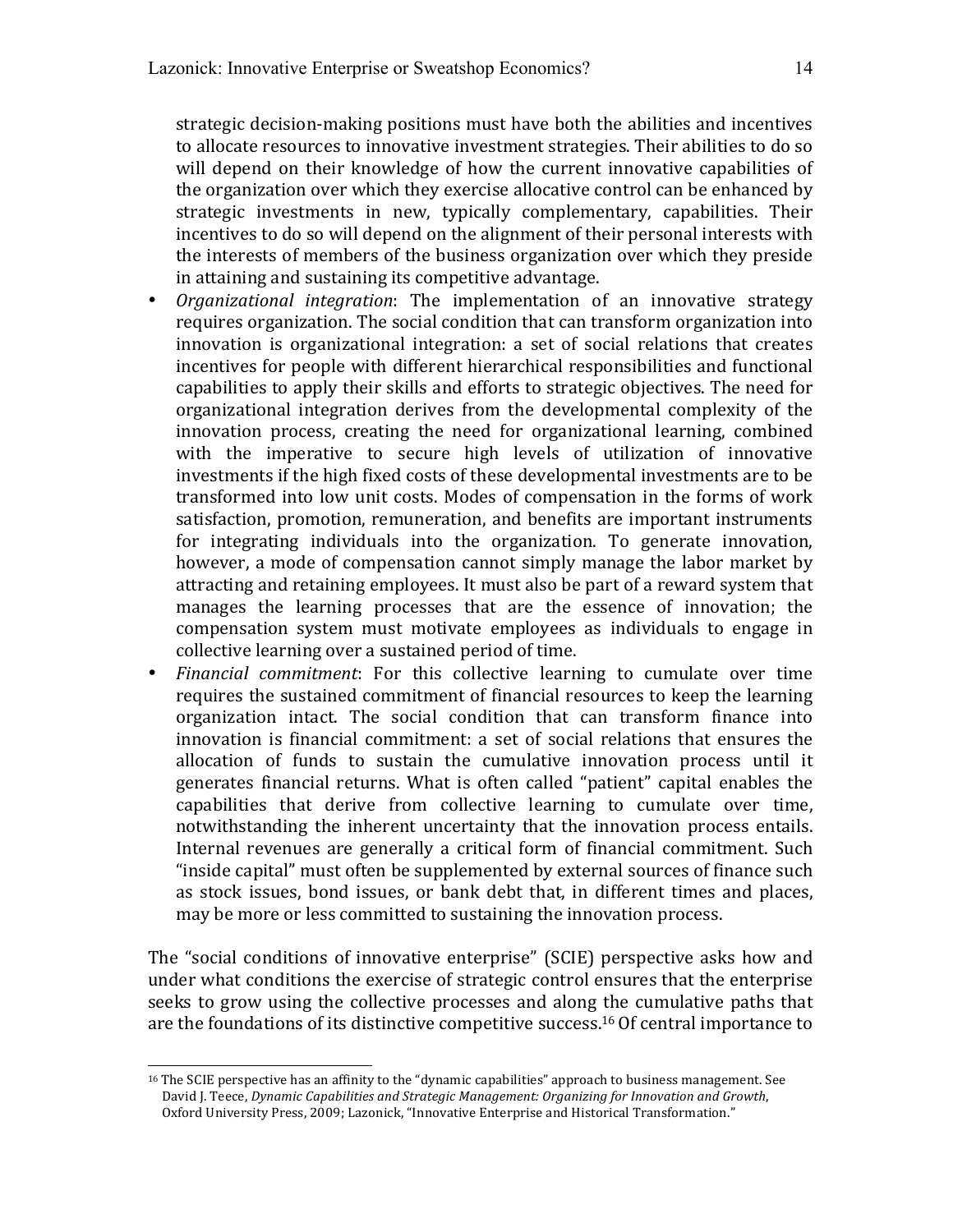strategic decision-making positions must have both the abilities and incentives to allocate resources to innovative investment strategies. Their abilities to do so will depend on their knowledge of how the current innovative capabilities of the organization over which they exercise allocative control can be enhanced by strategic investments in new, typically complementary, capabilities. Their incentives to do so will depend on the alignment of their personal interests with the interests of members of the business organization over which they preside in attaining and sustaining its competitive advantage.

- *Organizational integration*: The implementation of an innovative strategy requires organization. The social condition that can transform organization into innovation is organizational integration: a set of social relations that creates incentives for people with different hierarchical responsibilities and functional capabilities to apply their skills and efforts to strategic objectives. The need for organizational integration derives from the developmental complexity of the innovation process, creating the need for organizational learning, combined with the imperative to secure high levels of utilization of innovative investments if the high fixed costs of these developmental investments are to be transformed into low unit costs. Modes of compensation in the forms of work satisfaction, promotion, remuneration, and benefits are important instruments for integrating individuals into the organization. To generate innovation, however, a mode of compensation cannot simply manage the labor market by attracting and retaining employees. It must also be part of a reward system that manages the learning processes that are the essence of innovation; the compensation system must motivate employees as individuals to engage in collective learning over a sustained period of time.
- *Financial commitment*: For this collective learning to cumulate over time requires the sustained commitment of financial resources to keep the learning organization intact. The social condition that can transform finance into innovation is financial commitment: a set of social relations that ensures the allocation of funds to sustain the cumulative innovation process until it generates financial returns. What is often called "patient" capital enables the capabilities that derive from collective learning to cumulate over time, notwithstanding the inherent uncertainty that the innovation process entails. Internal revenues are generally a critical form of financial commitment. Such "inside capital" must often be supplemented by external sources of finance such as stock issues, bond issues, or bank debt that, in different times and places, may be more or less committed to sustaining the innovation process.

The "social conditions of innovative enterprise" (SCIE) perspective asks how and under what conditions the exercise of strategic control ensures that the enterprise seeks to grow using the collective processes and along the cumulative paths that are the foundations of its distinctive competitive success.[16] Of central importance to

[16] The SCIE perspective has an affinity to the "dynamic capabilities" approach to business management. See David J. Teece, *Dynamic Capabilities and Strategic Management: Organizing for Innovation and Growth*, Oxford University Press, 2009; Lazonick, "Innovative Enterprise and Historical Transformation."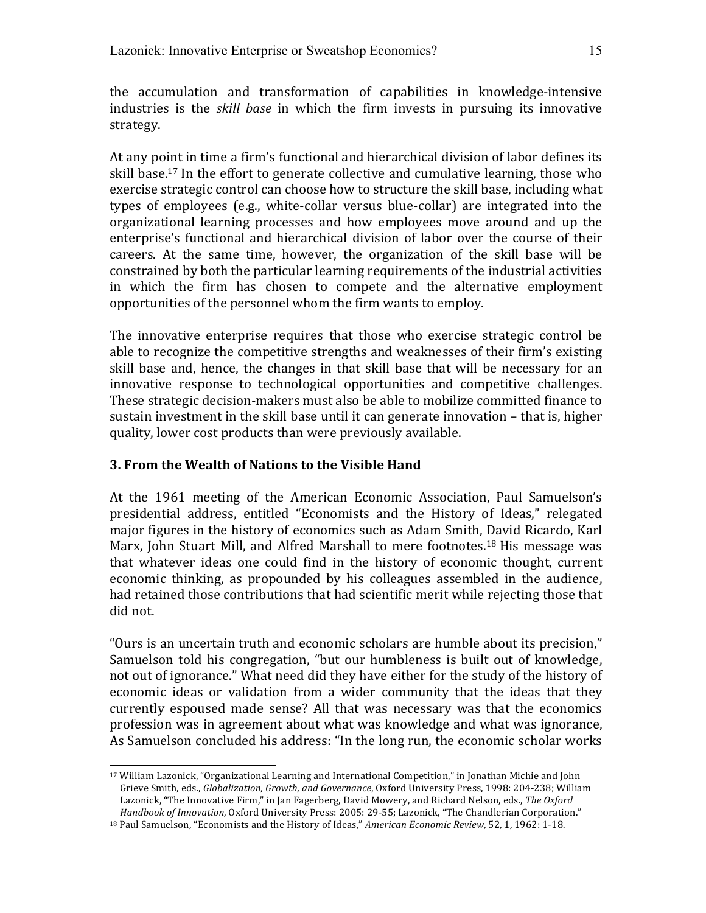the accumulation and transformation of capabilities in knowledge-intensive industries is the *skill base* in which the firm invests in pursuing its innovative strategy.

At any point in time a firm's functional and hierarchical division of labor defines its skill base.[17] In the effort to generate collective and cumulative learning, those who exercise strategic control can choose how to structure the skill base, including what types of employees (e.g., white-collar versus blue-collar) are integrated into the organizational learning processes and how employees move around and up the enterprise's functional and hierarchical division of labor over the course of their careers. At the same time, however, the organization of the skill base will be constrained by both the particular learning requirements of the industrial activities in which the firm has chosen to compete and the alternative employment opportunities of the personnel whom the firm wants to employ.

The innovative enterprise requires that those who exercise strategic control be able to recognize the competitive strengths and weaknesses of their firm's existing skill base and, hence, the changes in that skill base that will be necessary for an innovative response to technological opportunities and competitive challenges. These strategic decision-makers must also be able to mobilize committed finance to sustain investment in the skill base until it can generate innovation – that is, higher quality, lower cost products than were previously available.

## 3. From the Wealth of Nations to the Visible Hand

At the 1961 meeting of the American Economic Association, Paul Samuelson's presidential address, entitled "Economists and the History of Ideas," relegated major figures in the history of economics such as Adam Smith, David Ricardo, Karl Marx, John Stuart Mill, and Alfred Marshall to mere footnotes.[18] His message was that whatever ideas one could find in the history of economic thought, current economic thinking, as propounded by his colleagues assembled in the audience, had retained those contributions that had scientific merit while rejecting those that did not.

"Ours is an uncertain truth and economic scholars are humble about its precision," Samuelson told his congregation, "but our humbleness is built out of knowledge, not out of ignorance." What need did they have either for the study of the history of economic ideas or validation from a wider community that the ideas that they currently espoused made sense? All that was necessary was that the economics profession was in agreement about what was knowledge and what was ignorance, As Samuelson concluded his address: "In the long run, the economic scholar works

---

[17] William Lazonick, "Organizational Learning and International Competition," in Jonathan Michie and John Grieve Smith, eds., *Globalization, Growth, and Governance*, Oxford University Press, 1998: 204-238; William Lazonick, "The Innovative Firm," in Jan Fagerberg, David Mowery, and Richard Nelson, eds., *The Oxford Handbook of Innovation*, Oxford University Press: 2005: 29-55; Lazonick, "The Chandlerian Corporation."

[18] Paul Samuelson, "Economists and the History of Ideas," *American Economic Review*, 52, 1, 1962: 1-18.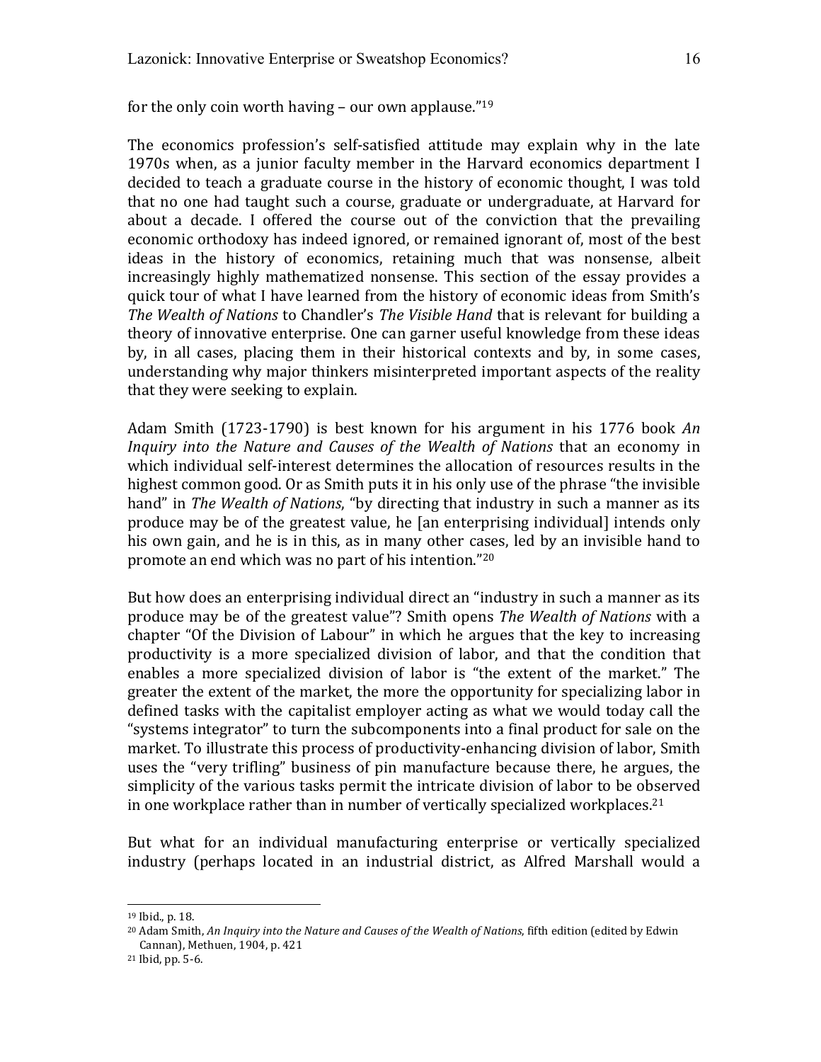for the only coin worth having – our own applause."[19]

The economics profession's self-satisfied attitude may explain why in the late 1970s when, as a junior faculty member in the Harvard economics department I decided to teach a graduate course in the history of economic thought, I was told that no one had taught such a course, graduate or undergraduate, at Harvard for about a decade. I offered the course out of the conviction that the prevailing economic orthodoxy has indeed ignored, or remained ignorant of, most of the best ideas in the history of economics, retaining much that was nonsense, albeit increasingly highly mathematized nonsense. This section of the essay provides a quick tour of what I have learned from the history of economic ideas from Smith's *The Wealth of Nations* to Chandler's *The Visible Hand* that is relevant for building a theory of innovative enterprise. One can garner useful knowledge from these ideas by, in all cases, placing them in their historical contexts and by, in some cases, understanding why major thinkers misinterpreted important aspects of the reality that they were seeking to explain.

Adam Smith (1723-1790) is best known for his argument in his 1776 book *An Inquiry into the Nature and Causes of the Wealth of Nations* that an economy in which individual self-interest determines the allocation of resources results in the highest common good. Or as Smith puts it in his only use of the phrase "the invisible hand" in *The Wealth of Nations*, "by directing that industry in such a manner as its produce may be of the greatest value, he [an enterprising individual] intends only his own gain, and he is in this, as in many other cases, led by an invisible hand to promote an end which was no part of his intention."[20]

But how does an enterprising individual direct an "industry in such a manner as its produce may be of the greatest value"? Smith opens *The Wealth of Nations* with a chapter "Of the Division of Labour" in which he argues that the key to increasing productivity is a more specialized division of labor, and that the condition that enables a more specialized division of labor is "the extent of the market." The greater the extent of the market, the more the opportunity for specializing labor in defined tasks with the capitalist employer acting as what we would today call the "systems integrator" to turn the subcomponents into a final product for sale on the market. To illustrate this process of productivity-enhancing division of labor, Smith uses the "very trifling" business of pin manufacture because there, he argues, the simplicity of the various tasks permit the intricate division of labor to be observed in one workplace rather than in number of vertically specialized workplaces.[21]

But what for an individual manufacturing enterprise or vertically specialized industry (perhaps located in an industrial district, as Alfred Marshall would a

[19] Ibid., p. 18.

[20] Adam Smith, *An Inquiry into the Nature and Causes of the Wealth of Nations*, fifth edition (edited by Edwin Cannan), Methuen, 1904, p. 421

[21] Ibid, pp. 5-6.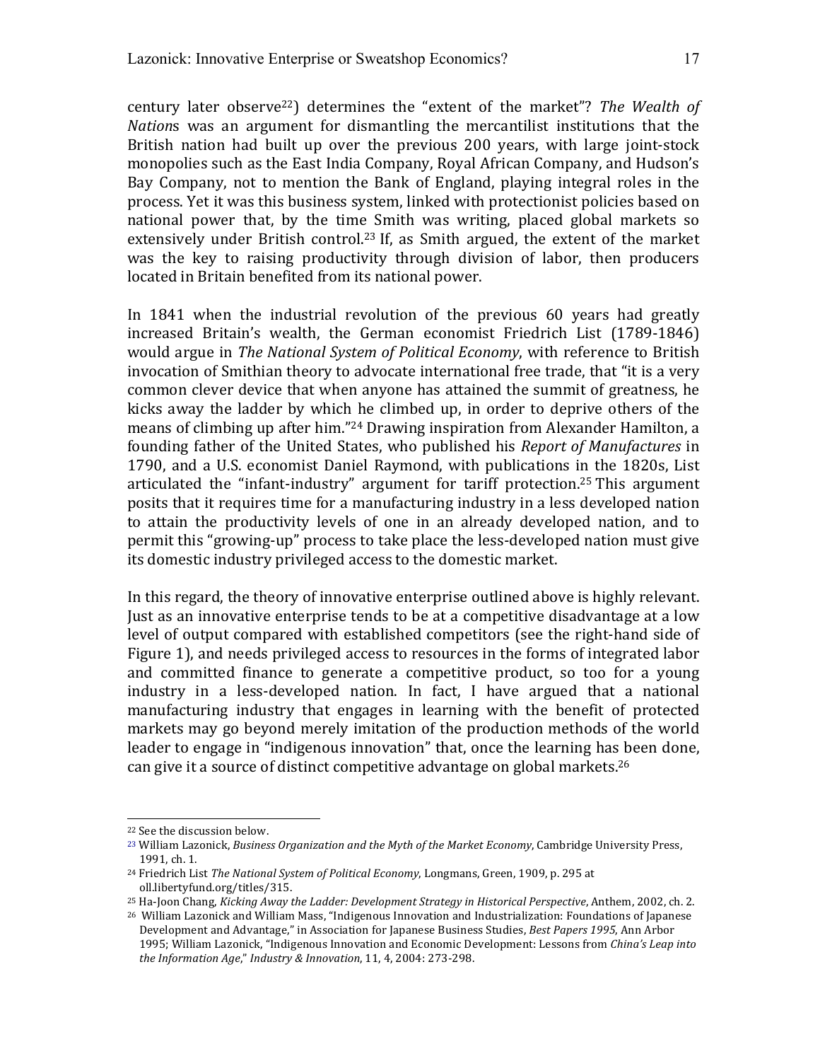century later observe[22]) determines the "extent of the market"? *The Wealth of Nations* was an argument for dismantling the mercantilist institutions that the British nation had built up over the previous 200 years, with large joint-stock monopolies such as the East India Company, Royal African Company, and Hudson's Bay Company, not to mention the Bank of England, playing integral roles in the process. Yet it was this business system, linked with protectionist policies based on national power that, by the time Smith was writing, placed global markets so extensively under British control.[23] If, as Smith argued, the extent of the market was the key to raising productivity through division of labor, then producers located in Britain benefited from its national power.

In 1841 when the industrial revolution of the previous 60 years had greatly increased Britain's wealth, the German economist Friedrich List (1789-1846) would argue in *The National System of Political Economy*, with reference to British invocation of Smithian theory to advocate international free trade, that "it is a very common clever device that when anyone has attained the summit of greatness, he kicks away the ladder by which he climbed up, in order to deprive others of the means of climbing up after him."[24] Drawing inspiration from Alexander Hamilton, a founding father of the United States, who published his *Report of Manufactures* in 1790, and a U.S. economist Daniel Raymond, with publications in the 1820s, List articulated the "infant-industry" argument for tariff protection.[25] This argument posits that it requires time for a manufacturing industry in a less developed nation to attain the productivity levels of one in an already developed nation, and to permit this "growing-up" process to take place the less-developed nation must give its domestic industry privileged access to the domestic market.

In this regard, the theory of innovative enterprise outlined above is highly relevant. Just as an innovative enterprise tends to be at a competitive disadvantage at a low level of output compared with established competitors (see the right-hand side of Figure 1), and needs privileged access to resources in the forms of integrated labor and committed finance to generate a competitive product, so too for a young industry in a less-developed nation. In fact, I have argued that a national manufacturing industry that engages in learning with the benefit of protected markets may go beyond merely imitation of the production methods of the world leader to engage in "indigenous innovation" that, once the learning has been done, can give it a source of distinct competitive advantage on global markets.[26]

---

[22] See the discussion below.

[23] William Lazonick, *Business Organization and the Myth of the Market Economy*, Cambridge University Press, 1991, ch. 1.

[24] Friedrich List *The National System of Political Economy*, Longmans, Green, 1909, p. 295 at oll.libertyfund.org/titles/315.

[25] Ha-Joon Chang, *Kicking Away the Ladder: Development Strategy in Historical Perspective*, Anthem, 2002, ch. 2.

[26] William Lazonick and William Mass, "Indigenous Innovation and Industrialization: Foundations of Japanese Development and Advantage," in Association for Japanese Business Studies, *Best Papers 1995*, Ann Arbor 1995; William Lazonick, "Indigenous Innovation and Economic Development: Lessons from *China's Leap into the Information Age*," *Industry & Innovation*, 11, 4, 2004: 273-298.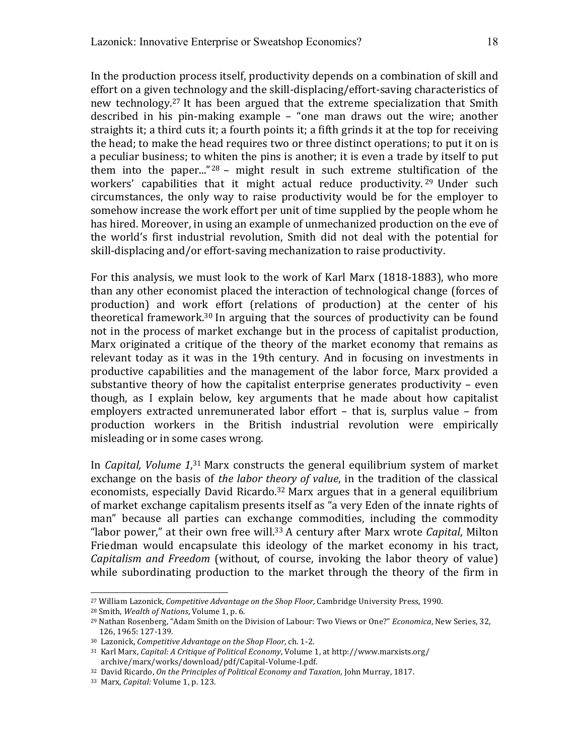In the production process itself, productivity depends on a combination of skill and effort on a given technology and the skill-displacing/effort-saving characteristics of new technology.[27] It has been argued that the extreme specialization that Smith described in his pin-making example – "one man draws out the wire; another straights it; a third cuts it; a fourth points it; a fifth grinds it at the top for receiving the head; to make the head requires two or three distinct operations; to put it on is a peculiar business; to whiten the pins is another; it is even a trade by itself to put them into the paper..."[28] – might result in such extreme stultification of the workers' capabilities that it might actual reduce productivity.[29] Under such circumstances, the only way to raise productivity would be for the employer to somehow increase the work effort per unit of time supplied by the people whom he has hired. Moreover, in using an example of unmechanized production on the eve of the world's first industrial revolution, Smith did not deal with the potential for skill-displacing and/or effort-saving mechanization to raise productivity.

For this analysis, we must look to the work of Karl Marx (1818-1883), who more than any other economist placed the interaction of technological change (forces of production) and work effort (relations of production) at the center of his theoretical framework.[30] In arguing that the sources of productivity can be found not in the process of market exchange but in the process of capitalist production, Marx originated a critique of the theory of the market economy that remains as relevant today as it was in the 19th century. And in focusing on investments in productive capabilities and the management of the labor force, Marx provided a substantive theory of how the capitalist enterprise generates productivity – even though, as I explain below, key arguments that he made about how capitalist employers extracted unremunerated labor effort – that is, surplus value – from production workers in the British industrial revolution were empirically misleading or in some cases wrong.

In *Capital, Volume 1*,[31] Marx constructs the general equilibrium system of market exchange on the basis of *the labor theory of value*, in the tradition of the classical economists, especially David Ricardo.[32] Marx argues that in a general equilibrium of market exchange capitalism presents itself as "a very Eden of the innate rights of man" because all parties can exchange commodities, including the commodity "labor power," at their own free will.[33] A century after Marx wrote *Capital*, Milton Friedman would encapsulate this ideology of the market economy in his tract, *Capitalism and Freedom* (without, of course, invoking the labor theory of value) while subordinating production to the market through the theory of the firm in

---

[27] William Lazonick, *Competitive Advantage on the Shop Floor*, Cambridge University Press, 1990.

[28] Smith, *Wealth of Nations*, Volume 1, p. 6.

[29] Nathan Rosenberg, "Adam Smith on the Division of Labour: Two Views or One?" *Economica*, New Series, 32, 126, 1965: 127-139.

[30] Lazonick, *Competitive Advantage on the Shop Floor*, ch. 1-2.

[31] Karl Marx, *Capital: A Critique of Political Economy*, Volume 1, at http://www.marxists.org/archive/marx/works/download/pdf/Capital-Volume-I.pdf.

[32] David Ricardo, *On the Principles of Political Economy and Taxation*, John Murray, 1817.

[33] Marx, *Capital:* Volume 1, p. 123.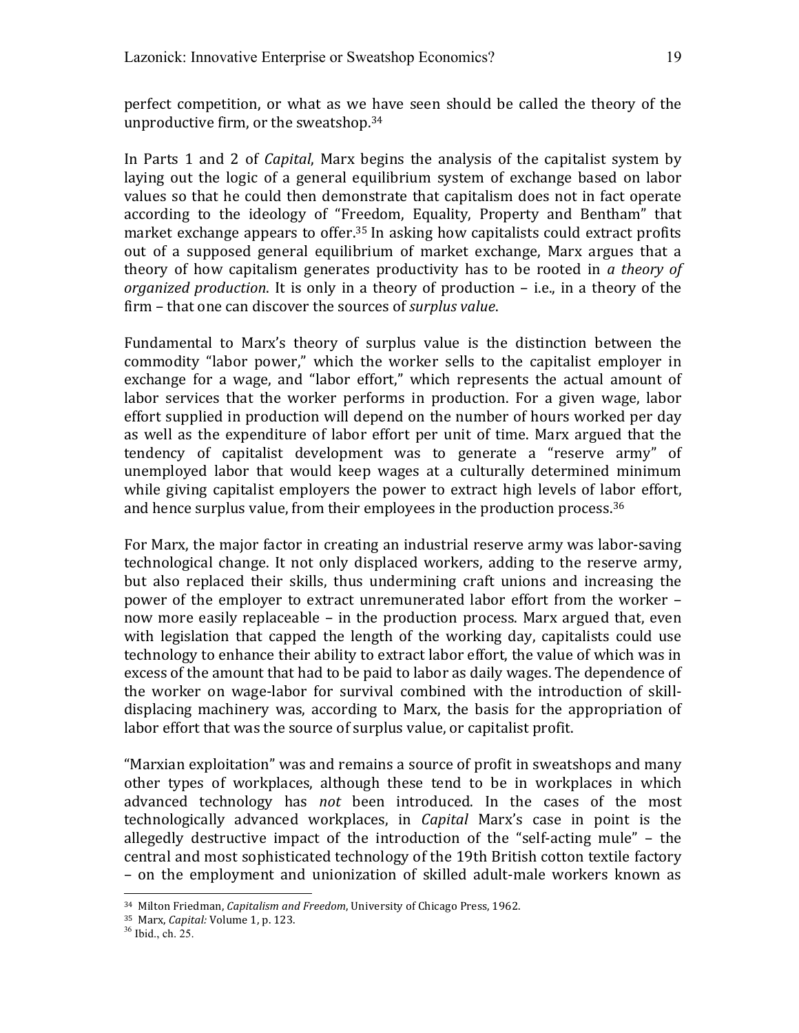perfect competition, or what as we have seen should be called the theory of the unproductive firm, or the sweatshop.[34]

In Parts 1 and 2 of *Capital*, Marx begins the analysis of the capitalist system by laying out the logic of a general equilibrium system of exchange based on labor values so that he could then demonstrate that capitalism does not in fact operate according to the ideology of "Freedom, Equality, Property and Bentham" that market exchange appears to offer.[35] In asking how capitalists could extract profits out of a supposed general equilibrium of market exchange, Marx argues that a theory of how capitalism generates productivity has to be rooted in *a theory of organized production*. It is only in a theory of production – i.e., in a theory of the firm – that one can discover the sources of *surplus value*.

Fundamental to Marx's theory of surplus value is the distinction between the commodity "labor power," which the worker sells to the capitalist employer in exchange for a wage, and "labor effort," which represents the actual amount of labor services that the worker performs in production. For a given wage, labor effort supplied in production will depend on the number of hours worked per day as well as the expenditure of labor effort per unit of time. Marx argued that the tendency of capitalist development was to generate a "reserve army" of unemployed labor that would keep wages at a culturally determined minimum while giving capitalist employers the power to extract high levels of labor effort, and hence surplus value, from their employees in the production process.[36]

For Marx, the major factor in creating an industrial reserve army was labor-saving technological change. It not only displaced workers, adding to the reserve army, but also replaced their skills, thus undermining craft unions and increasing the power of the employer to extract unremunerated labor effort from the worker – now more easily replaceable – in the production process. Marx argued that, even with legislation that capped the length of the working day, capitalists could use technology to enhance their ability to extract labor effort, the value of which was in excess of the amount that had to be paid to labor as daily wages. The dependence of the worker on wage-labor for survival combined with the introduction of skill-displacing machinery was, according to Marx, the basis for the appropriation of labor effort that was the source of surplus value, or capitalist profit.

"Marxian exploitation" was and remains a source of profit in sweatshops and many other types of workplaces, although these tend to be in workplaces in which advanced technology has *not* been introduced. In the cases of the most technologically advanced workplaces, in *Capital* Marx's case in point is the allegedly destructive impact of the introduction of the "self-acting mule" – the central and most sophisticated technology of the 19th British cotton textile factory – on the employment and unionization of skilled adult-male workers known as

---

[34] Milton Friedman, *Capitalism and Freedom*, University of Chicago Press, 1962.

[35] Marx, *Capital:* Volume 1, p. 123.

[36] Ibid., ch. 25.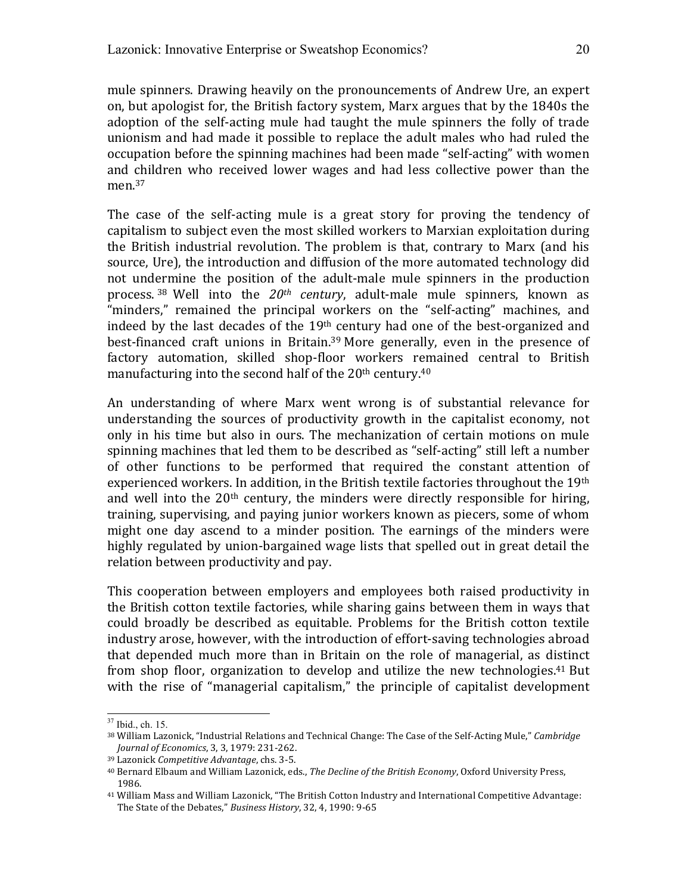mule spinners. Drawing heavily on the pronouncements of Andrew Ure, an expert on, but apologist for, the British factory system, Marx argues that by the 1840s the adoption of the self-acting mule had taught the mule spinners the folly of trade unionism and had made it possible to replace the adult males who had ruled the occupation before the spinning machines had been made "self-acting" with women and children who received lower wages and had less collective power than the men.[37]

The case of the self-acting mule is a great story for proving the tendency of capitalism to subject even the most skilled workers to Marxian exploitation during the British industrial revolution. The problem is that, contrary to Marx (and his source, Ure), the introduction and diffusion of the more automated technology did not undermine the position of the adult-male mule spinners in the production process.[38] Well into the *20th century*, adult-male mule spinners, known as "minders," remained the principal workers on the "self-acting" machines, and indeed by the last decades of the 19th century had one of the best-organized and best-financed craft unions in Britain.[39] More generally, even in the presence of factory automation, skilled shop-floor workers remained central to British manufacturing into the second half of the 20th century.[40]

An understanding of where Marx went wrong is of substantial relevance for understanding the sources of productivity growth in the capitalist economy, not only in his time but also in ours. The mechanization of certain motions on mule spinning machines that led them to be described as "self-acting" still left a number of other functions to be performed that required the constant attention of experienced workers. In addition, in the British textile factories throughout the 19th and well into the 20th century, the minders were directly responsible for hiring, training, supervising, and paying junior workers known as piecers, some of whom might one day ascend to a minder position. The earnings of the minders were highly regulated by union-bargained wage lists that spelled out in great detail the relation between productivity and pay.

This cooperation between employers and employees both raised productivity in the British cotton textile factories, while sharing gains between them in ways that could broadly be described as equitable. Problems for the British cotton textile industry arose, however, with the introduction of effort-saving technologies abroad that depended much more than in Britain on the role of managerial, as distinct from shop floor, organization to develop and utilize the new technologies.[41] But with the rise of "managerial capitalism," the principle of capitalist development

---

[37] Ibid., ch. 15.

[38] William Lazonick, "Industrial Relations and Technical Change: The Case of the Self-Acting Mule," *Cambridge Journal of Economics*, 3, 3, 1979: 231-262.

[39] Lazonick *Competitive Advantage*, chs. 3-5.

[40] Bernard Elbaum and William Lazonick, eds., *The Decline of the British Economy*, Oxford University Press, 1986.

[41] William Mass and William Lazonick, "The British Cotton Industry and International Competitive Advantage: The State of the Debates," *Business History*, 32, 4, 1990: 9-65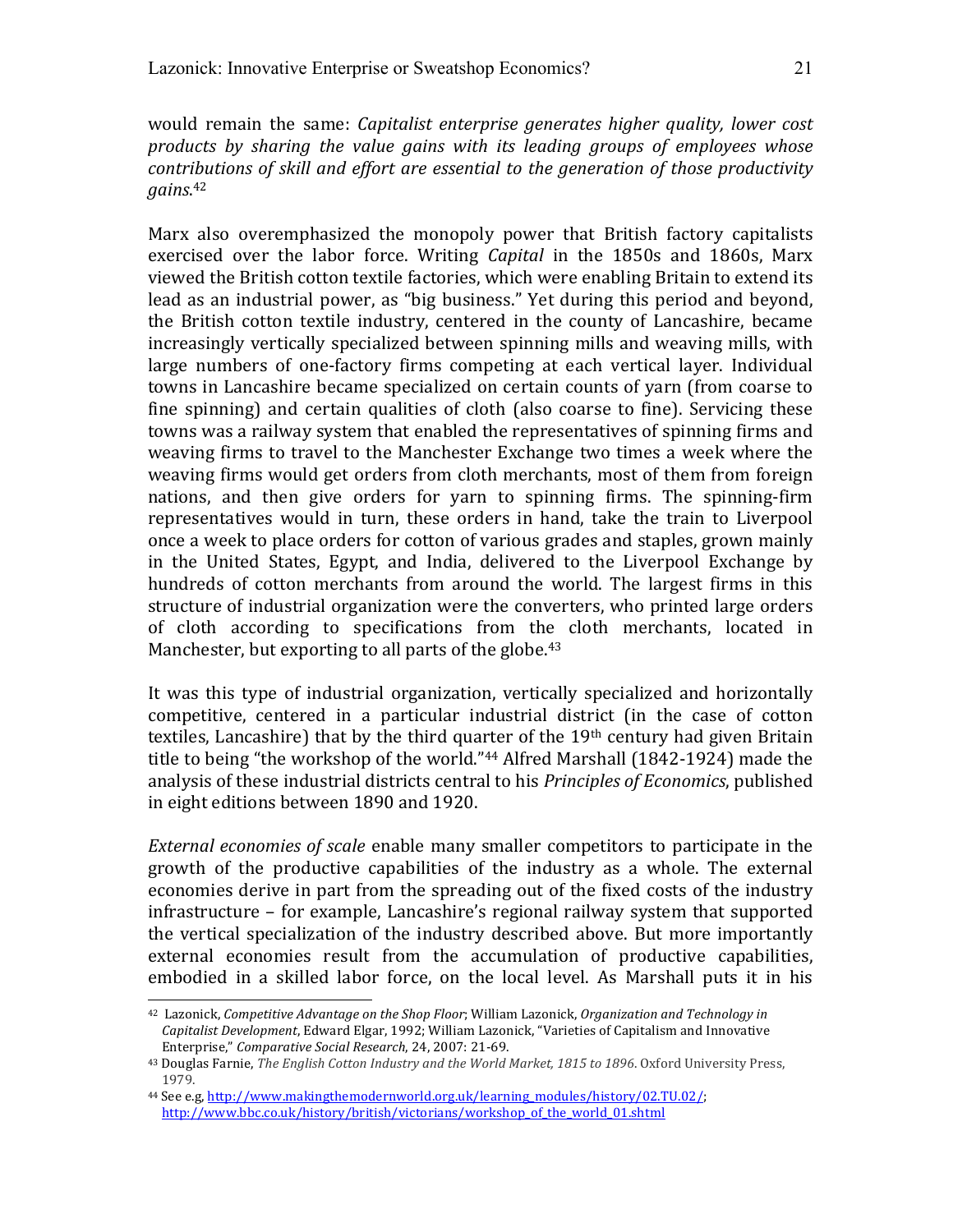would remain the same: *Capitalist enterprise generates higher quality, lower cost products by sharing the value gains with its leading groups of employees whose contributions of skill and effort are essential to the generation of those productivity gains*.[42]

Marx also overemphasized the monopoly power that British factory capitalists exercised over the labor force. Writing *Capital* in the 1850s and 1860s, Marx viewed the British cotton textile factories, which were enabling Britain to extend its lead as an industrial power, as "big business." Yet during this period and beyond, the British cotton textile industry, centered in the county of Lancashire, became increasingly vertically specialized between spinning mills and weaving mills, with large numbers of one-factory firms competing at each vertical layer. Individual towns in Lancashire became specialized on certain counts of yarn (from coarse to fine spinning) and certain qualities of cloth (also coarse to fine). Servicing these towns was a railway system that enabled the representatives of spinning firms and weaving firms to travel to the Manchester Exchange two times a week where the weaving firms would get orders from cloth merchants, most of them from foreign nations, and then give orders for yarn to spinning firms. The spinning-firm representatives would in turn, these orders in hand, take the train to Liverpool once a week to place orders for cotton of various grades and staples, grown mainly in the United States, Egypt, and India, delivered to the Liverpool Exchange by hundreds of cotton merchants from around the world. The largest firms in this structure of industrial organization were the converters, who printed large orders of cloth according to specifications from the cloth merchants, located in Manchester, but exporting to all parts of the globe.[43]

It was this type of industrial organization, vertically specialized and horizontally competitive, centered in a particular industrial district (in the case of cotton textiles, Lancashire) that by the third quarter of the 19th century had given Britain title to being "the workshop of the world."[44] Alfred Marshall (1842-1924) made the analysis of these industrial districts central to his *Principles of Economics*, published in eight editions between 1890 and 1920.

*External economies of scale* enable many smaller competitors to participate in the growth of the productive capabilities of the industry as a whole. The external economies derive in part from the spreading out of the fixed costs of the industry infrastructure – for example, Lancashire's regional railway system that supported the vertical specialization of the industry described above. But more importantly external economies result from the accumulation of productive capabilities, embodied in a skilled labor force, on the local level. As Marshall puts it in his

---

[42] Lazonick, *Competitive Advantage on the Shop Floor*; William Lazonick, *Organization and Technology in Capitalist Development*, Edward Elgar, 1992; William Lazonick, "Varieties of Capitalism and Innovative Enterprise," *Comparative Social Research*, 24, 2007: 21-69.

[43] Douglas Farnie, *The English Cotton Industry and the World Market, 1815 to 1896*. Oxford University Press, 1979.

[44] See e.g, http://www.makingthemodernworld.org.uk/learning_modules/history/02.TU.02/; http://www.bbc.co.uk/history/british/victorians/workshop_of_the_world_01.shtml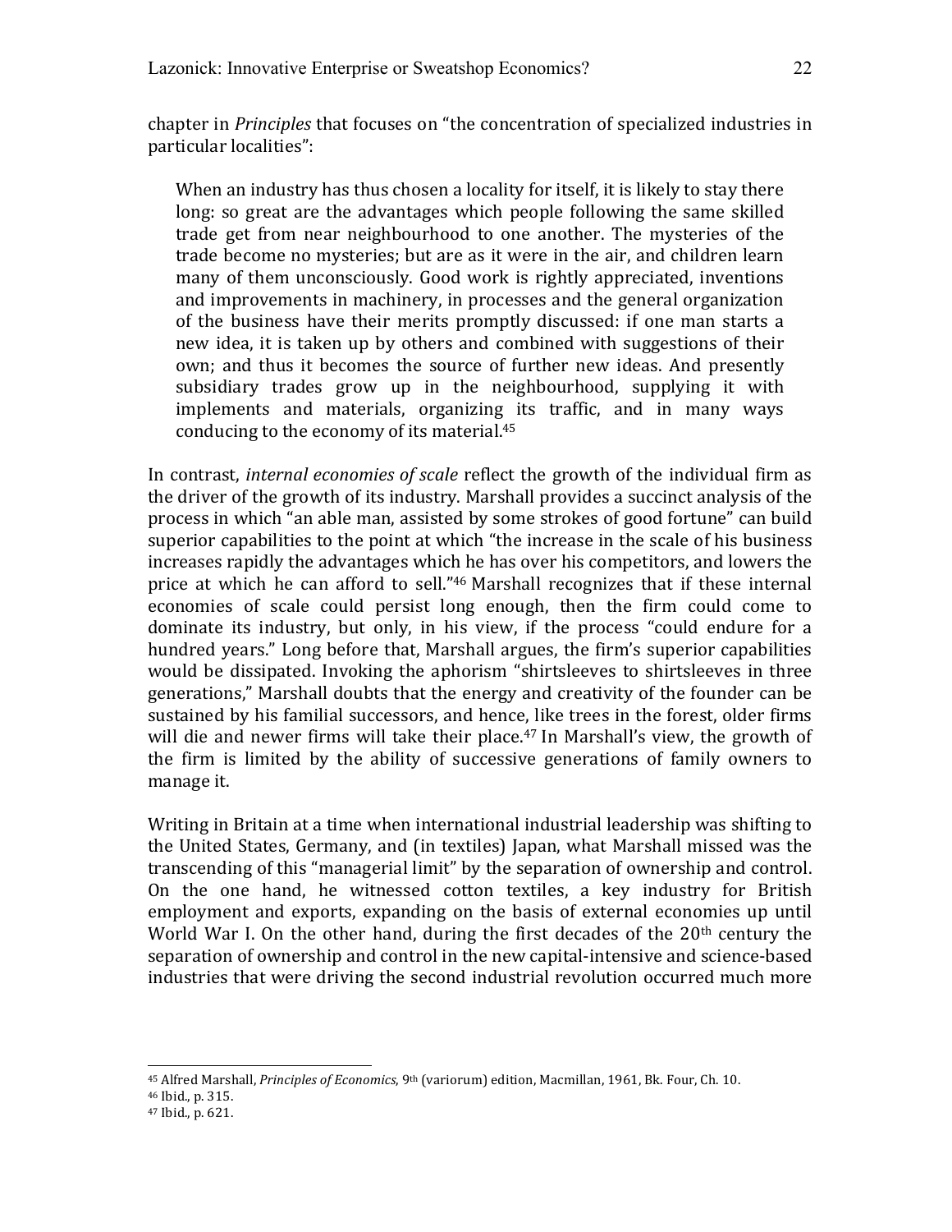chapter in *Principles* that focuses on "the concentration of specialized industries in particular localities":

> When an industry has thus chosen a locality for itself, it is likely to stay there long: so great are the advantages which people following the same skilled trade get from near neighbourhood to one another. The mysteries of the trade become no mysteries; but are as it were in the air, and children learn many of them unconsciously. Good work is rightly appreciated, inventions and improvements in machinery, in processes and the general organization of the business have their merits promptly discussed: if one man starts a new idea, it is taken up by others and combined with suggestions of their own; and thus it becomes the source of further new ideas. And presently subsidiary trades grow up in the neighbourhood, supplying it with implements and materials, organizing its traffic, and in many ways conducing to the economy of its material.[45]

In contrast, *internal economies of scale* reflect the growth of the individual firm as the driver of the growth of its industry. Marshall provides a succinct analysis of the process in which "an able man, assisted by some strokes of good fortune" can build superior capabilities to the point at which "the increase in the scale of his business increases rapidly the advantages which he has over his competitors, and lowers the price at which he can afford to sell."[46] Marshall recognizes that if these internal economies of scale could persist long enough, then the firm could come to dominate its industry, but only, in his view, if the process "could endure for a hundred years." Long before that, Marshall argues, the firm's superior capabilities would be dissipated. Invoking the aphorism "shirtsleeves to shirtsleeves in three generations," Marshall doubts that the energy and creativity of the founder can be sustained by his familial successors, and hence, like trees in the forest, older firms will die and newer firms will take their place.[47] In Marshall's view, the growth of the firm is limited by the ability of successive generations of family owners to manage it.

Writing in Britain at a time when international industrial leadership was shifting to the United States, Germany, and (in textiles) Japan, what Marshall missed was the transcending of this "managerial limit" by the separation of ownership and control. On the one hand, he witnessed cotton textiles, a key industry for British employment and exports, expanding on the basis of external economies up until World War I. On the other hand, during the first decades of the 20th century the separation of ownership and control in the new capital-intensive and science-based industries that were driving the second industrial revolution occurred much more

---

[45] Alfred Marshall, *Principles of Economics*, 9th (variorum) edition, Macmillan, 1961, Bk. Four, Ch. 10.

[46] Ibid., p. 315.

[47] Ibid., p. 621.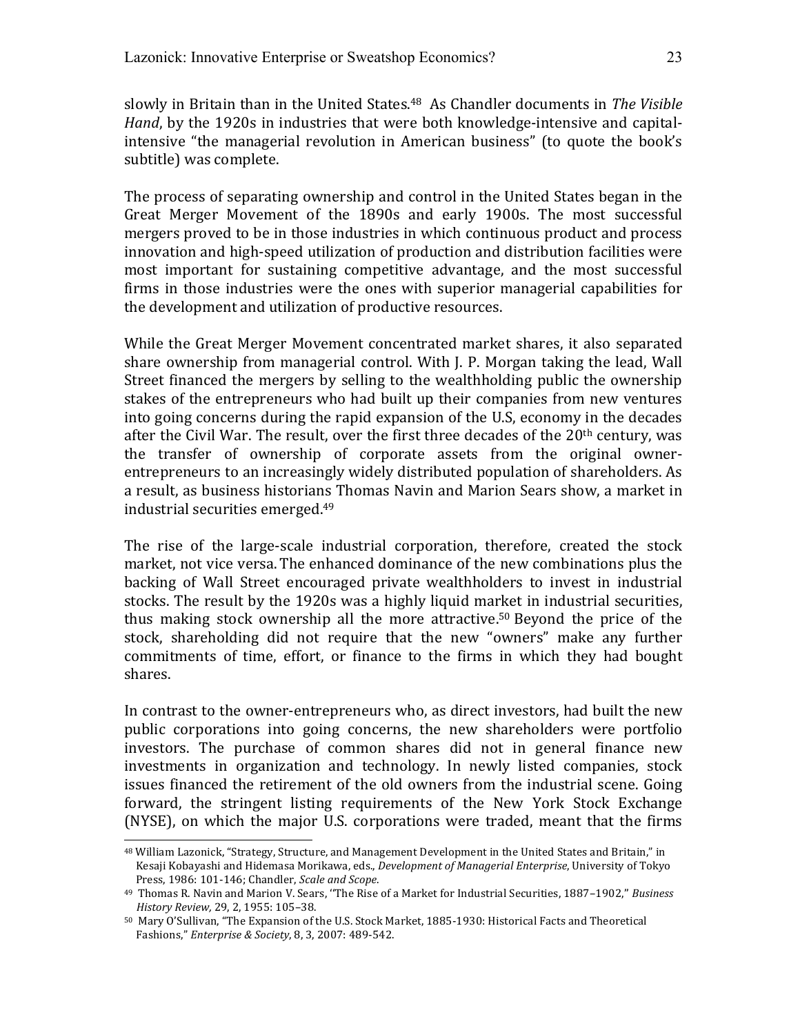slowly in Britain than in the United States.[48] As Chandler documents in *The Visible Hand*, by the 1920s in industries that were both knowledge-intensive and capital-intensive "the managerial revolution in American business" (to quote the book's subtitle) was complete.

The process of separating ownership and control in the United States began in the Great Merger Movement of the 1890s and early 1900s. The most successful mergers proved to be in those industries in which continuous product and process innovation and high-speed utilization of production and distribution facilities were most important for sustaining competitive advantage, and the most successful firms in those industries were the ones with superior managerial capabilities for the development and utilization of productive resources.

While the Great Merger Movement concentrated market shares, it also separated share ownership from managerial control. With J. P. Morgan taking the lead, Wall Street financed the mergers by selling to the wealthholding public the ownership stakes of the entrepreneurs who had built up their companies from new ventures into going concerns during the rapid expansion of the U.S, economy in the decades after the Civil War. The result, over the first three decades of the 20th century, was the transfer of ownership of corporate assets from the original owner-entrepreneurs to an increasingly widely distributed population of shareholders. As a result, as business historians Thomas Navin and Marion Sears show, a market in industrial securities emerged.[49]

The rise of the large-scale industrial corporation, therefore, created the stock market, not vice versa. The enhanced dominance of the new combinations plus the backing of Wall Street encouraged private wealthholders to invest in industrial stocks. The result by the 1920s was a highly liquid market in industrial securities, thus making stock ownership all the more attractive.[50] Beyond the price of the stock, shareholding did not require that the new "owners" make any further commitments of time, effort, or finance to the firms in which they had bought shares.

In contrast to the owner-entrepreneurs who, as direct investors, had built the new public corporations into going concerns, the new shareholders were portfolio investors. The purchase of common shares did not in general finance new investments in organization and technology. In newly listed companies, stock issues financed the retirement of the old owners from the industrial scene. Going forward, the stringent listing requirements of the New York Stock Exchange (NYSE), on which the major U.S. corporations were traded, meant that the firms

---

[48] William Lazonick, "Strategy, Structure, and Management Development in the United States and Britain," in Kesaji Kobayashi and Hidemasa Morikawa, eds., *Development of Managerial Enterprise*, University of Tokyo Press, 1986: 101-146; Chandler, *Scale and Scope*.

[49] Thomas R. Navin and Marion V. Sears, "The Rise of a Market for Industrial Securities, 1887–1902," *Business History Review,* 29, 2, 1955: 105–38.

[50] Mary O'Sullivan, "The Expansion of the U.S. Stock Market, 1885-1930: Historical Facts and Theoretical Fashions," *Enterprise & Society*, 8, 3, 2007: 489-542.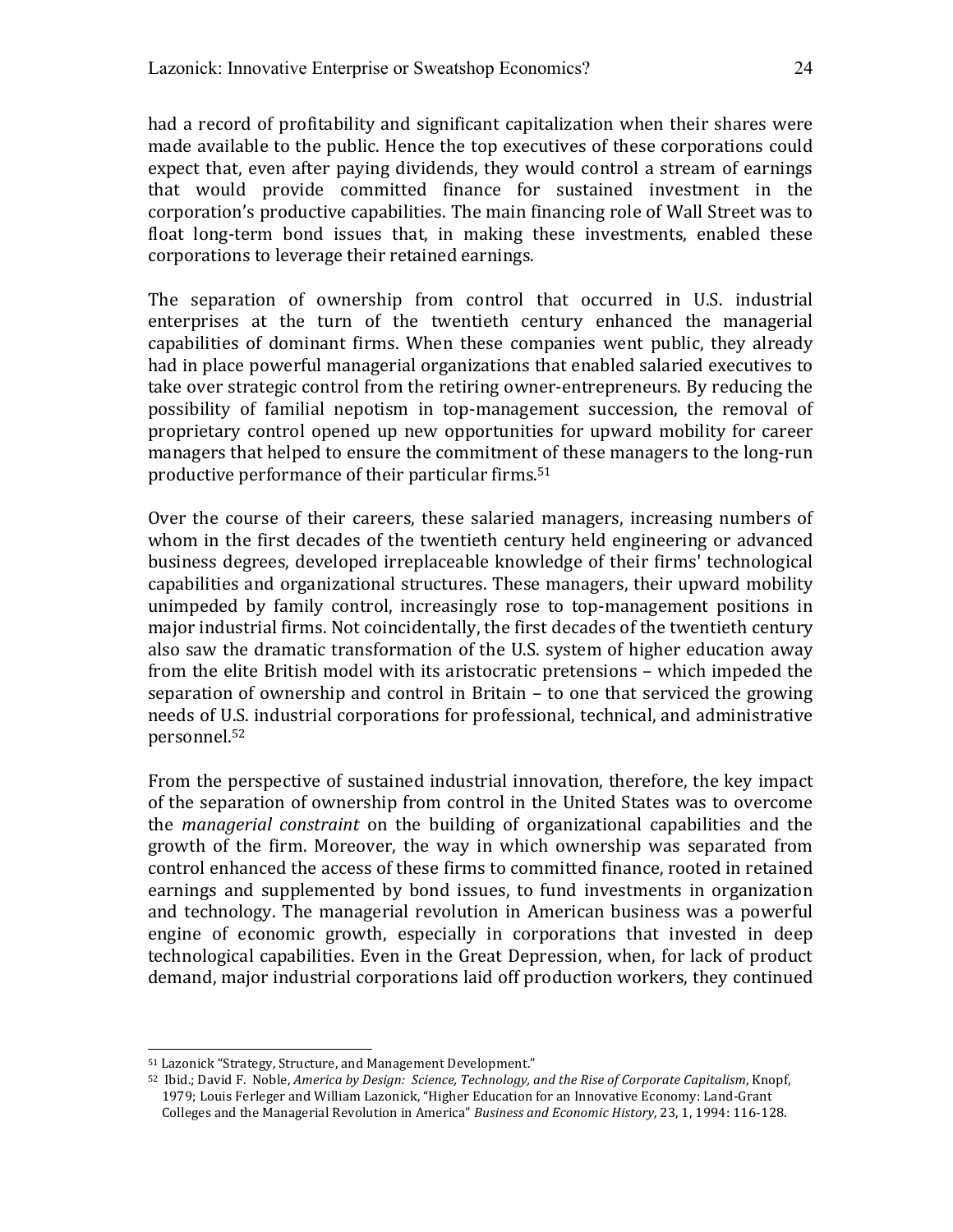had a record of profitability and significant capitalization when their shares were made available to the public. Hence the top executives of these corporations could expect that, even after paying dividends, they would control a stream of earnings that would provide committed finance for sustained investment in the corporation's productive capabilities. The main financing role of Wall Street was to float long-term bond issues that, in making these investments, enabled these corporations to leverage their retained earnings.

The separation of ownership from control that occurred in U.S. industrial enterprises at the turn of the twentieth century enhanced the managerial capabilities of dominant firms. When these companies went public, they already had in place powerful managerial organizations that enabled salaried executives to take over strategic control from the retiring owner-entrepreneurs. By reducing the possibility of familial nepotism in top-management succession, the removal of proprietary control opened up new opportunities for upward mobility for career managers that helped to ensure the commitment of these managers to the long-run productive performance of their particular firms.[51]

Over the course of their careers, these salaried managers, increasing numbers of whom in the first decades of the twentieth century held engineering or advanced business degrees, developed irreplaceable knowledge of their firms' technological capabilities and organizational structures. These managers, their upward mobility unimpeded by family control, increasingly rose to top-management positions in major industrial firms. Not coincidentally, the first decades of the twentieth century also saw the dramatic transformation of the U.S. system of higher education away from the elite British model with its aristocratic pretensions – which impeded the separation of ownership and control in Britain – to one that serviced the growing needs of U.S. industrial corporations for professional, technical, and administrative personnel.[52]

From the perspective of sustained industrial innovation, therefore, the key impact of the separation of ownership from control in the United States was to overcome the *managerial constraint* on the building of organizational capabilities and the growth of the firm. Moreover, the way in which ownership was separated from control enhanced the access of these firms to committed finance, rooted in retained earnings and supplemented by bond issues, to fund investments in organization and technology. The managerial revolution in American business was a powerful engine of economic growth, especially in corporations that invested in deep technological capabilities. Even in the Great Depression, when, for lack of product demand, major industrial corporations laid off production workers, they continued

---

[51] Lazonick "Strategy, Structure, and Management Development."

[52] Ibid.; David F. Noble, *America by Design: Science, Technology, and the Rise of Corporate Capitalism*, Knopf, 1979; Louis Ferleger and William Lazonick, "Higher Education for an Innovative Economy: Land-Grant Colleges and the Managerial Revolution in America" *Business and Economic History*, 23, 1, 1994: 116-128.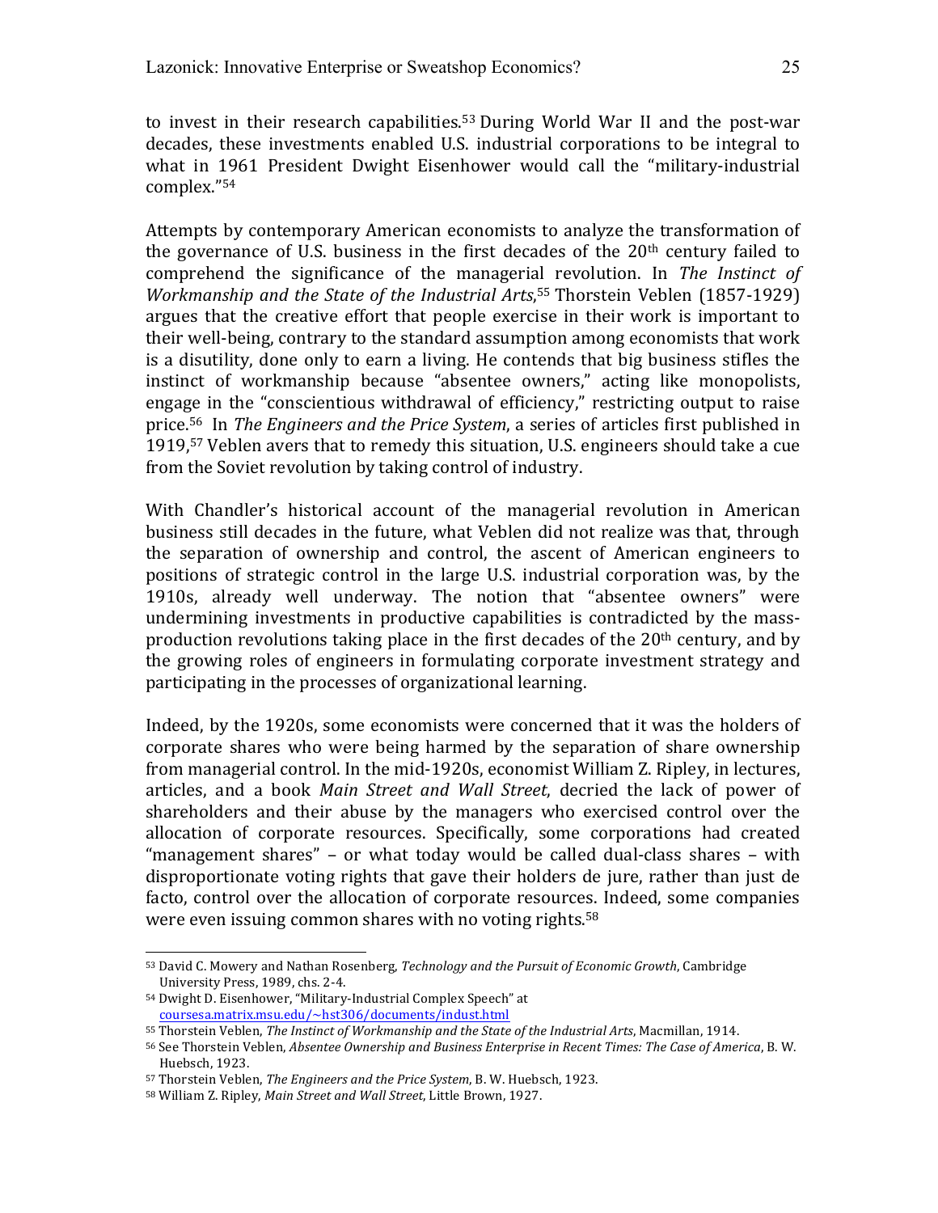to invest in their research capabilities.[53] During World War II and the post-war decades, these investments enabled U.S. industrial corporations to be integral to what in 1961 President Dwight Eisenhower would call the "military-industrial complex."[54]

Attempts by contemporary American economists to analyze the transformation of the governance of U.S. business in the first decades of the 20th century failed to comprehend the significance of the managerial revolution. In *The Instinct of Workmanship and the State of the Industrial Arts*,[55] Thorstein Veblen (1857-1929) argues that the creative effort that people exercise in their work is important to their well-being, contrary to the standard assumption among economists that work is a disutility, done only to earn a living. He contends that big business stifles the instinct of workmanship because "absentee owners," acting like monopolists, engage in the "conscientious withdrawal of efficiency," restricting output to raise price.[56] In *The Engineers and the Price System*, a series of articles first published in 1919,[57] Veblen avers that to remedy this situation, U.S. engineers should take a cue from the Soviet revolution by taking control of industry.

With Chandler's historical account of the managerial revolution in American business still decades in the future, what Veblen did not realize was that, through the separation of ownership and control, the ascent of American engineers to positions of strategic control in the large U.S. industrial corporation was, by the 1910s, already well underway. The notion that "absentee owners" were undermining investments in productive capabilities is contradicted by the mass-production revolutions taking place in the first decades of the 20th century, and by the growing roles of engineers in formulating corporate investment strategy and participating in the processes of organizational learning.

Indeed, by the 1920s, some economists were concerned that it was the holders of corporate shares who were being harmed by the separation of share ownership from managerial control. In the mid-1920s, economist William Z. Ripley, in lectures, articles, and a book *Main Street and Wall Street*, decried the lack of power of shareholders and their abuse by the managers who exercised control over the allocation of corporate resources. Specifically, some corporations had created "management shares" – or what today would be called dual-class shares – with disproportionate voting rights that gave their holders de jure, rather than just de facto, control over the allocation of corporate resources. Indeed, some companies were even issuing common shares with no voting rights.[58]

---

[53] David C. Mowery and Nathan Rosenberg, *Technology and the Pursuit of Economic Growth*, Cambridge University Press, 1989, chs. 2-4.

[54] Dwight D. Eisenhower, "Military-Industrial Complex Speech" at coursesa.matrix.msu.edu/~hst306/documents/indust.html

[55] Thorstein Veblen, *The Instinct of Workmanship and the State of the Industrial Arts*, Macmillan, 1914.

[56] See Thorstein Veblen, *Absentee Ownership and Business Enterprise in Recent Times: The Case of America*, B. W. Huebsch, 1923.

[57] Thorstein Veblen, *The Engineers and the Price System*, B. W. Huebsch, 1923.

[58] William Z. Ripley, *Main Street and Wall Street*, Little Brown, 1927.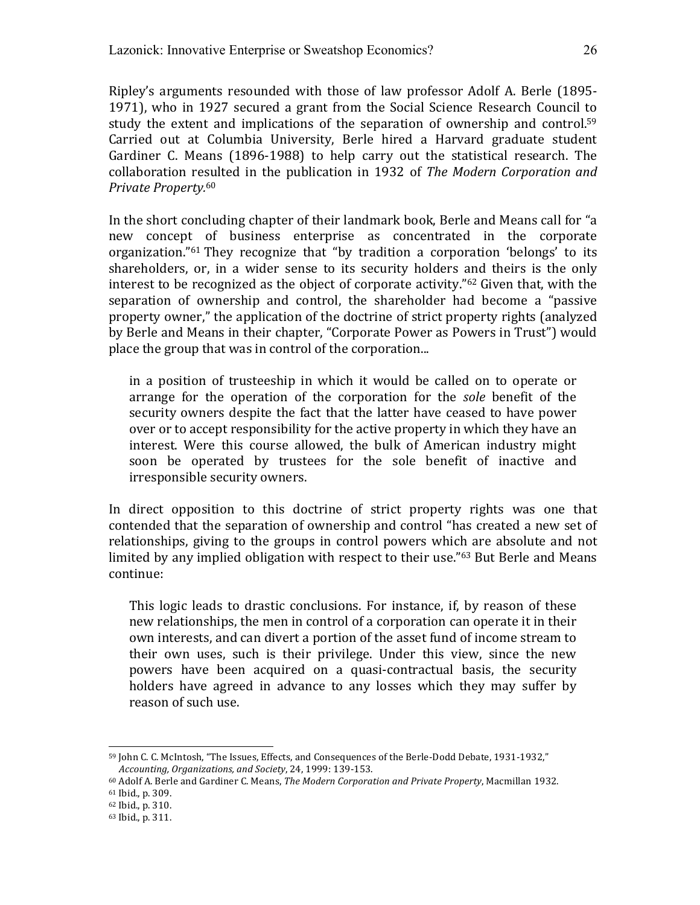Ripley's arguments resounded with those of law professor Adolf A. Berle (1895-1971), who in 1927 secured a grant from the Social Science Research Council to study the extent and implications of the separation of ownership and control.[59] Carried out at Columbia University, Berle hired a Harvard graduate student Gardiner C. Means (1896-1988) to help carry out the statistical research. The collaboration resulted in the publication in 1932 of *The Modern Corporation and Private Property*.[60]

In the short concluding chapter of their landmark book, Berle and Means call for "a new concept of business enterprise as concentrated in the corporate organization."[61] They recognize that "by tradition a corporation 'belongs' to its shareholders, or, in a wider sense to its security holders and theirs is the only interest to be recognized as the object of corporate activity."[62] Given that, with the separation of ownership and control, the shareholder had become a "passive property owner," the application of the doctrine of strict property rights (analyzed by Berle and Means in their chapter, "Corporate Power as Powers in Trust") would place the group that was in control of the corporation...

> in a position of trusteeship in which it would be called on to operate or arrange for the operation of the corporation for the *sole* benefit of the security owners despite the fact that the latter have ceased to have power over or to accept responsibility for the active property in which they have an interest. Were this course allowed, the bulk of American industry might soon be operated by trustees for the sole benefit of inactive and irresponsible security owners.

In direct opposition to this doctrine of strict property rights was one that contended that the separation of ownership and control "has created a new set of relationships, giving to the groups in control powers which are absolute and not limited by any implied obligation with respect to their use."[63] But Berle and Means continue:

> This logic leads to drastic conclusions. For instance, if, by reason of these new relationships, the men in control of a corporation can operate it in their own interests, and can divert a portion of the asset fund of income stream to their own uses, such is their privilege. Under this view, since the new powers have been acquired on a quasi-contractual basis, the security holders have agreed in advance to any losses which they may suffer by reason of such use.

---

[59] John C. C. McIntosh, "The Issues, Effects, and Consequences of the Berle-Dodd Debate, 1931-1932," *Accounting, Organizations, and Society*, 24, 1999: 139-153.

[60] Adolf A. Berle and Gardiner C. Means, *The Modern Corporation and Private Property*, Macmillan 1932.

[61] Ibid., p. 309.

[62] Ibid., p. 310.

[63] Ibid., p. 311.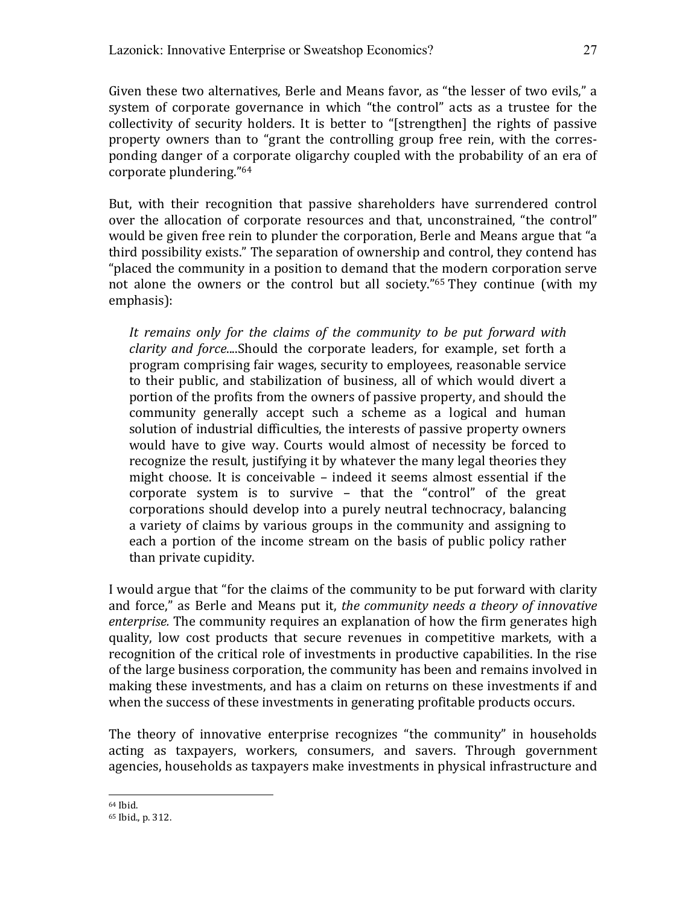Given these two alternatives, Berle and Means favor, as "the lesser of two evils," a system of corporate governance in which "the control" acts as a trustee for the collectivity of security holders. It is better to "[strengthen] the rights of passive property owners than to "grant the controlling group free rein, with the corresponding danger of a corporate oligarchy coupled with the probability of an era of corporate plundering."[64]

But, with their recognition that passive shareholders have surrendered control over the allocation of corporate resources and that, unconstrained, "the control" would be given free rein to plunder the corporation, Berle and Means argue that "a third possibility exists." The separation of ownership and control, they contend has "placed the community in a position to demand that the modern corporation serve not alone the owners or the control but all society."[65] They continue (with my emphasis):

> *It remains only for the claims of the community to be put forward with clarity and force*....Should the corporate leaders, for example, set forth a program comprising fair wages, security to employees, reasonable service to their public, and stabilization of business, all of which would divert a portion of the profits from the owners of passive property, and should the community generally accept such a scheme as a logical and human solution of industrial difficulties, the interests of passive property owners would have to give way. Courts would almost of necessity be forced to recognize the result, justifying it by whatever the many legal theories they might choose. It is conceivable – indeed it seems almost essential if the corporate system is to survive – that the "control" of the great corporations should develop into a purely neutral technocracy, balancing a variety of claims by various groups in the community and assigning to each a portion of the income stream on the basis of public policy rather than private cupidity.

I would argue that "for the claims of the community to be put forward with clarity and force," as Berle and Means put it, *the community needs a theory of innovative enterprise.* The community requires an explanation of how the firm generates high quality, low cost products that secure revenues in competitive markets, with a recognition of the critical role of investments in productive capabilities. In the rise of the large business corporation, the community has been and remains involved in making these investments, and has a claim on returns on these investments if and when the success of these investments in generating profitable products occurs.

The theory of innovative enterprise recognizes "the community" in households acting as taxpayers, workers, consumers, and savers. Through government agencies, households as taxpayers make investments in physical infrastructure and

[64] Ibid.

[65] Ibid., p. 312.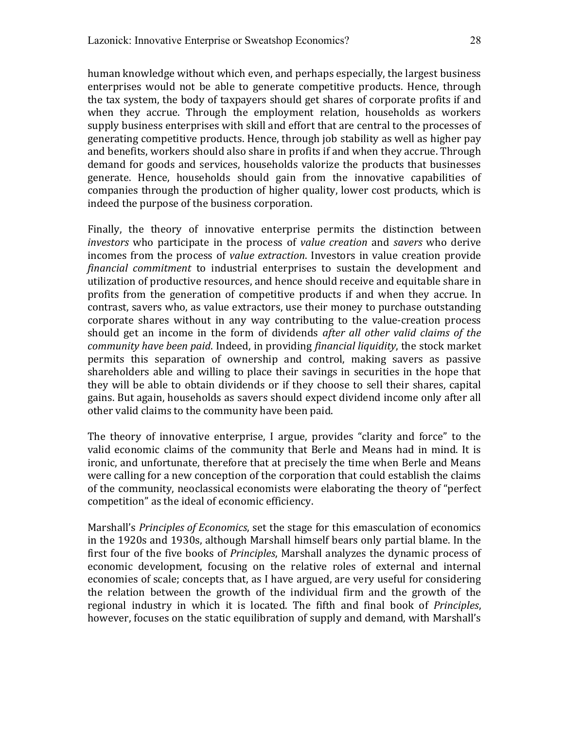human knowledge without which even, and perhaps especially, the largest business enterprises would not be able to generate competitive products. Hence, through the tax system, the body of taxpayers should get shares of corporate profits if and when they accrue. Through the employment relation, households as workers supply business enterprises with skill and effort that are central to the processes of generating competitive products. Hence, through job stability as well as higher pay and benefits, workers should also share in profits if and when they accrue. Through demand for goods and services, households valorize the products that businesses generate. Hence, households should gain from the innovative capabilities of companies through the production of higher quality, lower cost products, which is indeed the purpose of the business corporation.

Finally, the theory of innovative enterprise permits the distinction between *investors* who participate in the process of *value creation* and *savers* who derive incomes from the process of *value extraction*. Investors in value creation provide *financial commitment* to industrial enterprises to sustain the development and utilization of productive resources, and hence should receive and equitable share in profits from the generation of competitive products if and when they accrue. In contrast, savers who, as value extractors, use their money to purchase outstanding corporate shares without in any way contributing to the value-creation process should get an income in the form of dividends *after all other valid claims of the community have been paid*. Indeed, in providing *financial liquidity*, the stock market permits this separation of ownership and control, making savers as passive shareholders able and willing to place their savings in securities in the hope that they will be able to obtain dividends or if they choose to sell their shares, capital gains. But again, households as savers should expect dividend income only after all other valid claims to the community have been paid.

The theory of innovative enterprise, I argue, provides "clarity and force" to the valid economic claims of the community that Berle and Means had in mind. It is ironic, and unfortunate, therefore that at precisely the time when Berle and Means were calling for a new conception of the corporation that could establish the claims of the community, neoclassical economists were elaborating the theory of "perfect competition" as the ideal of economic efficiency.

Marshall's *Principles of Economics*, set the stage for this emasculation of economics in the 1920s and 1930s, although Marshall himself bears only partial blame. In the first four of the five books of *Principles*, Marshall analyzes the dynamic process of economic development, focusing on the relative roles of external and internal economies of scale; concepts that, as I have argued, are very useful for considering the relation between the growth of the individual firm and the growth of the regional industry in which it is located. The fifth and final book of *Principles*, however, focuses on the static equilibration of supply and demand, with Marshall's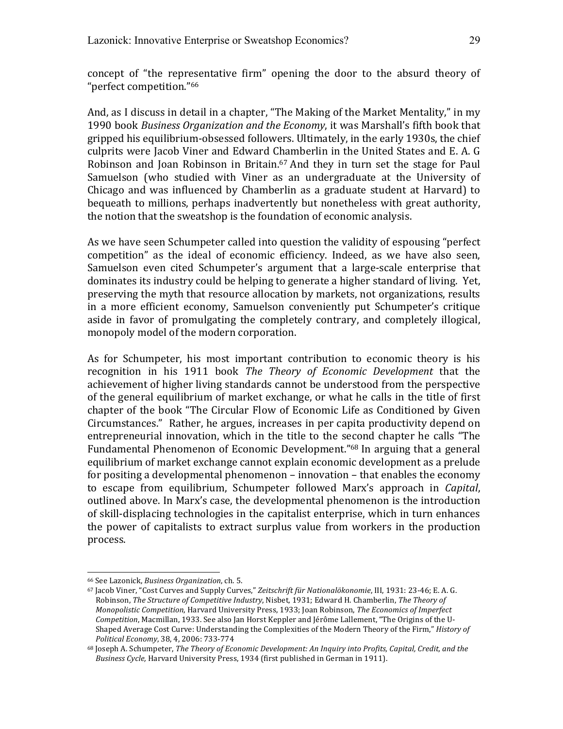concept of "the representative firm" opening the door to the absurd theory of "perfect competition."[66]

And, as I discuss in detail in a chapter, "The Making of the Market Mentality," in my 1990 book *Business Organization and the Economy*, it was Marshall's fifth book that gripped his equilibrium-obsessed followers. Ultimately, in the early 1930s, the chief culprits were Jacob Viner and Edward Chamberlin in the United States and E. A. G Robinson and Joan Robinson in Britain.[67] And they in turn set the stage for Paul Samuelson (who studied with Viner as an undergraduate at the University of Chicago and was influenced by Chamberlin as a graduate student at Harvard) to bequeath to millions, perhaps inadvertently but nonetheless with great authority, the notion that the sweatshop is the foundation of economic analysis.

As we have seen Schumpeter called into question the validity of espousing "perfect competition" as the ideal of economic efficiency. Indeed, as we have also seen, Samuelson even cited Schumpeter's argument that a large-scale enterprise that dominates its industry could be helping to generate a higher standard of living. Yet, preserving the myth that resource allocation by markets, not organizations, results in a more efficient economy, Samuelson conveniently put Schumpeter's critique aside in favor of promulgating the completely contrary, and completely illogical, monopoly model of the modern corporation.

As for Schumpeter, his most important contribution to economic theory is his recognition in his 1911 book *The Theory of Economic Development* that the achievement of higher living standards cannot be understood from the perspective of the general equilibrium of market exchange, or what he calls in the title of first chapter of the book "The Circular Flow of Economic Life as Conditioned by Given Circumstances." Rather, he argues, increases in per capita productivity depend on entrepreneurial innovation, which in the title to the second chapter he calls "The Fundamental Phenomenon of Economic Development."[68] In arguing that a general equilibrium of market exchange cannot explain economic development as a prelude for positing a developmental phenomenon – innovation – that enables the economy to escape from equilibrium, Schumpeter followed Marx's approach in *Capital*, outlined above. In Marx's case, the developmental phenomenon is the introduction of skill-displacing technologies in the capitalist enterprise, which in turn enhances the power of capitalists to extract surplus value from workers in the production process.

---

[66] See Lazonick, *Business Organization*, ch. 5.

[67] Jacob Viner, "Cost Curves and Supply Curves," *Zeitschrift für Nationalökonomie*, III, 1931: 23-46; E. A. G. Robinson, *The Structure of Competitive Industry*, Nisbet, 1931; Edward H. Chamberlin, *The Theory of Monopolistic Competition*, Harvard University Press, 1933; Joan Robinson, *The Economics of Imperfect Competition*, Macmillan, 1933. See also Jan Horst Keppler and Jérôme Lallement, "The Origins of the U-Shaped Average Cost Curve: Understanding the Complexities of the Modern Theory of the Firm," *History of Political Economy*, 38, 4, 2006: 733-774

[68] Joseph A. Schumpeter, *The Theory of Economic Development: An Inquiry into Profits, Capital, Credit, and the Business Cycle,* Harvard University Press, 1934 (first published in German in 1911).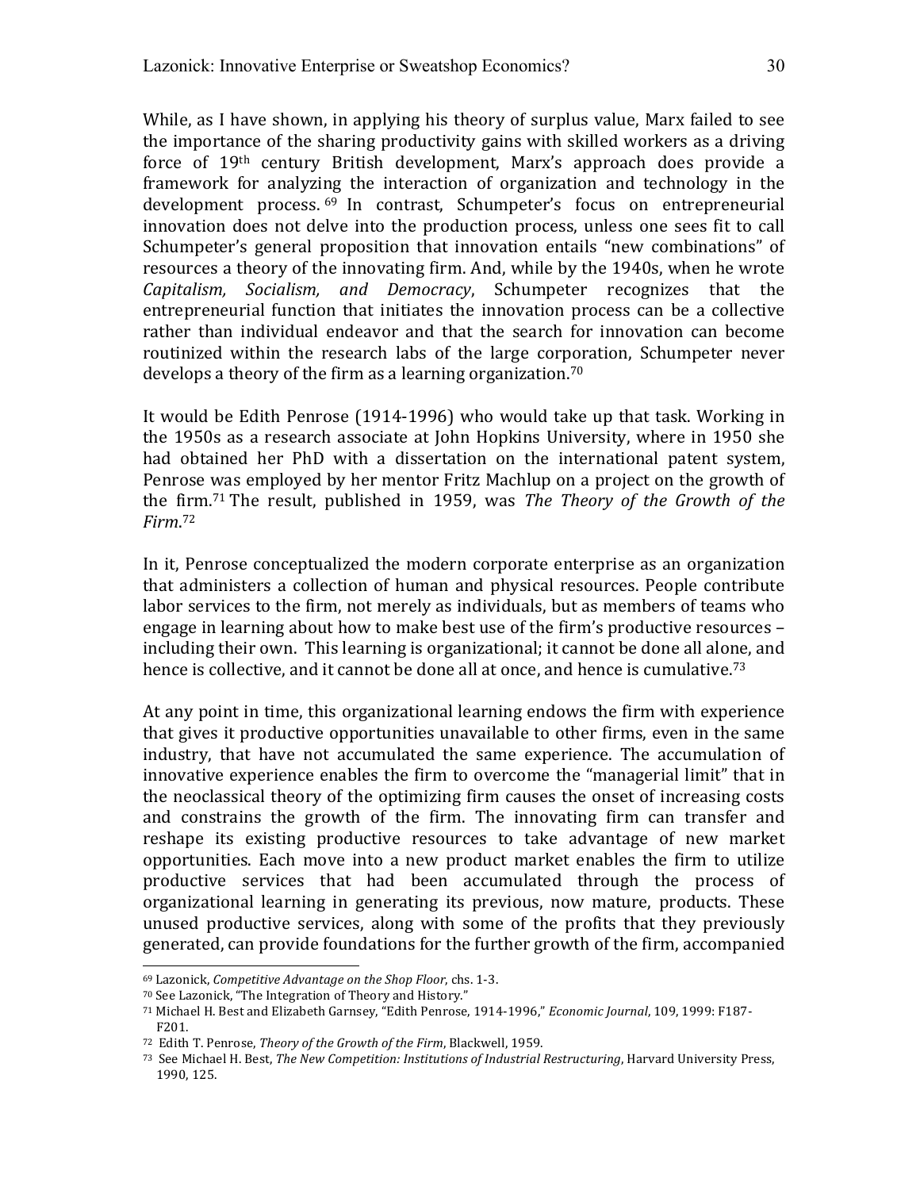While, as I have shown, in applying his theory of surplus value, Marx failed to see the importance of the sharing productivity gains with skilled workers as a driving force of 19th century British development, Marx's approach does provide a framework for analyzing the interaction of organization and technology in the development process.[69] In contrast, Schumpeter's focus on entrepreneurial innovation does not delve into the production process, unless one sees fit to call Schumpeter's general proposition that innovation entails "new combinations" of resources a theory of the innovating firm. And, while by the 1940s, when he wrote *Capitalism, Socialism, and Democracy*, Schumpeter recognizes that the entrepreneurial function that initiates the innovation process can be a collective rather than individual endeavor and that the search for innovation can become routinized within the research labs of the large corporation, Schumpeter never develops a theory of the firm as a learning organization.[70]

It would be Edith Penrose (1914-1996) who would take up that task. Working in the 1950s as a research associate at John Hopkins University, where in 1950 she had obtained her PhD with a dissertation on the international patent system, Penrose was employed by her mentor Fritz Machlup on a project on the growth of the firm.[71] The result, published in 1959, was *The Theory of the Growth of the Firm*.[72]

In it, Penrose conceptualized the modern corporate enterprise as an organization that administers a collection of human and physical resources. People contribute labor services to the firm, not merely as individuals, but as members of teams who engage in learning about how to make best use of the firm's productive resources – including their own. This learning is organizational; it cannot be done all alone, and hence is collective, and it cannot be done all at once, and hence is cumulative.[73]

At any point in time, this organizational learning endows the firm with experience that gives it productive opportunities unavailable to other firms, even in the same industry, that have not accumulated the same experience. The accumulation of innovative experience enables the firm to overcome the "managerial limit" that in the neoclassical theory of the optimizing firm causes the onset of increasing costs and constrains the growth of the firm. The innovating firm can transfer and reshape its existing productive resources to take advantage of new market opportunities. Each move into a new product market enables the firm to utilize productive services that had been accumulated through the process of organizational learning in generating its previous, now mature, products. These unused productive services, along with some of the profits that they previously generated, can provide foundations for the further growth of the firm, accompanied

---

[69] Lazonick, *Competitive Advantage on the Shop Floor*, chs. 1-3.

[70] See Lazonick, "The Integration of Theory and History."

[71] Michael H. Best and Elizabeth Garnsey, "Edith Penrose, 1914-1996," *Economic Journal*, 109, 1999: F187-F201.

[72] Edith T. Penrose, *Theory of the Growth of the Firm*, Blackwell, 1959.

[73] See Michael H. Best, *The New Competition: Institutions of Industrial Restructuring*, Harvard University Press, 1990, 125.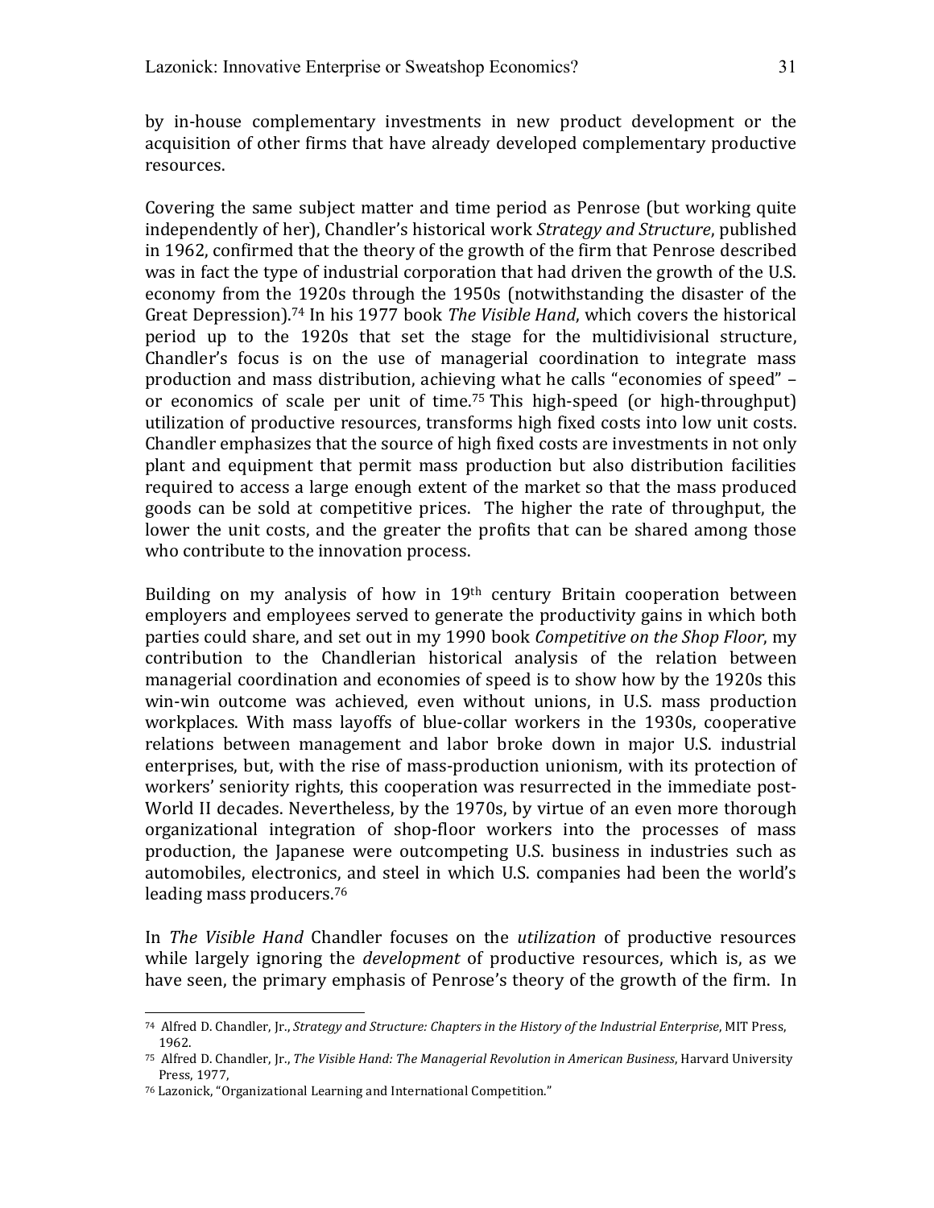by in-house complementary investments in new product development or the acquisition of other firms that have already developed complementary productive resources.

Covering the same subject matter and time period as Penrose (but working quite independently of her), Chandler's historical work *Strategy and Structure*, published in 1962, confirmed that the theory of the growth of the firm that Penrose described was in fact the type of industrial corporation that had driven the growth of the U.S. economy from the 1920s through the 1950s (notwithstanding the disaster of the Great Depression).[74] In his 1977 book *The Visible Hand*, which covers the historical period up to the 1920s that set the stage for the multidivisional structure, Chandler's focus is on the use of managerial coordination to integrate mass production and mass distribution, achieving what he calls "economies of speed" – or economics of scale per unit of time.[75] This high-speed (or high-throughput) utilization of productive resources, transforms high fixed costs into low unit costs. Chandler emphasizes that the source of high fixed costs are investments in not only plant and equipment that permit mass production but also distribution facilities required to access a large enough extent of the market so that the mass produced goods can be sold at competitive prices. The higher the rate of throughput, the lower the unit costs, and the greater the profits that can be shared among those who contribute to the innovation process.

Building on my analysis of how in 19th century Britain cooperation between employers and employees served to generate the productivity gains in which both parties could share, and set out in my 1990 book *Competitive on the Shop Floor*, my contribution to the Chandlerian historical analysis of the relation between managerial coordination and economies of speed is to show how by the 1920s this win-win outcome was achieved, even without unions, in U.S. mass production workplaces. With mass layoffs of blue-collar workers in the 1930s, cooperative relations between management and labor broke down in major U.S. industrial enterprises, but, with the rise of mass-production unionism, with its protection of workers' seniority rights, this cooperation was resurrected in the immediate post-World II decades. Nevertheless, by the 1970s, by virtue of an even more thorough organizational integration of shop-floor workers into the processes of mass production, the Japanese were outcompeting U.S. business in industries such as automobiles, electronics, and steel in which U.S. companies had been the world's leading mass producers.[76]

In *The Visible Hand* Chandler focuses on the *utilization* of productive resources while largely ignoring the *development* of productive resources, which is, as we have seen, the primary emphasis of Penrose's theory of the growth of the firm. In

---

[74] Alfred D. Chandler, Jr., *Strategy and Structure: Chapters in the History of the Industrial Enterprise*, MIT Press, 1962.

[75] Alfred D. Chandler, Jr., *The Visible Hand: The Managerial Revolution in American Business*, Harvard University Press, 1977,

[76] Lazonick, "Organizational Learning and International Competition."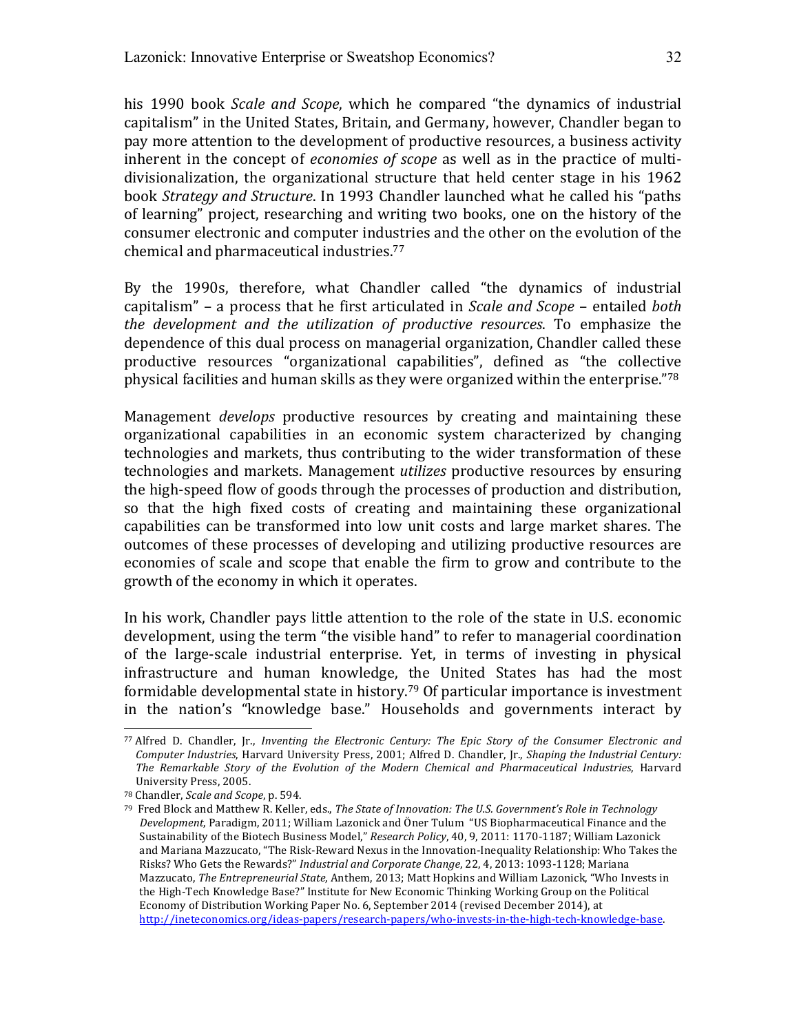his 1990 book *Scale and Scope*, which he compared "the dynamics of industrial capitalism" in the United States, Britain, and Germany, however, Chandler began to pay more attention to the development of productive resources, a business activity inherent in the concept of *economies of scope* as well as in the practice of multi-divisionalization, the organizational structure that held center stage in his 1962 book *Strategy and Structure*. In 1993 Chandler launched what he called his "paths of learning" project, researching and writing two books, one on the history of the consumer electronic and computer industries and the other on the evolution of the chemical and pharmaceutical industries.[77]

By the 1990s, therefore, what Chandler called "the dynamics of industrial capitalism" – a process that he first articulated in *Scale and Scope* – entailed *both the development and the utilization of productive resources*. To emphasize the dependence of this dual process on managerial organization, Chandler called these productive resources "organizational capabilities", defined as "the collective physical facilities and human skills as they were organized within the enterprise."[78]

Management *develops* productive resources by creating and maintaining these organizational capabilities in an economic system characterized by changing technologies and markets, thus contributing to the wider transformation of these technologies and markets. Management *utilizes* productive resources by ensuring the high-speed flow of goods through the processes of production and distribution, so that the high fixed costs of creating and maintaining these organizational capabilities can be transformed into low unit costs and large market shares. The outcomes of these processes of developing and utilizing productive resources are economies of scale and scope that enable the firm to grow and contribute to the growth of the economy in which it operates.

In his work, Chandler pays little attention to the role of the state in U.S. economic development, using the term "the visible hand" to refer to managerial coordination of the large-scale industrial enterprise. Yet, in terms of investing in physical infrastructure and human knowledge, the United States has had the most formidable developmental state in history.[79] Of particular importance is investment in the nation's "knowledge base." Households and governments interact by

---

[77] Alfred D. Chandler, Jr., *Inventing the Electronic Century: The Epic Story of the Consumer Electronic and Computer Industries*, Harvard University Press, 2001; Alfred D. Chandler, Jr., *Shaping the Industrial Century: The Remarkable Story of the Evolution of the Modern Chemical and Pharmaceutical Industries*, Harvard University Press, 2005.

[78] Chandler, *Scale and Scope*, p. 594.

[79] Fred Block and Matthew R. Keller, eds., *The State of Innovation: The U.S. Government's Role in Technology Development*, Paradigm, 2011; William Lazonick and Öner Tulum "US Biopharmaceutical Finance and the Sustainability of the Biotech Business Model," *Research Policy*, 40, 9, 2011: 1170-1187; William Lazonick and Mariana Mazzucato, "The Risk-Reward Nexus in the Innovation-Inequality Relationship: Who Takes the Risks? Who Gets the Rewards?" *Industrial and Corporate Change*, 22, 4, 2013: 1093-1128; Mariana Mazzucato, *The Entrepreneurial State*, Anthem, 2013; Matt Hopkins and William Lazonick, "Who Invests in the High-Tech Knowledge Base?" Institute for New Economic Thinking Working Group on the Political Economy of Distribution Working Paper No. 6, September 2014 (revised December 2014), at http://ineteconomics.org/ideas-papers/research-papers/who-invests-in-the-high-tech-knowledge-base.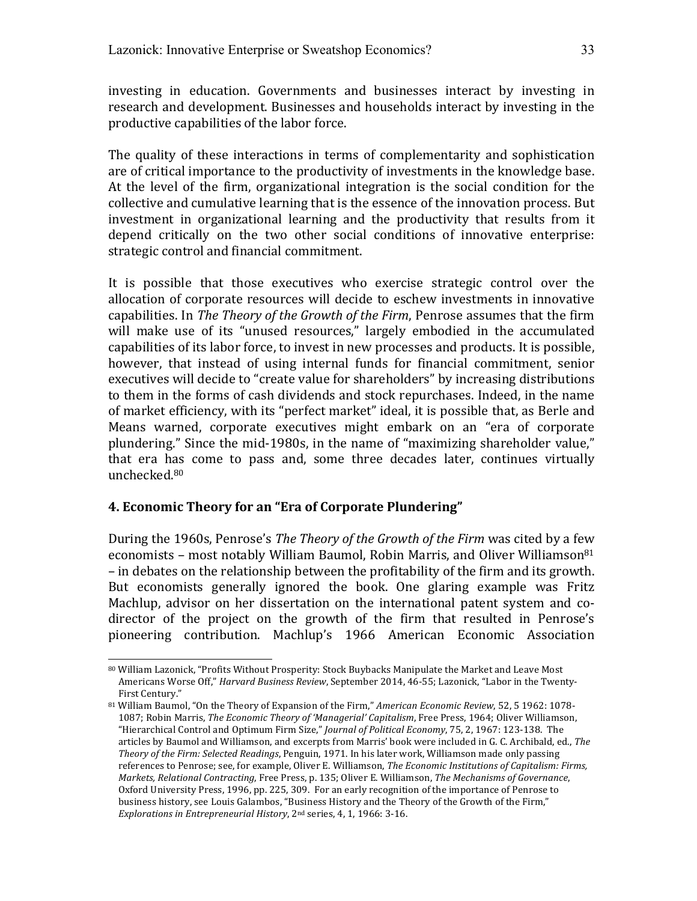investing in education. Governments and businesses interact by investing in research and development. Businesses and households interact by investing in the productive capabilities of the labor force.

The quality of these interactions in terms of complementarity and sophistication are of critical importance to the productivity of investments in the knowledge base. At the level of the firm, organizational integration is the social condition for the collective and cumulative learning that is the essence of the innovation process. But investment in organizational learning and the productivity that results from it depend critically on the two other social conditions of innovative enterprise: strategic control and financial commitment.

It is possible that those executives who exercise strategic control over the allocation of corporate resources will decide to eschew investments in innovative capabilities. In *The Theory of the Growth of the Firm*, Penrose assumes that the firm will make use of its "unused resources," largely embodied in the accumulated capabilities of its labor force, to invest in new processes and products. It is possible, however, that instead of using internal funds for financial commitment, senior executives will decide to "create value for shareholders" by increasing distributions to them in the forms of cash dividends and stock repurchases. Indeed, in the name of market efficiency, with its "perfect market" ideal, it is possible that, as Berle and Means warned, corporate executives might embark on an "era of corporate plundering." Since the mid-1980s, in the name of "maximizing shareholder value," that era has come to pass and, some three decades later, continues virtually unchecked.[80]

## 4. Economic Theory for an "Era of Corporate Plundering"

During the 1960s, Penrose's *The Theory of the Growth of the Firm* was cited by a few economists – most notably William Baumol, Robin Marris, and Oliver Williamson[81] – in debates on the relationship between the profitability of the firm and its growth. But economists generally ignored the book. One glaring example was Fritz Machlup, advisor on her dissertation on the international patent system and co-director of the project on the growth of the firm that resulted in Penrose's pioneering contribution. Machlup's 1966 American Economic Association

---

[80] William Lazonick, "Profits Without Prosperity: Stock Buybacks Manipulate the Market and Leave Most Americans Worse Off," *Harvard Business Review*, September 2014, 46-55; Lazonick, "Labor in the Twenty-First Century."

[81] William Baumol, "On the Theory of Expansion of the Firm," *American Economic Review*, 52, 5 1962: 1078-1087; Robin Marris, *The Economic Theory of 'Managerial' Capitalism*, Free Press, 1964; Oliver Williamson, "Hierarchical Control and Optimum Firm Size," *Journal of Political Economy*, 75, 2, 1967: 123-138. The articles by Baumol and Williamson, and excerpts from Marris' book were included in G. C. Archibald, ed., *The Theory of the Firm: Selected Readings*, Penguin, 1971. In his later work, Williamson made only passing references to Penrose; see, for example, Oliver E. Williamson, *The Economic Institutions of Capitalism: Firms, Markets, Relational Contracting*, Free Press, p. 135; Oliver E. Williamson, *The Mechanisms of Governance*, Oxford University Press, 1996, pp. 225, 309. For an early recognition of the importance of Penrose to business history, see Louis Galambos, "Business History and the Theory of the Growth of the Firm," *Explorations in Entrepreneurial History*, 2nd series, 4, 1, 1966: 3-16.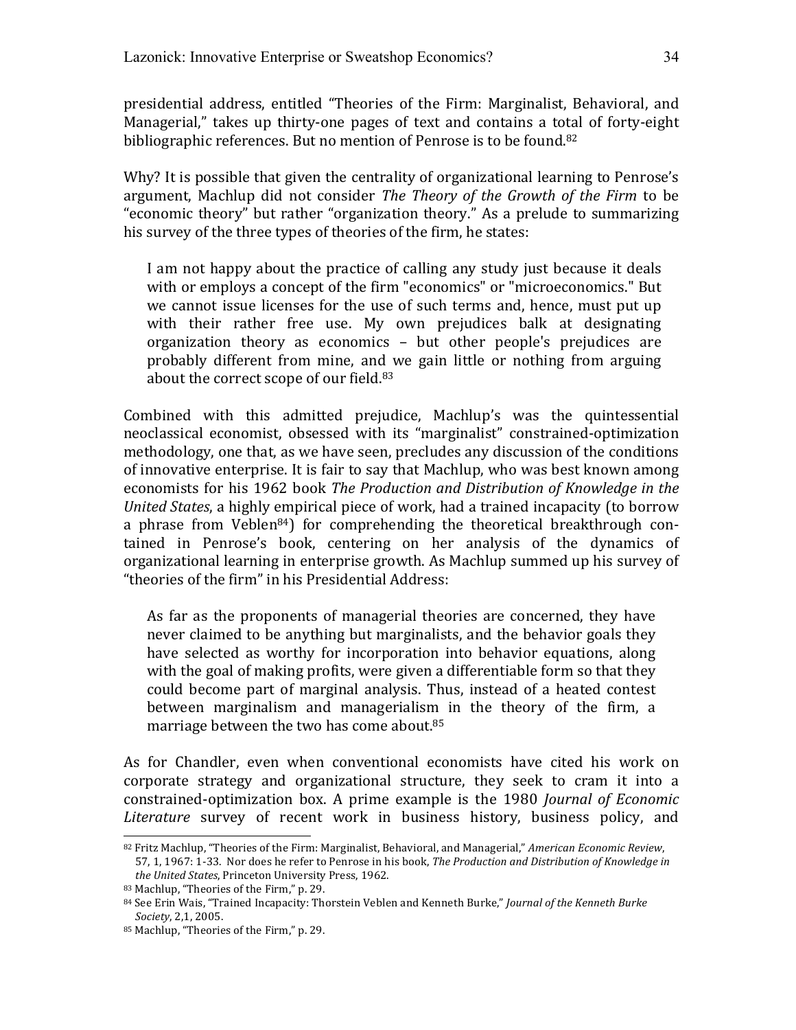presidential address, entitled "Theories of the Firm: Marginalist, Behavioral, and Managerial," takes up thirty-one pages of text and contains a total of forty-eight bibliographic references. But no mention of Penrose is to be found.[82]

Why? It is possible that given the centrality of organizational learning to Penrose's argument, Machlup did not consider *The Theory of the Growth of the Firm* to be "economic theory" but rather "organization theory." As a prelude to summarizing his survey of the three types of theories of the firm, he states:

> I am not happy about the practice of calling any study just because it deals with or employs a concept of the firm "economics" or "microeconomics." But we cannot issue licenses for the use of such terms and, hence, must put up with their rather free use. My own prejudices balk at designating organization theory as economics – but other people's prejudices are probably different from mine, and we gain little or nothing from arguing about the correct scope of our field.[83]

Combined with this admitted prejudice, Machlup's was the quintessential neoclassical economist, obsessed with its "marginalist" constrained-optimization methodology, one that, as we have seen, precludes any discussion of the conditions of innovative enterprise. It is fair to say that Machlup, who was best known among economists for his 1962 book *The Production and Distribution of Knowledge in the United States*, a highly empirical piece of work, had a trained incapacity (to borrow a phrase from Veblen[84]) for comprehending the theoretical breakthrough contained in Penrose's book, centering on her analysis of the dynamics of organizational learning in enterprise growth. As Machlup summed up his survey of "theories of the firm" in his Presidential Address:

> As far as the proponents of managerial theories are concerned, they have never claimed to be anything but marginalists, and the behavior goals they have selected as worthy for incorporation into behavior equations, along with the goal of making profits, were given a differentiable form so that they could become part of marginal analysis. Thus, instead of a heated contest between marginalism and managerialism in the theory of the firm, a marriage between the two has come about.[85]

As for Chandler, even when conventional economists have cited his work on corporate strategy and organizational structure, they seek to cram it into a constrained-optimization box. A prime example is the 1980 *Journal of Economic Literature* survey of recent work in business history, business policy, and

---

[82] Fritz Machlup, "Theories of the Firm: Marginalist, Behavioral, and Managerial," *American Economic Review*, 57, 1, 1967: 1-33. Nor does he refer to Penrose in his book, *The Production and Distribution of Knowledge in the United States*, Princeton University Press, 1962.

[83] Machlup, "Theories of the Firm," p. 29.

[84] See Erin Wais, "Trained Incapacity: Thorstein Veblen and Kenneth Burke," *Journal of the Kenneth Burke Society*, 2,1, 2005.

[85] Machlup, "Theories of the Firm," p. 29.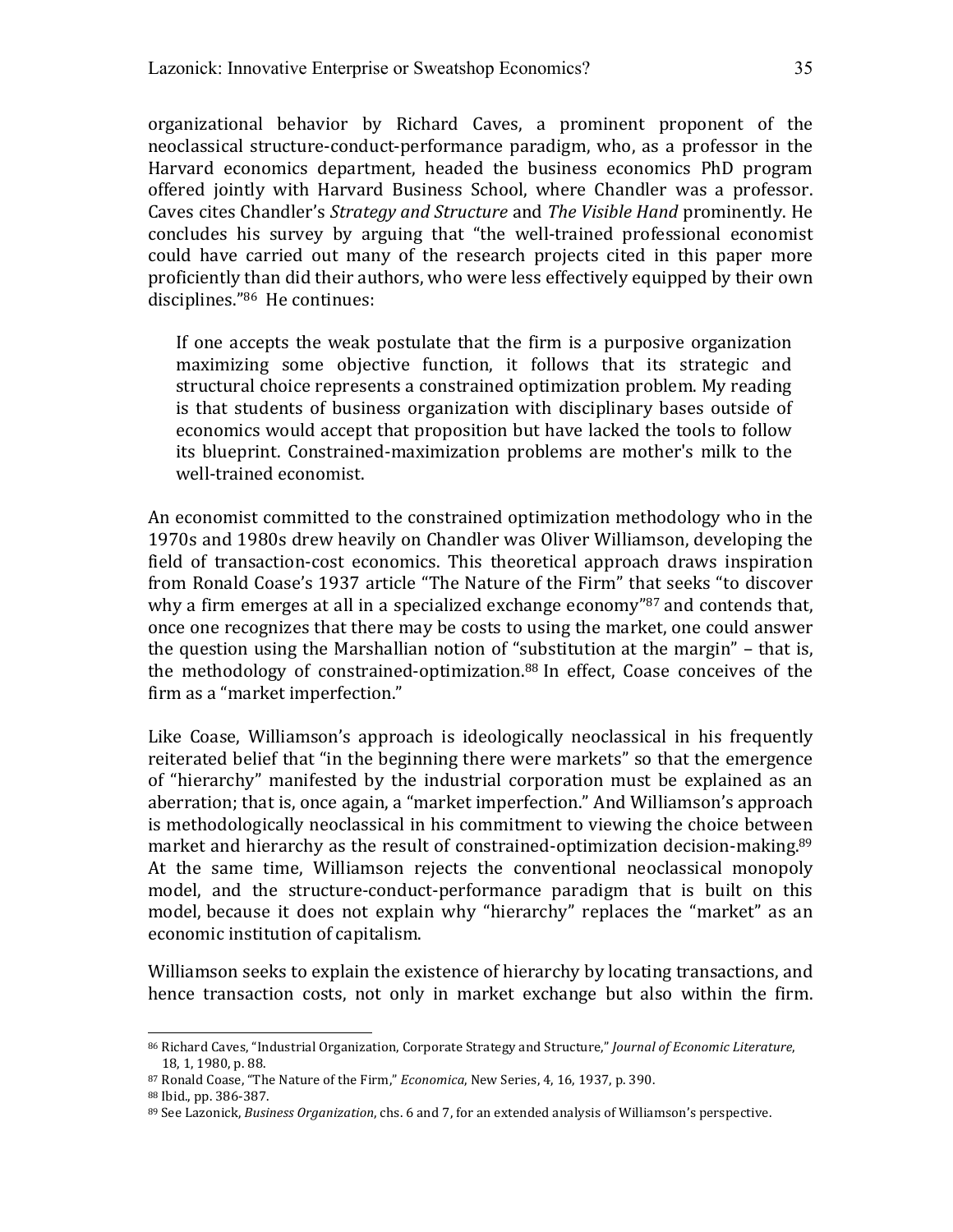organizational behavior by Richard Caves, a prominent proponent of the neoclassical structure-conduct-performance paradigm, who, as a professor in the Harvard economics department, headed the business economics PhD program offered jointly with Harvard Business School, where Chandler was a professor. Caves cites Chandler's *Strategy and Structure* and *The Visible Hand* prominently. He concludes his survey by arguing that "the well-trained professional economist could have carried out many of the research projects cited in this paper more proficiently than did their authors, who were less effectively equipped by their own disciplines."[86] He continues:

> If one accepts the weak postulate that the firm is a purposive organization maximizing some objective function, it follows that its strategic and structural choice represents a constrained optimization problem. My reading is that students of business organization with disciplinary bases outside of economics would accept that proposition but have lacked the tools to follow its blueprint. Constrained-maximization problems are mother's milk to the well-trained economist.

An economist committed to the constrained optimization methodology who in the 1970s and 1980s drew heavily on Chandler was Oliver Williamson, developing the field of transaction-cost economics. This theoretical approach draws inspiration from Ronald Coase's 1937 article "The Nature of the Firm" that seeks "to discover why a firm emerges at all in a specialized exchange economy"[87] and contends that, once one recognizes that there may be costs to using the market, one could answer the question using the Marshallian notion of "substitution at the margin" – that is, the methodology of constrained-optimization.[88] In effect, Coase conceives of the firm as a "market imperfection."

Like Coase, Williamson's approach is ideologically neoclassical in his frequently reiterated belief that "in the beginning there were markets" so that the emergence of "hierarchy" manifested by the industrial corporation must be explained as an aberration; that is, once again, a "market imperfection." And Williamson's approach is methodologically neoclassical in his commitment to viewing the choice between market and hierarchy as the result of constrained-optimization decision-making.[89] At the same time, Williamson rejects the conventional neoclassical monopoly model, and the structure-conduct-performance paradigm that is built on this model, because it does not explain why "hierarchy" replaces the "market" as an economic institution of capitalism.

Williamson seeks to explain the existence of hierarchy by locating transactions, and hence transaction costs, not only in market exchange but also within the firm.

---

[86] Richard Caves, "Industrial Organization, Corporate Strategy and Structure," *Journal of Economic Literature*, 18, 1, 1980, p. 88.

[87] Ronald Coase, "The Nature of the Firm," *Economica*, New Series, 4, 16, 1937, p. 390.

[88] Ibid., pp. 386-387.

[89] See Lazonick, *Business Organization*, chs. 6 and 7, for an extended analysis of Williamson's perspective.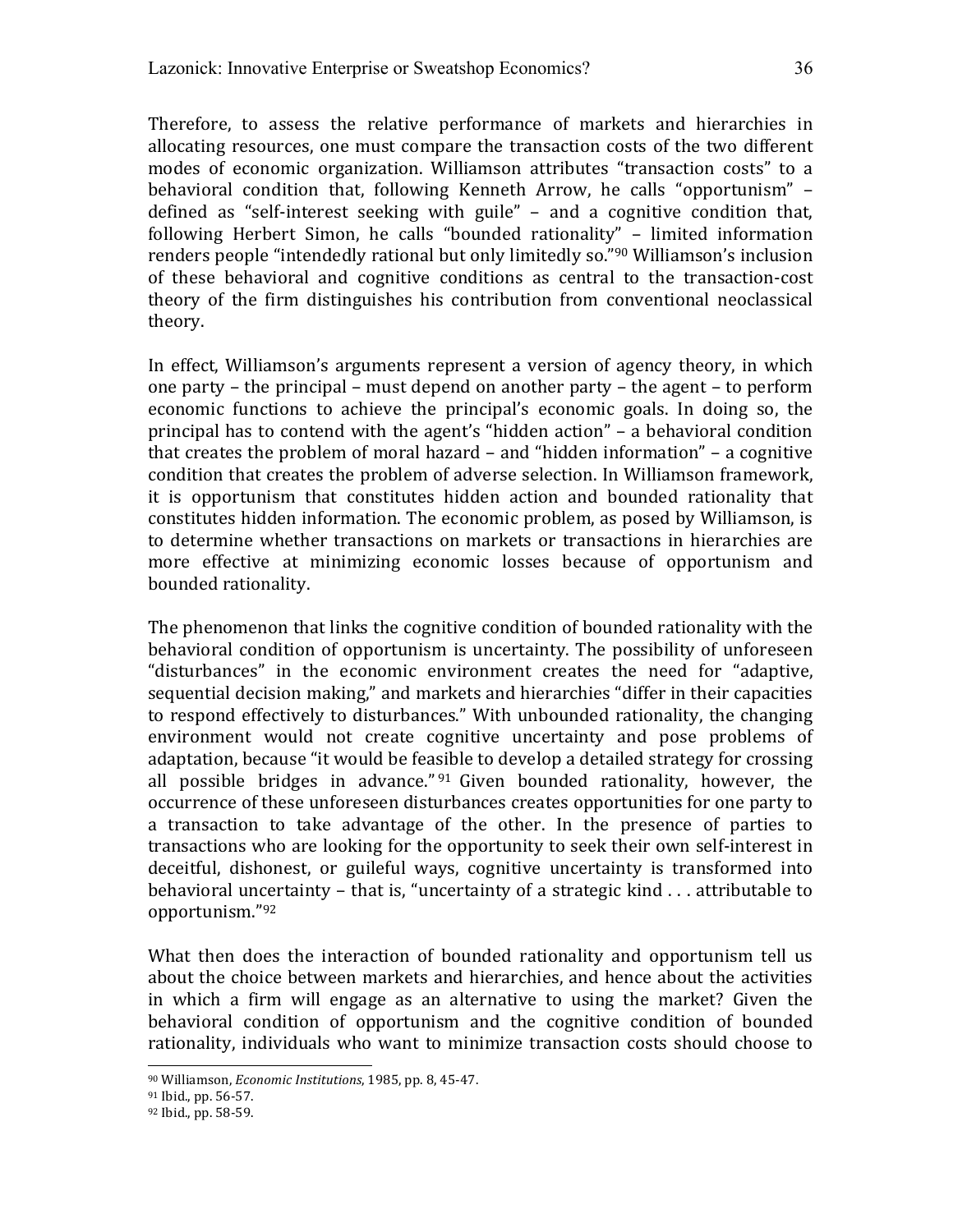Therefore, to assess the relative performance of markets and hierarchies in allocating resources, one must compare the transaction costs of the two different modes of economic organization. Williamson attributes "transaction costs" to a behavioral condition that, following Kenneth Arrow, he calls "opportunism" – defined as "self-interest seeking with guile" – and a cognitive condition that, following Herbert Simon, he calls "bounded rationality" – limited information renders people "intendedly rational but only limitedly so."[90] Williamson's inclusion of these behavioral and cognitive conditions as central to the transaction-cost theory of the firm distinguishes his contribution from conventional neoclassical theory.

In effect, Williamson's arguments represent a version of agency theory, in which one party – the principal – must depend on another party – the agent – to perform economic functions to achieve the principal's economic goals. In doing so, the principal has to contend with the agent's "hidden action" – a behavioral condition that creates the problem of moral hazard – and "hidden information" – a cognitive condition that creates the problem of adverse selection. In Williamson framework, it is opportunism that constitutes hidden action and bounded rationality that constitutes hidden information. The economic problem, as posed by Williamson, is to determine whether transactions on markets or transactions in hierarchies are more effective at minimizing economic losses because of opportunism and bounded rationality.

The phenomenon that links the cognitive condition of bounded rationality with the behavioral condition of opportunism is uncertainty. The possibility of unforeseen "disturbances" in the economic environment creates the need for "adaptive, sequential decision making," and markets and hierarchies "differ in their capacities to respond effectively to disturbances." With unbounded rationality, the changing environment would not create cognitive uncertainty and pose problems of adaptation, because "it would be feasible to develop a detailed strategy for crossing all possible bridges in advance."[91] Given bounded rationality, however, the occurrence of these unforeseen disturbances creates opportunities for one party to a transaction to take advantage of the other. In the presence of parties to transactions who are looking for the opportunity to seek their own self-interest in deceitful, dishonest, or guileful ways, cognitive uncertainty is transformed into behavioral uncertainty – that is, "uncertainty of a strategic kind . . . attributable to opportunism."[92]

What then does the interaction of bounded rationality and opportunism tell us about the choice between markets and hierarchies, and hence about the activities in which a firm will engage as an alternative to using the market? Given the behavioral condition of opportunism and the cognitive condition of bounded rationality, individuals who want to minimize transaction costs should choose to

---

[90] Williamson, *Economic Institutions*, 1985, pp. 8, 45-47.

[91] Ibid., pp. 56-57.

[92] Ibid., pp. 58-59.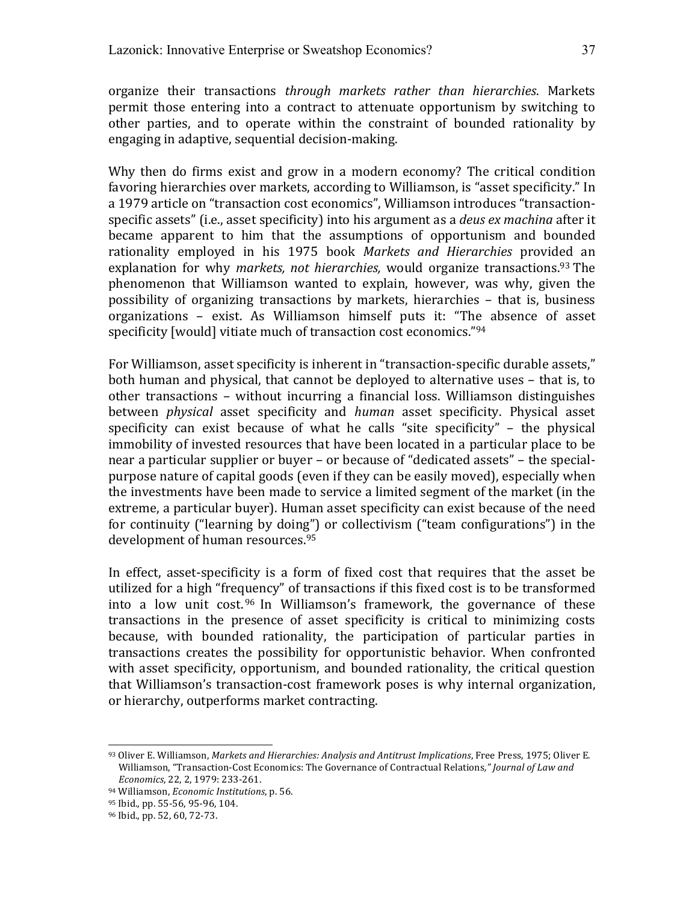organize their transactions *through markets rather than hierarchies*. Markets permit those entering into a contract to attenuate opportunism by switching to other parties, and to operate within the constraint of bounded rationality by engaging in adaptive, sequential decision-making.

Why then do firms exist and grow in a modern economy? The critical condition favoring hierarchies over markets, according to Williamson, is "asset specificity." In a 1979 article on "transaction cost economics", Williamson introduces "transaction-specific assets" (i.e., asset specificity) into his argument as a *deus ex machina* after it became apparent to him that the assumptions of opportunism and bounded rationality employed in his 1975 book *Markets and Hierarchies* provided an explanation for why *markets, not hierarchies,* would organize transactions.[93] The phenomenon that Williamson wanted to explain, however, was why, given the possibility of organizing transactions by markets, hierarchies – that is, business organizations – exist. As Williamson himself puts it: "The absence of asset specificity [would] vitiate much of transaction cost economics."[94]

For Williamson, asset specificity is inherent in "transaction-specific durable assets," both human and physical, that cannot be deployed to alternative uses – that is, to other transactions – without incurring a financial loss. Williamson distinguishes between *physical* asset specificity and *human* asset specificity. Physical asset specificity can exist because of what he calls "site specificity" – the physical immobility of invested resources that have been located in a particular place to be near a particular supplier or buyer – or because of "dedicated assets" – the special-purpose nature of capital goods (even if they can be easily moved), especially when the investments have been made to service a limited segment of the market (in the extreme, a particular buyer). Human asset specificity can exist because of the need for continuity ("learning by doing") or collectivism ("team configurations") in the development of human resources.[95]

In effect, asset-specificity is a form of fixed cost that requires that the asset be utilized for a high "frequency" of transactions if this fixed cost is to be transformed into a low unit cost.[96] In Williamson's framework, the governance of these transactions in the presence of asset specificity is critical to minimizing costs because, with bounded rationality, the participation of particular parties in transactions creates the possibility for opportunistic behavior. When confronted with asset specificity, opportunism, and bounded rationality, the critical question that Williamson's transaction-cost framework poses is why internal organization, or hierarchy, outperforms market contracting.

---

[93] Oliver E. Williamson, *Markets and Hierarchies: Analysis and Antitrust Implications*, Free Press, 1975; Oliver E. Williamson, "Transaction-Cost Economics: The Governance of Contractual Relations," *Journal of Law and Economics*, 22, 2, 1979: 233-261.

[94] Williamson, *Economic Institutions*, p. 56.

[95] Ibid., pp. 55-56, 95-96, 104.

[96] Ibid., pp. 52, 60, 72-73.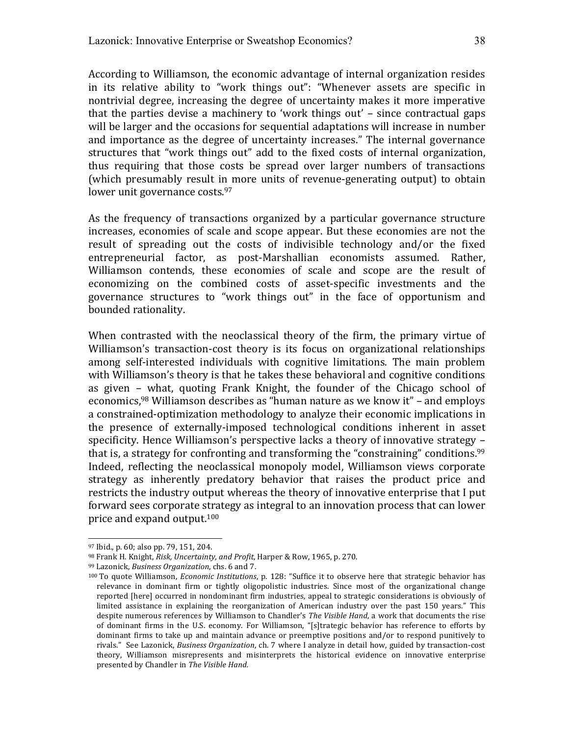According to Williamson, the economic advantage of internal organization resides in its relative ability to "work things out": "Whenever assets are specific in nontrivial degree, increasing the degree of uncertainty makes it more imperative that the parties devise a machinery to 'work things out' – since contractual gaps will be larger and the occasions for sequential adaptations will increase in number and importance as the degree of uncertainty increases." The internal governance structures that "work things out" add to the fixed costs of internal organization, thus requiring that those costs be spread over larger numbers of transactions (which presumably result in more units of revenue-generating output) to obtain lower unit governance costs.[97]

As the frequency of transactions organized by a particular governance structure increases, economies of scale and scope appear. But these economies are not the result of spreading out the costs of indivisible technology and/or the fixed entrepreneurial factor, as post-Marshallian economists assumed. Rather, Williamson contends, these economies of scale and scope are the result of economizing on the combined costs of asset-specific investments and the governance structures to "work things out" in the face of opportunism and bounded rationality.

When contrasted with the neoclassical theory of the firm, the primary virtue of Williamson's transaction-cost theory is its focus on organizational relationships among self-interested individuals with cognitive limitations. The main problem with Williamson's theory is that he takes these behavioral and cognitive conditions as given – what, quoting Frank Knight, the founder of the Chicago school of economics,[98] Williamson describes as "human nature as we know it" – and employs a constrained-optimization methodology to analyze their economic implications in the presence of externally-imposed technological conditions inherent in asset specificity. Hence Williamson's perspective lacks a theory of innovative strategy – that is, a strategy for confronting and transforming the "constraining" conditions.[99] Indeed, reflecting the neoclassical monopoly model, Williamson views corporate strategy as inherently predatory behavior that raises the product price and restricts the industry output whereas the theory of innovative enterprise that I put forward sees corporate strategy as integral to an innovation process that can lower price and expand output.[100]

---

[97] Ibid., p. 60; also pp. 79, 151, 204.

[98] Frank H. Knight, *Risk, Uncertainty, and Profit*, Harper & Row, 1965, p. 270.

[99] Lazonick, *Business Organization*, chs. 6 and 7.

[100] To quote Williamson, *Economic Institutions*, p. 128: "Suffice it to observe here that strategic behavior has relevance in dominant firm or tightly oligopolistic industries. Since most of the organizational change reported [here] occurred in nondominant firm industries, appeal to strategic considerations is obviously of limited assistance in explaining the reorganization of American industry over the past 150 years." This despite numerous references by Williamson to Chandler's *The Visible Hand*, a work that documents the rise of dominant firms in the U.S. economy. For Williamson, "[s]trategic behavior has reference to efforts by dominant firms to take up and maintain advance or preemptive positions and/or to respond punitively to rivals." See Lazonick, *Business Organization*, ch. 7 where I analyze in detail how, guided by transaction-cost theory, Williamson misrepresents and misinterprets the historical evidence on innovative enterprise presented by Chandler in *The Visible Hand.*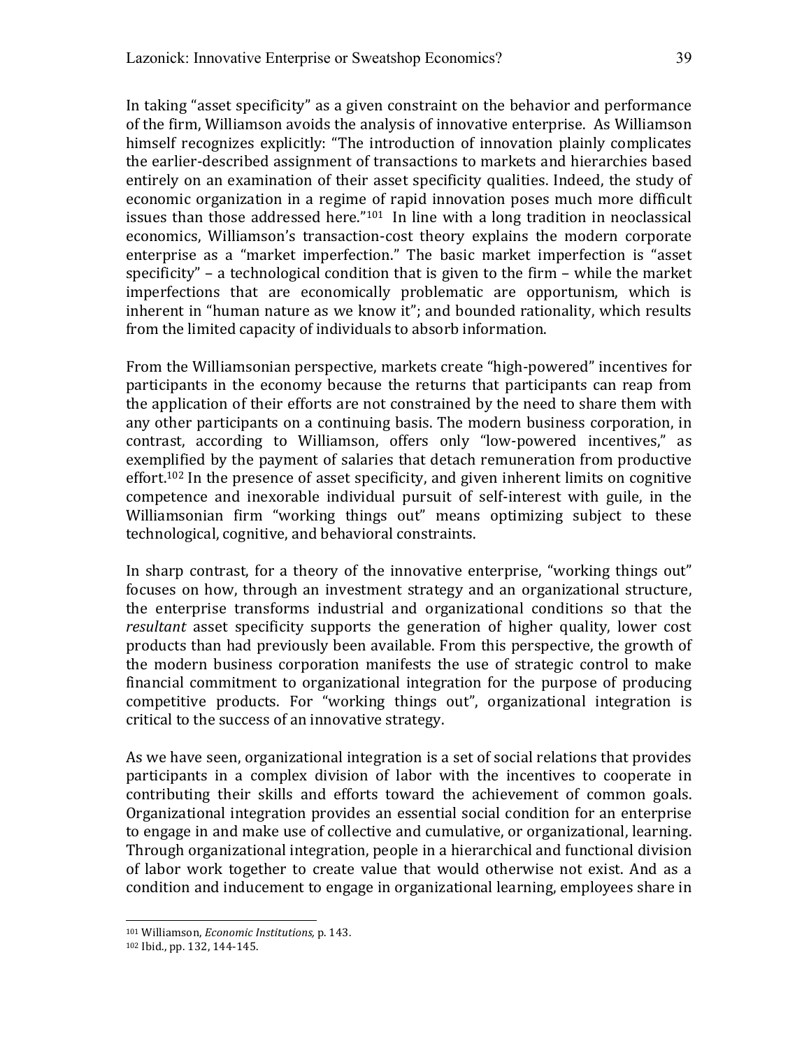In taking "asset specificity" as a given constraint on the behavior and performance of the firm, Williamson avoids the analysis of innovative enterprise. As Williamson himself recognizes explicitly: "The introduction of innovation plainly complicates the earlier-described assignment of transactions to markets and hierarchies based entirely on an examination of their asset specificity qualities. Indeed, the study of economic organization in a regime of rapid innovation poses much more difficult issues than those addressed here."[101] In line with a long tradition in neoclassical economics, Williamson's transaction-cost theory explains the modern corporate enterprise as a "market imperfection." The basic market imperfection is "asset specificity" – a technological condition that is given to the firm – while the market imperfections that are economically problematic are opportunism, which is inherent in "human nature as we know it"; and bounded rationality, which results from the limited capacity of individuals to absorb information.

From the Williamsonian perspective, markets create "high-powered" incentives for participants in the economy because the returns that participants can reap from the application of their efforts are not constrained by the need to share them with any other participants on a continuing basis. The modern business corporation, in contrast, according to Williamson, offers only "low-powered incentives," as exemplified by the payment of salaries that detach remuneration from productive effort.[102] In the presence of asset specificity, and given inherent limits on cognitive competence and inexorable individual pursuit of self-interest with guile, in the Williamsonian firm "working things out" means optimizing subject to these technological, cognitive, and behavioral constraints.

In sharp contrast, for a theory of the innovative enterprise, "working things out" focuses on how, through an investment strategy and an organizational structure, the enterprise transforms industrial and organizational conditions so that the *resultant* asset specificity supports the generation of higher quality, lower cost products than had previously been available. From this perspective, the growth of the modern business corporation manifests the use of strategic control to make financial commitment to organizational integration for the purpose of producing competitive products. For "working things out", organizational integration is critical to the success of an innovative strategy.

As we have seen, organizational integration is a set of social relations that provides participants in a complex division of labor with the incentives to cooperate in contributing their skills and efforts toward the achievement of common goals. Organizational integration provides an essential social condition for an enterprise to engage in and make use of collective and cumulative, or organizational, learning. Through organizational integration, people in a hierarchical and functional division of labor work together to create value that would otherwise not exist. And as a condition and inducement to engage in organizational learning, employees share in

---

[101] Williamson, *Economic Institutions*, p. 143.

[102] Ibid., pp. 132, 144-145.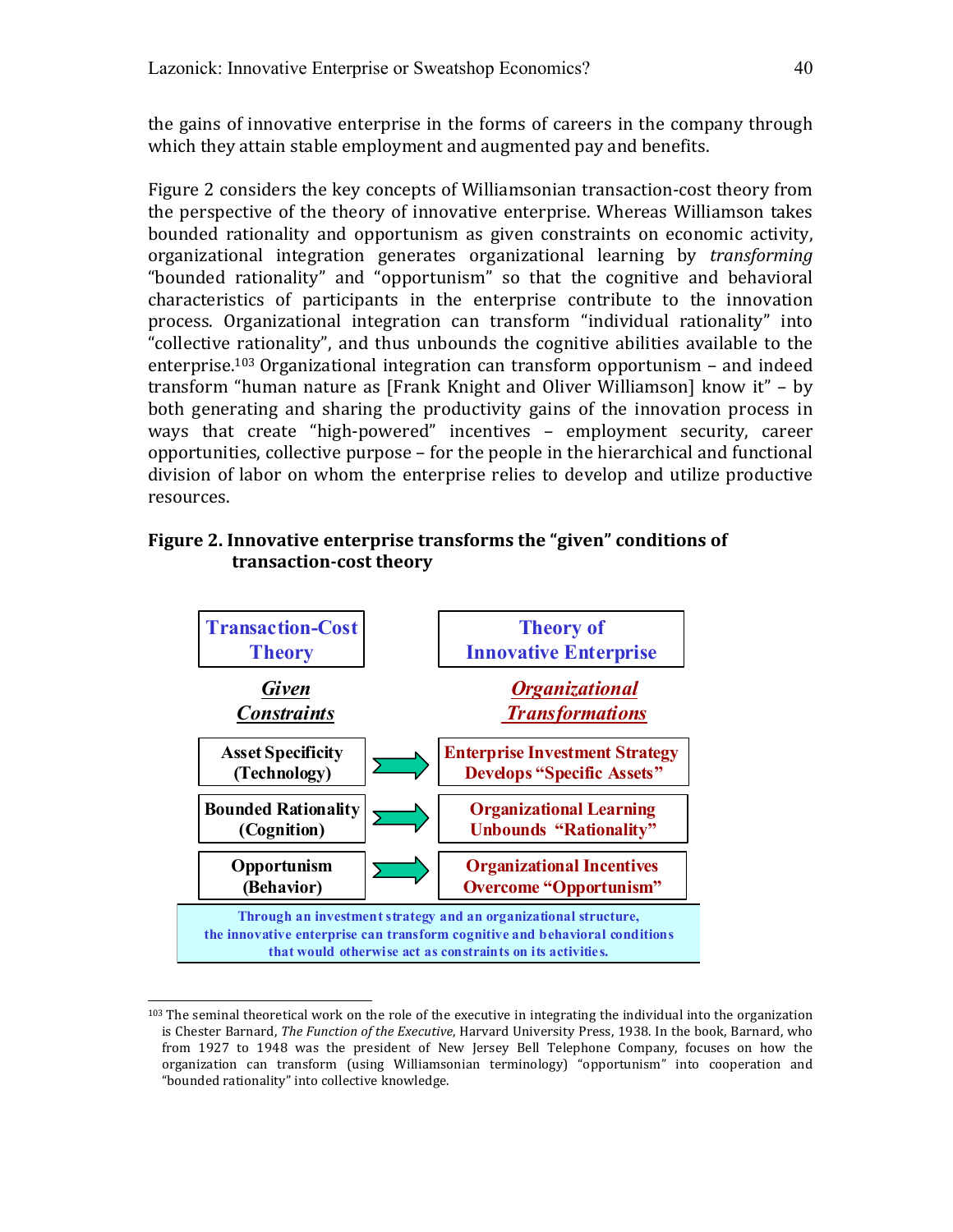the gains of innovative enterprise in the forms of careers in the company through which they attain stable employment and augmented pay and benefits.

Figure 2 considers the key concepts of Williamsonian transaction-cost theory from the perspective of the theory of innovative enterprise. Whereas Williamson takes bounded rationality and opportunism as given constraints on economic activity, organizational integration generates organizational learning by *transforming* "bounded rationality" and "opportunism" so that the cognitive and behavioral characteristics of participants in the enterprise contribute to the innovation process. Organizational integration can transform "individual rationality" into "collective rationality", and thus unbounds the cognitive abilities available to the enterprise.[103] Organizational integration can transform opportunism – and indeed transform "human nature as [Frank Knight and Oliver Williamson] know it" – by both generating and sharing the productivity gains of the innovation process in ways that create "high-powered" incentives – employment security, career opportunities, collective purpose – for the people in the hierarchical and functional division of labor on whom the enterprise relies to develop and utilize productive resources.

**Figure 2. Innovative enterprise transforms the "given" conditions of transaction-cost theory**

| Transaction-Cost Theory | | Theory of Innovative Enterprise |
|---|---|---|
| ***Given Constraints*** | | ***Organizational Transformations*** |
| **Asset Specificity (Technology)** | → | **Enterprise Investment Strategy Develops "Specific Assets"** |
| **Bounded Rationality (Cognition)** | → | **Organizational Learning Unbounds "Rationality"** |
| **Opportunism (Behavior)** | → | **Organizational Incentives Overcome "Opportunism"** |

**Through an investment strategy and an organizational structure, the innovative enterprise can transform cognitive and behavioral conditions that would otherwise act as constraints on its activities.**

---

[103] The seminal theoretical work on the role of the executive in integrating the individual into the organization is Chester Barnard, *The Function of the Executive*, Harvard University Press, 1938. In the book, Barnard, who from 1927 to 1948 was the president of New Jersey Bell Telephone Company, focuses on how the organization can transform (using Williamsonian terminology) "opportunism" into cooperation and "bounded rationality" into collective knowledge.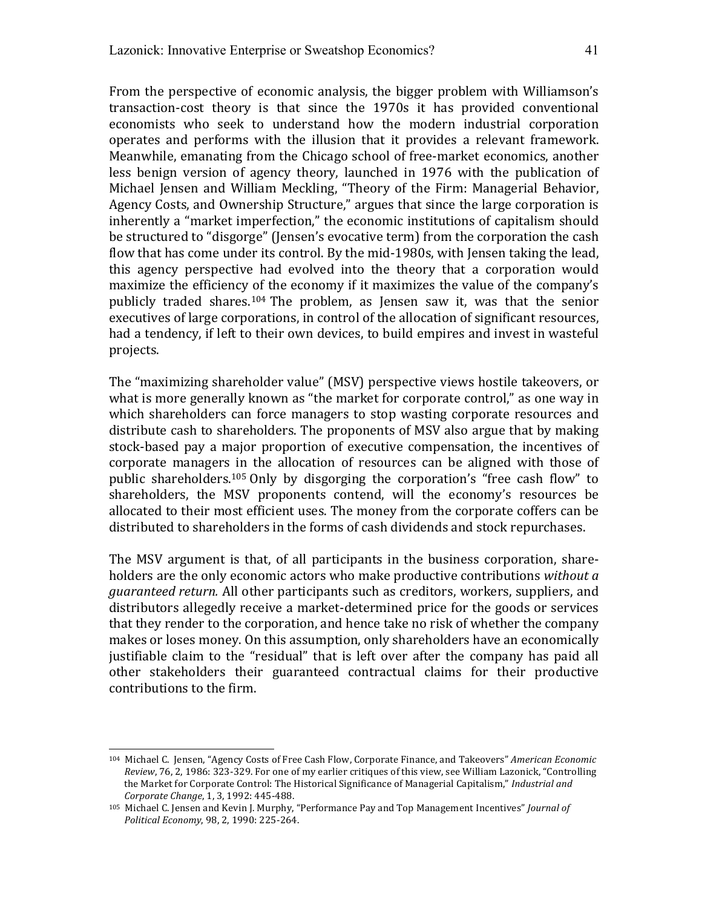From the perspective of economic analysis, the bigger problem with Williamson's transaction-cost theory is that since the 1970s it has provided conventional economists who seek to understand how the modern industrial corporation operates and performs with the illusion that it provides a relevant framework. Meanwhile, emanating from the Chicago school of free-market economics, another less benign version of agency theory, launched in 1976 with the publication of Michael Jensen and William Meckling, "Theory of the Firm: Managerial Behavior, Agency Costs, and Ownership Structure," argues that since the large corporation is inherently a "market imperfection," the economic institutions of capitalism should be structured to "disgorge" (Jensen's evocative term) from the corporation the cash flow that has come under its control. By the mid-1980s, with Jensen taking the lead, this agency perspective had evolved into the theory that a corporation would maximize the efficiency of the economy if it maximizes the value of the company's publicly traded shares.[104] The problem, as Jensen saw it, was that the senior executives of large corporations, in control of the allocation of significant resources, had a tendency, if left to their own devices, to build empires and invest in wasteful projects.

The "maximizing shareholder value" (MSV) perspective views hostile takeovers, or what is more generally known as "the market for corporate control," as one way in which shareholders can force managers to stop wasting corporate resources and distribute cash to shareholders. The proponents of MSV also argue that by making stock-based pay a major proportion of executive compensation, the incentives of corporate managers in the allocation of resources can be aligned with those of public shareholders.[105] Only by disgorging the corporation's "free cash flow" to shareholders, the MSV proponents contend, will the economy's resources be allocated to their most efficient uses. The money from the corporate coffers can be distributed to shareholders in the forms of cash dividends and stock repurchases.

The MSV argument is that, of all participants in the business corporation, shareholders are the only economic actors who make productive contributions *without a guaranteed return.* All other participants such as creditors, workers, suppliers, and distributors allegedly receive a market-determined price for the goods or services that they render to the corporation, and hence take no risk of whether the company makes or loses money. On this assumption, only shareholders have an economically justifiable claim to the "residual" that is left over after the company has paid all other stakeholders their guaranteed contractual claims for their productive contributions to the firm.

---

[104] Michael C. Jensen, "Agency Costs of Free Cash Flow, Corporate Finance, and Takeovers" *American Economic Review*, 76, 2, 1986: 323-329. For one of my earlier critiques of this view, see William Lazonick, "Controlling the Market for Corporate Control: The Historical Significance of Managerial Capitalism," *Industrial and Corporate Change*, 1, 3, 1992: 445-488.

[105] Michael C. Jensen and Kevin J. Murphy, "Performance Pay and Top Management Incentives" *Journal of Political Economy*, 98, 2, 1990: 225-264.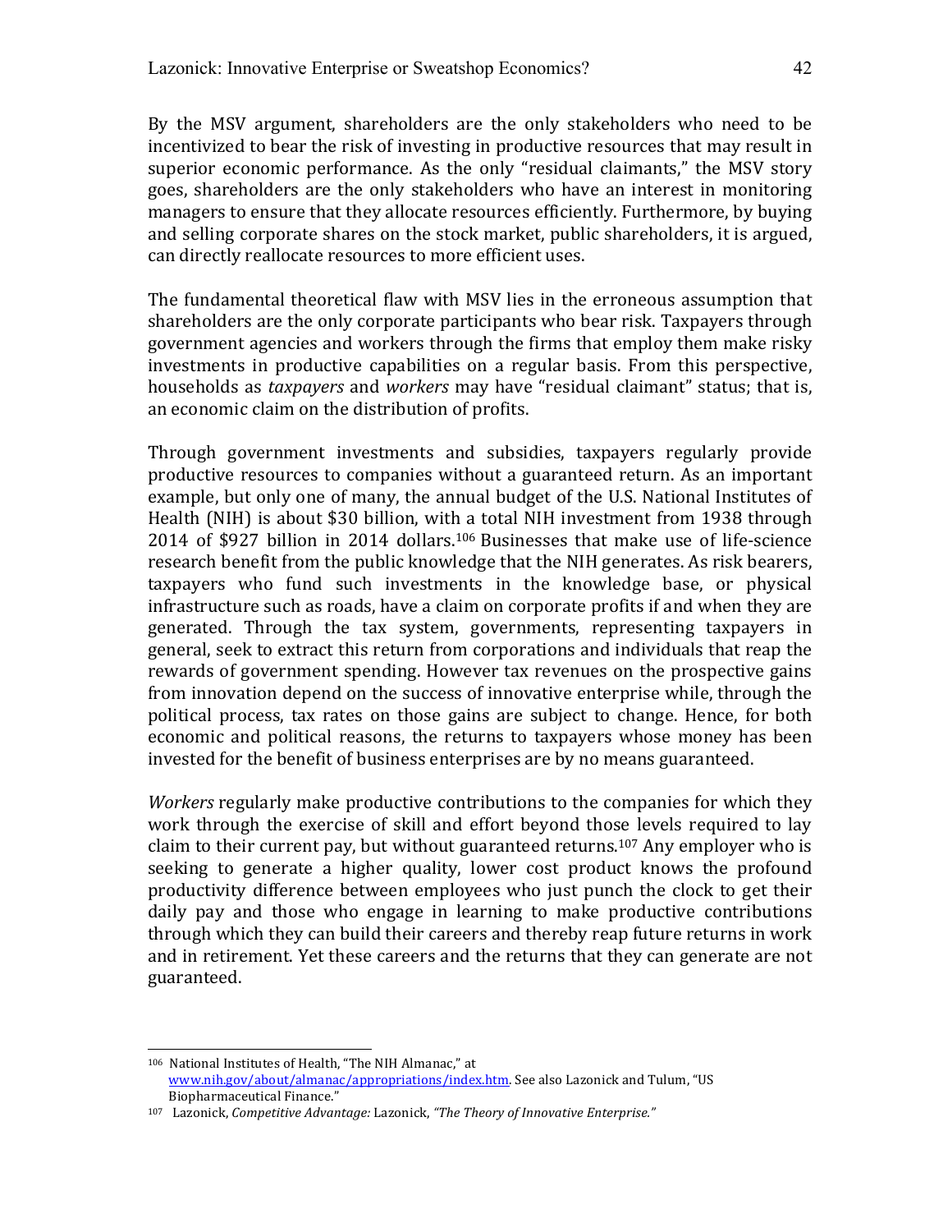By the MSV argument, shareholders are the only stakeholders who need to be incentivized to bear the risk of investing in productive resources that may result in superior economic performance. As the only "residual claimants," the MSV story goes, shareholders are the only stakeholders who have an interest in monitoring managers to ensure that they allocate resources efficiently. Furthermore, by buying and selling corporate shares on the stock market, public shareholders, it is argued, can directly reallocate resources to more efficient uses.

The fundamental theoretical flaw with MSV lies in the erroneous assumption that shareholders are the only corporate participants who bear risk. Taxpayers through government agencies and workers through the firms that employ them make risky investments in productive capabilities on a regular basis. From this perspective, households as *taxpayers* and *workers* may have "residual claimant" status; that is, an economic claim on the distribution of profits.

Through government investments and subsidies, taxpayers regularly provide productive resources to companies without a guaranteed return. As an important example, but only one of many, the annual budget of the U.S. National Institutes of Health (NIH) is about $30 billion, with a total NIH investment from 1938 through 2014 of $927 billion in 2014 dollars.[106] Businesses that make use of life-science research benefit from the public knowledge that the NIH generates. As risk bearers, taxpayers who fund such investments in the knowledge base, or physical infrastructure such as roads, have a claim on corporate profits if and when they are generated. Through the tax system, governments, representing taxpayers in general, seek to extract this return from corporations and individuals that reap the rewards of government spending. However tax revenues on the prospective gains from innovation depend on the success of innovative enterprise while, through the political process, tax rates on those gains are subject to change. Hence, for both economic and political reasons, the returns to taxpayers whose money has been invested for the benefit of business enterprises are by no means guaranteed.

*Workers* regularly make productive contributions to the companies for which they work through the exercise of skill and effort beyond those levels required to lay claim to their current pay, but without guaranteed returns.[107] Any employer who is seeking to generate a higher quality, lower cost product knows the profound productivity difference between employees who just punch the clock to get their daily pay and those who engage in learning to make productive contributions through which they can build their careers and thereby reap future returns in work and in retirement. Yet these careers and the returns that they can generate are not guaranteed.

---

[106] National Institutes of Health, "The NIH Almanac," at www.nih.gov/about/almanac/appropriations/index.htm. See also Lazonick and Tulum, "US Biopharmaceutical Finance."

[107] Lazonick, *Competitive Advantage:* Lazonick, *"The Theory of Innovative Enterprise."*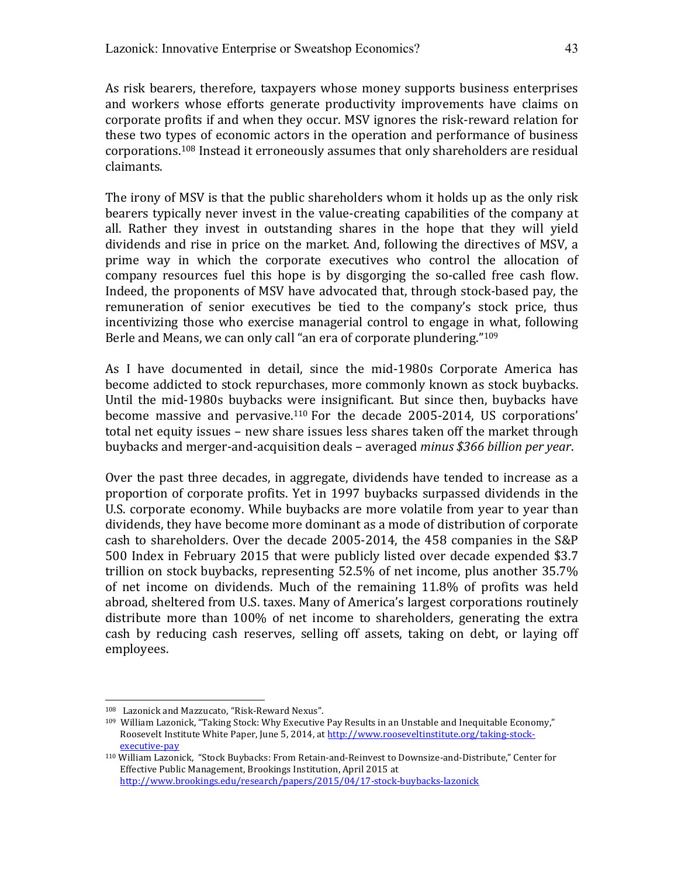As risk bearers, therefore, taxpayers whose money supports business enterprises and workers whose efforts generate productivity improvements have claims on corporate profits if and when they occur. MSV ignores the risk-reward relation for these two types of economic actors in the operation and performance of business corporations.[108] Instead it erroneously assumes that only shareholders are residual claimants.

The irony of MSV is that the public shareholders whom it holds up as the only risk bearers typically never invest in the value-creating capabilities of the company at all. Rather they invest in outstanding shares in the hope that they will yield dividends and rise in price on the market. And, following the directives of MSV, a prime way in which the corporate executives who control the allocation of company resources fuel this hope is by disgorging the so-called free cash flow. Indeed, the proponents of MSV have advocated that, through stock-based pay, the remuneration of senior executives be tied to the company's stock price, thus incentivizing those who exercise managerial control to engage in what, following Berle and Means, we can only call "an era of corporate plundering."[109]

As I have documented in detail, since the mid-1980s Corporate America has become addicted to stock repurchases, more commonly known as stock buybacks. Until the mid-1980s buybacks were insignificant. But since then, buybacks have become massive and pervasive.[110] For the decade 2005-2014, US corporations' total net equity issues – new share issues less shares taken off the market through buybacks and merger-and-acquisition deals – averaged *minus $366 billion per year*.

Over the past three decades, in aggregate, dividends have tended to increase as a proportion of corporate profits. Yet in 1997 buybacks surpassed dividends in the U.S. corporate economy. While buybacks are more volatile from year to year than dividends, they have become more dominant as a mode of distribution of corporate cash to shareholders. Over the decade 2005-2014, the 458 companies in the S&P 500 Index in February 2015 that were publicly listed over decade expended $3.7 trillion on stock buybacks, representing 52.5% of net income, plus another 35.7% of net income on dividends. Much of the remaining 11.8% of profits was held abroad, sheltered from U.S. taxes. Many of America's largest corporations routinely distribute more than 100% of net income to shareholders, generating the extra cash by reducing cash reserves, selling off assets, taking on debt, or laying off employees.

---

[108] Lazonick and Mazzucato, "Risk-Reward Nexus".

[109] William Lazonick, "Taking Stock: Why Executive Pay Results in an Unstable and Inequitable Economy," Roosevelt Institute White Paper, June 5, 2014, at http://www.rooseveltinstitute.org/taking-stock-executive-pay

[110] William Lazonick, "Stock Buybacks: From Retain-and-Reinvest to Downsize-and-Distribute," Center for Effective Public Management, Brookings Institution, April 2015 at http://www.brookings.edu/research/papers/2015/04/17-stock-buybacks-lazonick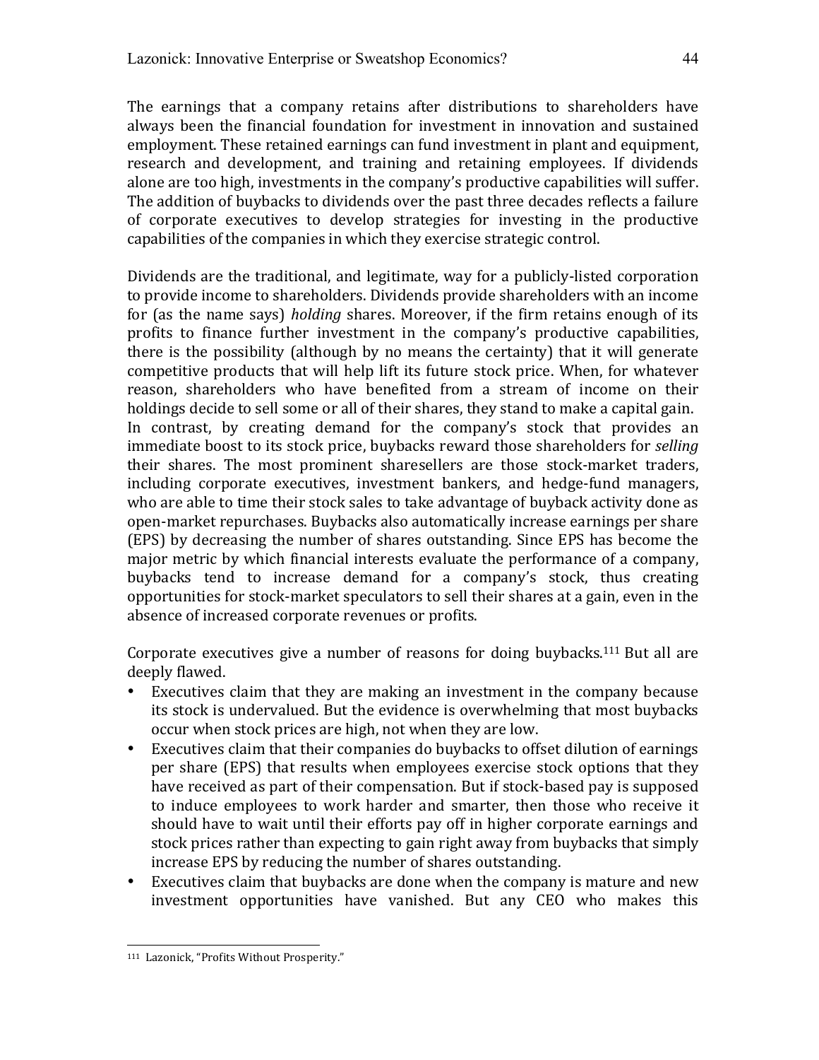The earnings that a company retains after distributions to shareholders have always been the financial foundation for investment in innovation and sustained employment. These retained earnings can fund investment in plant and equipment, research and development, and training and retaining employees. If dividends alone are too high, investments in the company's productive capabilities will suffer. The addition of buybacks to dividends over the past three decades reflects a failure of corporate executives to develop strategies for investing in the productive capabilities of the companies in which they exercise strategic control.

Dividends are the traditional, and legitimate, way for a publicly-listed corporation to provide income to shareholders. Dividends provide shareholders with an income for (as the name says) *holding* shares. Moreover, if the firm retains enough of its profits to finance further investment in the company's productive capabilities, there is the possibility (although by no means the certainty) that it will generate competitive products that will help lift its future stock price. When, for whatever reason, shareholders who have benefited from a stream of income on their holdings decide to sell some or all of their shares, they stand to make a capital gain. In contrast, by creating demand for the company's stock that provides an immediate boost to its stock price, buybacks reward those shareholders for *selling* their shares. The most prominent sharesellers are those stock-market traders, including corporate executives, investment bankers, and hedge-fund managers, who are able to time their stock sales to take advantage of buyback activity done as open-market repurchases. Buybacks also automatically increase earnings per share (EPS) by decreasing the number of shares outstanding. Since EPS has become the major metric by which financial interests evaluate the performance of a company, buybacks tend to increase demand for a company's stock, thus creating opportunities for stock-market speculators to sell their shares at a gain, even in the absence of increased corporate revenues or profits.

Corporate executives give a number of reasons for doing buybacks.[111] But all are deeply flawed.

- Executives claim that they are making an investment in the company because its stock is undervalued. But the evidence is overwhelming that most buybacks occur when stock prices are high, not when they are low.
- Executives claim that their companies do buybacks to offset dilution of earnings per share (EPS) that results when employees exercise stock options that they have received as part of their compensation. But if stock-based pay is supposed to induce employees to work harder and smarter, then those who receive it should have to wait until their efforts pay off in higher corporate earnings and stock prices rather than expecting to gain right away from buybacks that simply increase EPS by reducing the number of shares outstanding.
- Executives claim that buybacks are done when the company is mature and new investment opportunities have vanished. But any CEO who makes this

[111] Lazonick, "Profits Without Prosperity."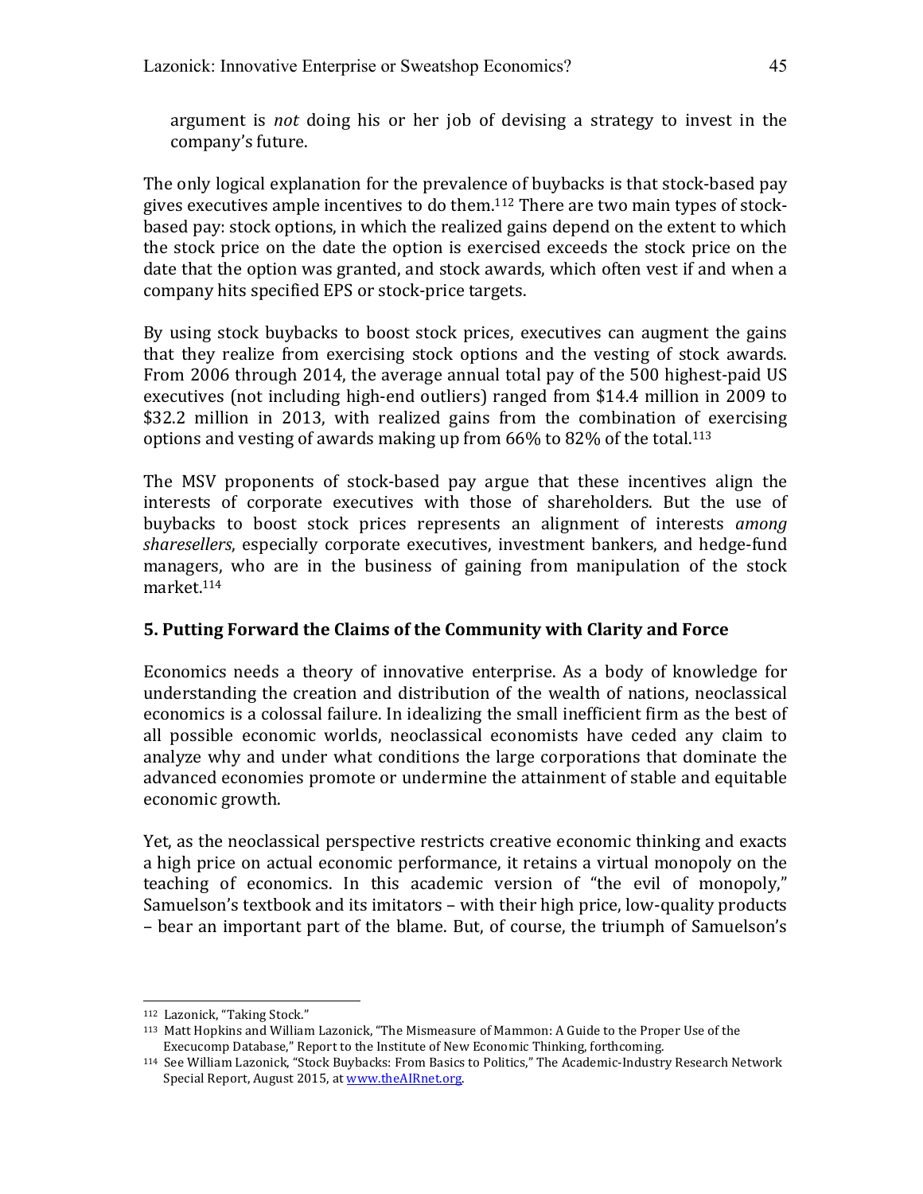argument is *not* doing his or her job of devising a strategy to invest in the company's future.

The only logical explanation for the prevalence of buybacks is that stock-based pay gives executives ample incentives to do them.[112] There are two main types of stock-based pay: stock options, in which the realized gains depend on the extent to which the stock price on the date the option is exercised exceeds the stock price on the date that the option was granted, and stock awards, which often vest if and when a company hits specified EPS or stock-price targets.

By using stock buybacks to boost stock prices, executives can augment the gains that they realize from exercising stock options and the vesting of stock awards. From 2006 through 2014, the average annual total pay of the 500 highest-paid US executives (not including high-end outliers) ranged from $14.4 million in 2009 to $32.2 million in 2013, with realized gains from the combination of exercising options and vesting of awards making up from 66% to 82% of the total.[113]

The MSV proponents of stock-based pay argue that these incentives align the interests of corporate executives with those of shareholders. But the use of buybacks to boost stock prices represents an alignment of interests *among sharesellers*, especially corporate executives, investment bankers, and hedge-fund managers, who are in the business of gaining from manipulation of the stock market.[114]

## 5. Putting Forward the Claims of the Community with Clarity and Force

Economics needs a theory of innovative enterprise. As a body of knowledge for understanding the creation and distribution of the wealth of nations, neoclassical economics is a colossal failure. In idealizing the small inefficient firm as the best of all possible economic worlds, neoclassical economists have ceded any claim to analyze why and under what conditions the large corporations that dominate the advanced economies promote or undermine the attainment of stable and equitable economic growth.

Yet, as the neoclassical perspective restricts creative economic thinking and exacts a high price on actual economic performance, it retains a virtual monopoly on the teaching of economics. In this academic version of "the evil of monopoly," Samuelson's textbook and its imitators – with their high price, low-quality products – bear an important part of the blame. But, of course, the triumph of Samuelson's

---

[112] Lazonick, "Taking Stock."

[113] Matt Hopkins and William Lazonick, "The Mismeasure of Mammon: A Guide to the Proper Use of the Execucomp Database," Report to the Institute of New Economic Thinking, forthcoming.

[114] See William Lazonick, "Stock Buybacks: From Basics to Politics," The Academic-Industry Research Network Special Report, August 2015, at www.theAIRnet.org.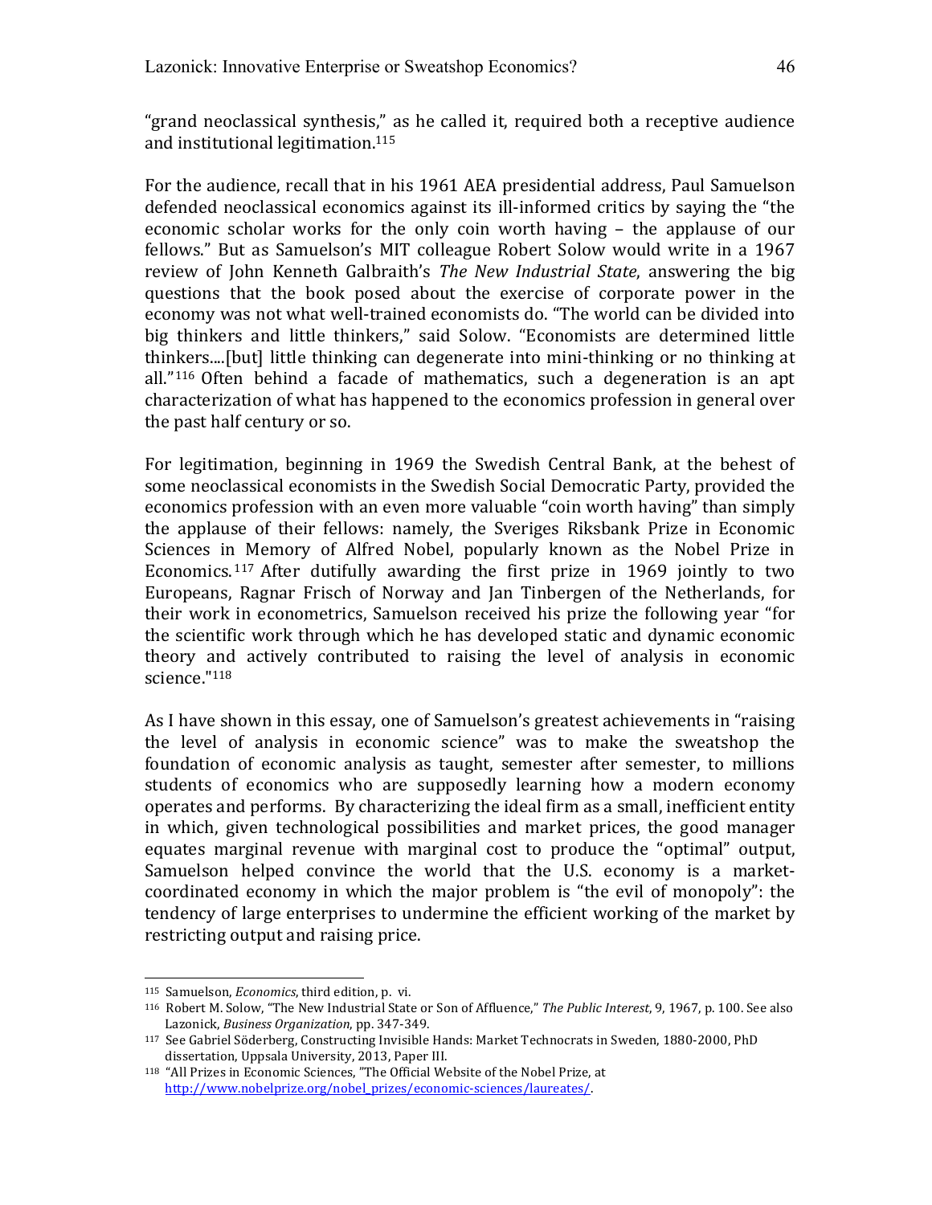"grand neoclassical synthesis," as he called it, required both a receptive audience and institutional legitimation.[115]

For the audience, recall that in his 1961 AEA presidential address, Paul Samuelson defended neoclassical economics against its ill-informed critics by saying the "the economic scholar works for the only coin worth having – the applause of our fellows." But as Samuelson's MIT colleague Robert Solow would write in a 1967 review of John Kenneth Galbraith's *The New Industrial State*, answering the big questions that the book posed about the exercise of corporate power in the economy was not what well-trained economists do. "The world can be divided into big thinkers and little thinkers," said Solow. "Economists are determined little thinkers....[but] little thinking can degenerate into mini-thinking or no thinking at all."[116] Often behind a facade of mathematics, such a degeneration is an apt characterization of what has happened to the economics profession in general over the past half century or so.

For legitimation, beginning in 1969 the Swedish Central Bank, at the behest of some neoclassical economists in the Swedish Social Democratic Party, provided the economics profession with an even more valuable "coin worth having" than simply the applause of their fellows: namely, the Sveriges Riksbank Prize in Economic Sciences in Memory of Alfred Nobel, popularly known as the Nobel Prize in Economics.[117] After dutifully awarding the first prize in 1969 jointly to two Europeans, Ragnar Frisch of Norway and Jan Tinbergen of the Netherlands, for their work in econometrics, Samuelson received his prize the following year "for the scientific work through which he has developed static and dynamic economic theory and actively contributed to raising the level of analysis in economic science."[118]

As I have shown in this essay, one of Samuelson's greatest achievements in "raising the level of analysis in economic science" was to make the sweatshop the foundation of economic analysis as taught, semester after semester, to millions students of economics who are supposedly learning how a modern economy operates and performs. By characterizing the ideal firm as a small, inefficient entity in which, given technological possibilities and market prices, the good manager equates marginal revenue with marginal cost to produce the "optimal" output, Samuelson helped convince the world that the U.S. economy is a market-coordinated economy in which the major problem is "the evil of monopoly": the tendency of large enterprises to undermine the efficient working of the market by restricting output and raising price.

---

[115] Samuelson, *Economics*, third edition, p. vi.

[116] Robert M. Solow, "The New Industrial State or Son of Affluence," *The Public Interest*, 9, 1967, p. 100. See also Lazonick, *Business Organization*, pp. 347-349.

[117] See Gabriel Söderberg, Constructing Invisible Hands: Market Technocrats in Sweden, 1880-2000, PhD dissertation, Uppsala University, 2013, Paper III.

[118] "All Prizes in Economic Sciences, "The Official Website of the Nobel Prize, at http://www.nobelprize.org/nobel_prizes/economic-sciences/laureates/.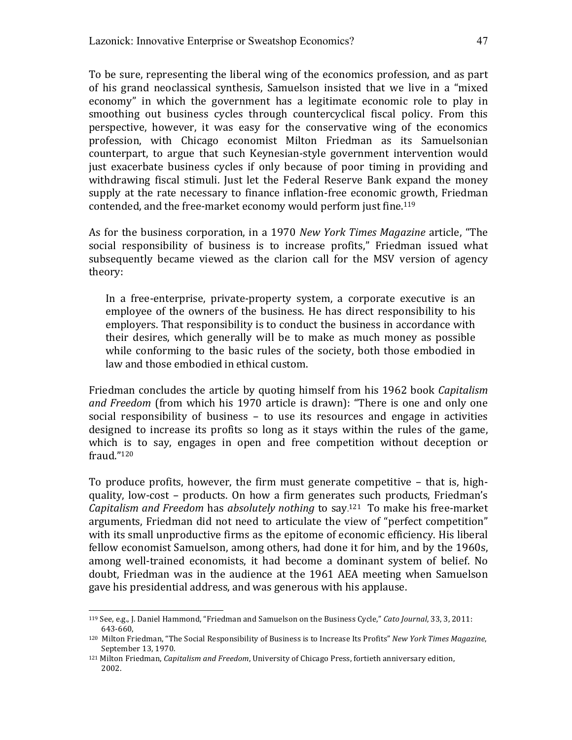To be sure, representing the liberal wing of the economics profession, and as part of his grand neoclassical synthesis, Samuelson insisted that we live in a "mixed economy" in which the government has a legitimate economic role to play in smoothing out business cycles through countercyclical fiscal policy. From this perspective, however, it was easy for the conservative wing of the economics profession, with Chicago economist Milton Friedman as its Samuelsonian counterpart, to argue that such Keynesian-style government intervention would just exacerbate business cycles if only because of poor timing in providing and withdrawing fiscal stimuli. Just let the Federal Reserve Bank expand the money supply at the rate necessary to finance inflation-free economic growth, Friedman contended, and the free-market economy would perform just fine.[119]

As for the business corporation, in a 1970 *New York Times Magazine* article, "The social responsibility of business is to increase profits," Friedman issued what subsequently became viewed as the clarion call for the MSV version of agency theory:

> In a free-enterprise, private-property system, a corporate executive is an employee of the owners of the business. He has direct responsibility to his employers. That responsibility is to conduct the business in accordance with their desires, which generally will be to make as much money as possible while conforming to the basic rules of the society, both those embodied in law and those embodied in ethical custom.

Friedman concludes the article by quoting himself from his 1962 book *Capitalism and Freedom* (from which his 1970 article is drawn): "There is one and only one social responsibility of business – to use its resources and engage in activities designed to increase its profits so long as it stays within the rules of the game, which is to say, engages in open and free competition without deception or fraud."[120]

To produce profits, however, the firm must generate competitive – that is, high-quality, low-cost – products. On how a firm generates such products, Friedman's *Capitalism and Freedom* has *absolutely nothing* to say.[121] To make his free-market arguments, Friedman did not need to articulate the view of "perfect competition" with its small unproductive firms as the epitome of economic efficiency. His liberal fellow economist Samuelson, among others, had done it for him, and by the 1960s, among well-trained economists, it had become a dominant system of belief. No doubt, Friedman was in the audience at the 1961 AEA meeting when Samuelson gave his presidential address, and was generous with his applause.

---

[119] See, e.g., J. Daniel Hammond, "Friedman and Samuelson on the Business Cycle," *Cato Journal*, 33, 3, 2011: 643-660,

[120] Milton Friedman, "The Social Responsibility of Business is to Increase Its Profits" *New York Times Magazine*, September 13, 1970.

[121] Milton Friedman, *Capitalism and Freedom*, University of Chicago Press, fortieth anniversary edition, 2002.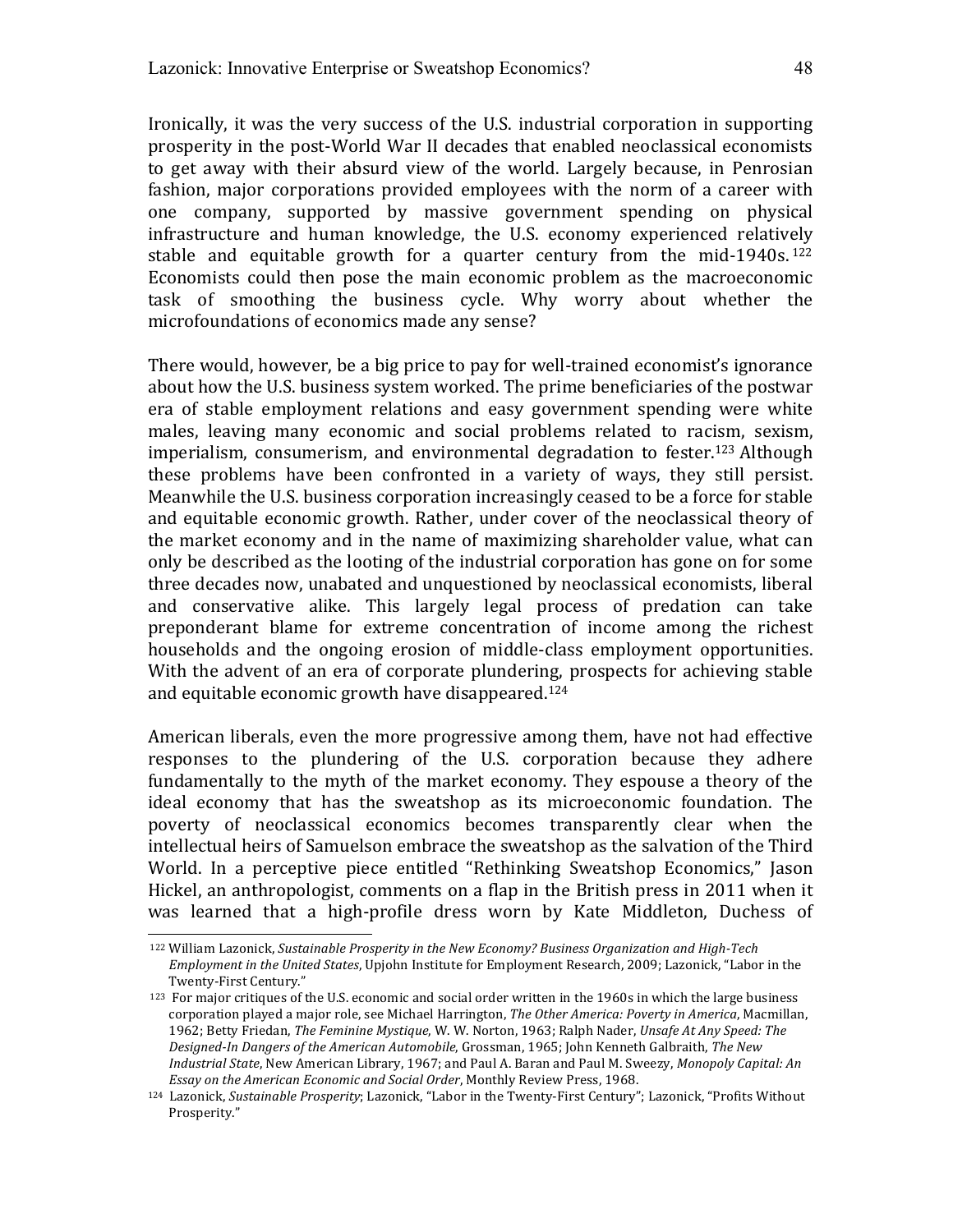Ironically, it was the very success of the U.S. industrial corporation in supporting prosperity in the post-World War II decades that enabled neoclassical economists to get away with their absurd view of the world. Largely because, in Penrosian fashion, major corporations provided employees with the norm of a career with one company, supported by massive government spending on physical infrastructure and human knowledge, the U.S. economy experienced relatively stable and equitable growth for a quarter century from the mid-1940s.[122] Economists could then pose the main economic problem as the macroeconomic task of smoothing the business cycle. Why worry about whether the microfoundations of economics made any sense?

There would, however, be a big price to pay for well-trained economist's ignorance about how the U.S. business system worked. The prime beneficiaries of the postwar era of stable employment relations and easy government spending were white males, leaving many economic and social problems related to racism, sexism, imperialism, consumerism, and environmental degradation to fester.[123] Although these problems have been confronted in a variety of ways, they still persist. Meanwhile the U.S. business corporation increasingly ceased to be a force for stable and equitable economic growth. Rather, under cover of the neoclassical theory of the market economy and in the name of maximizing shareholder value, what can only be described as the looting of the industrial corporation has gone on for some three decades now, unabated and unquestioned by neoclassical economists, liberal and conservative alike. This largely legal process of predation can take preponderant blame for extreme concentration of income among the richest households and the ongoing erosion of middle-class employment opportunities. With the advent of an era of corporate plundering, prospects for achieving stable and equitable economic growth have disappeared.[124]

American liberals, even the more progressive among them, have not had effective responses to the plundering of the U.S. corporation because they adhere fundamentally to the myth of the market economy. They espouse a theory of the ideal economy that has the sweatshop as its microeconomic foundation. The poverty of neoclassical economics becomes transparently clear when the intellectual heirs of Samuelson embrace the sweatshop as the salvation of the Third World. In a perceptive piece entitled "Rethinking Sweatshop Economics," Jason Hickel, an anthropologist, comments on a flap in the British press in 2011 when it was learned that a high-profile dress worn by Kate Middleton, Duchess of

---

[122] William Lazonick, *Sustainable Prosperity in the New Economy? Business Organization and High-Tech Employment in the United States*, Upjohn Institute for Employment Research, 2009; Lazonick, "Labor in the Twenty-First Century."

[123] For major critiques of the U.S. economic and social order written in the 1960s in which the large business corporation played a major role, see Michael Harrington, *The Other America: Poverty in America*, Macmillan, 1962; Betty Friedan, *The Feminine Mystique*, W. W. Norton, 1963; Ralph Nader, *Unsafe At Any Speed: The Designed-In Dangers of the American Automobile*, Grossman, 1965; John Kenneth Galbraith, *The New Industrial State*, New American Library, 1967; and Paul A. Baran and Paul M. Sweezy, *Monopoly Capital: An Essay on the American Economic and Social Order*, Monthly Review Press, 1968.

[124] Lazonick, *Sustainable Prosperity*; Lazonick, "Labor in the Twenty-First Century"; Lazonick, "Profits Without Prosperity."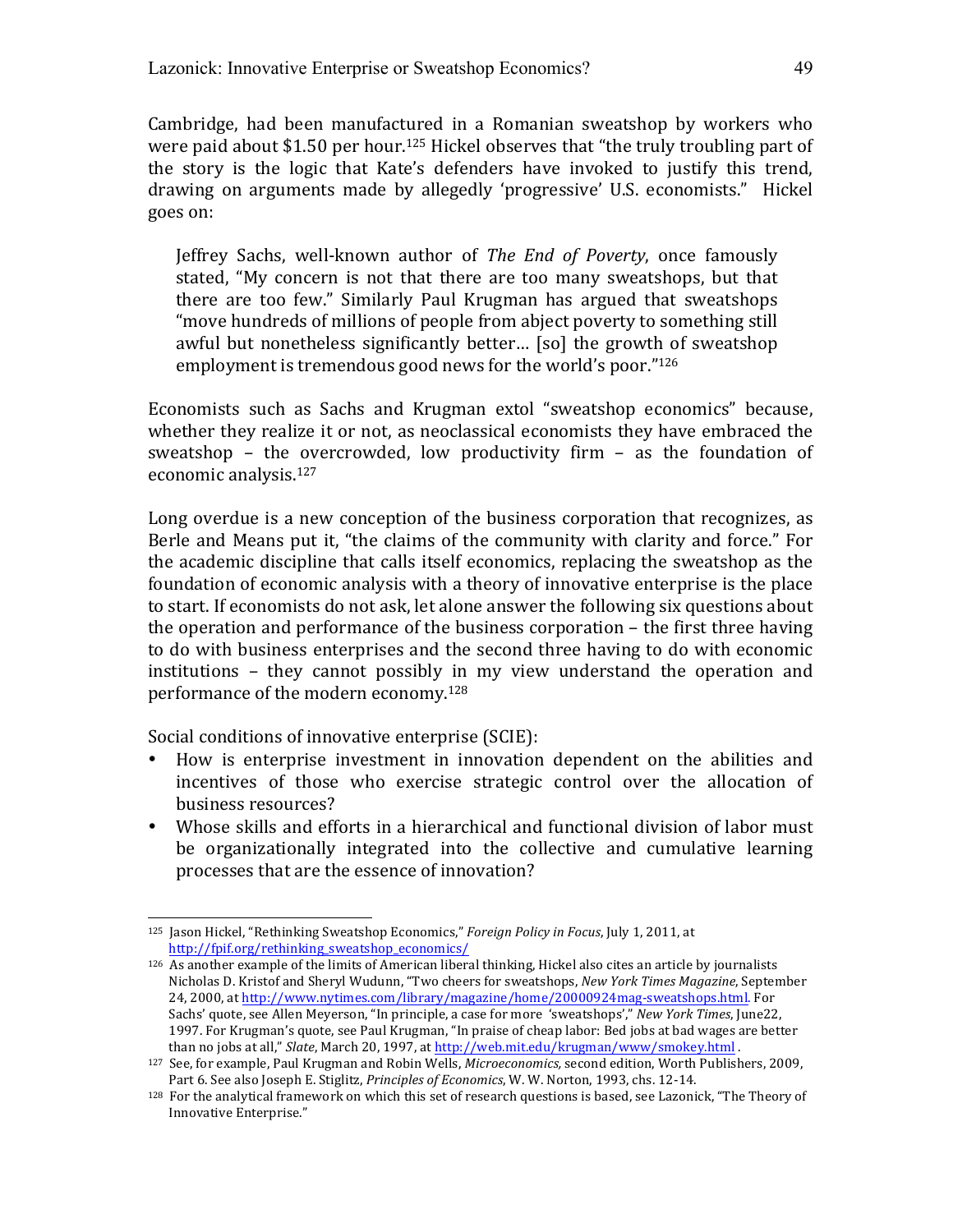Cambridge, had been manufactured in a Romanian sweatshop by workers who were paid about $1.50 per hour.[125] Hickel observes that "the truly troubling part of the story is the logic that Kate's defenders have invoked to justify this trend, drawing on arguments made by allegedly 'progressive' U.S. economists." Hickel goes on:

> Jeffrey Sachs, well-known author of *The End of Poverty*, once famously stated, "My concern is not that there are too many sweatshops, but that there are too few." Similarly Paul Krugman has argued that sweatshops "move hundreds of millions of people from abject poverty to something still awful but nonetheless significantly better… [so] the growth of sweatshop employment is tremendous good news for the world's poor."[126]

Economists such as Sachs and Krugman extol "sweatshop economics" because, whether they realize it or not, as neoclassical economists they have embraced the sweatshop – the overcrowded, low productivity firm – as the foundation of economic analysis.[127]

Long overdue is a new conception of the business corporation that recognizes, as Berle and Means put it, "the claims of the community with clarity and force." For the academic discipline that calls itself economics, replacing the sweatshop as the foundation of economic analysis with a theory of innovative enterprise is the place to start. If economists do not ask, let alone answer the following six questions about the operation and performance of the business corporation – the first three having to do with business enterprises and the second three having to do with economic institutions – they cannot possibly in my view understand the operation and performance of the modern economy.[128]

Social conditions of innovative enterprise (SCIE):

- How is enterprise investment in innovation dependent on the abilities and incentives of those who exercise strategic control over the allocation of business resources?
- Whose skills and efforts in a hierarchical and functional division of labor must be organizationally integrated into the collective and cumulative learning processes that are the essence of innovation?

---

[125] Jason Hickel, "Rethinking Sweatshop Economics," *Foreign Policy in Focus*, July 1, 2011, at http://fpif.org/rethinking_sweatshop_economics/

[126] As another example of the limits of American liberal thinking, Hickel also cites an article by journalists Nicholas D. Kristof and Sheryl Wudunn, "Two cheers for sweatshops, *New York Times Magazine*, September 24, 2000, at http://www.nytimes.com/library/magazine/home/20000924mag-sweatshops.html. For Sachs' quote, see Allen Meyerson, "In principle, a case for more 'sweatshops'," *New York Times*, June22, 1997. For Krugman's quote, see Paul Krugman, "In praise of cheap labor: Bed jobs at bad wages are better than no jobs at all," *Slate*, March 20, 1997, at http://web.mit.edu/krugman/www/smokey.html .

[127] See, for example, Paul Krugman and Robin Wells, *Microeconomics,* second edition, Worth Publishers, 2009, Part 6. See also Joseph E. Stiglitz, *Principles of Economics*, W. W. Norton, 1993, chs. 12-14.

[128] For the analytical framework on which this set of research questions is based, see Lazonick, "The Theory of Innovative Enterprise."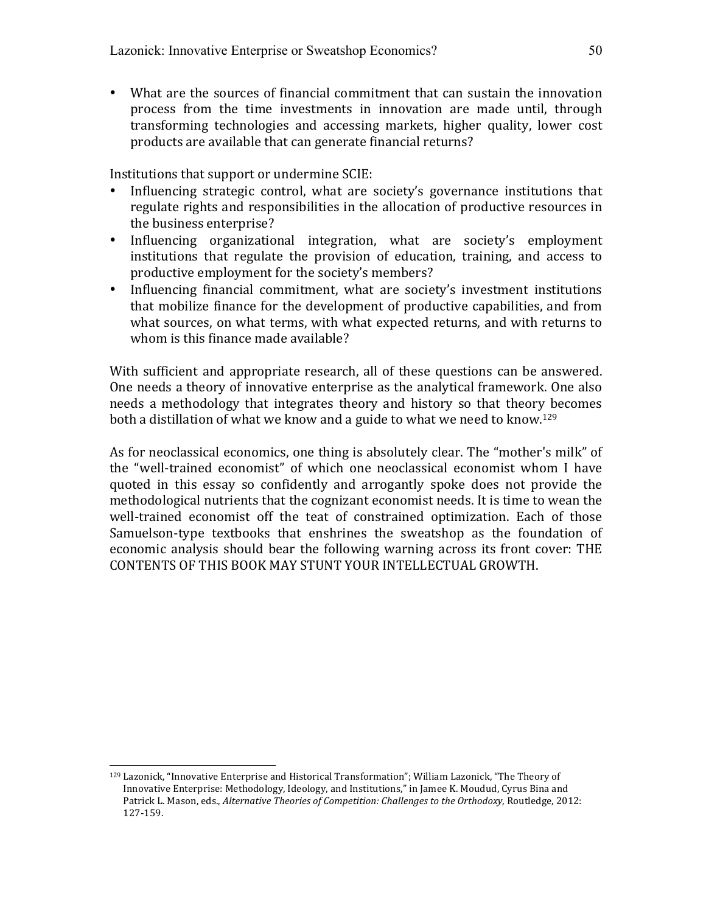- What are the sources of financial commitment that can sustain the innovation process from the time investments in innovation are made until, through transforming technologies and accessing markets, higher quality, lower cost products are available that can generate financial returns?

Institutions that support or undermine SCIE:

- Influencing strategic control, what are society's governance institutions that regulate rights and responsibilities in the allocation of productive resources in the business enterprise?
- Influencing organizational integration, what are society's employment institutions that regulate the provision of education, training, and access to productive employment for the society's members?
- Influencing financial commitment, what are society's investment institutions that mobilize finance for the development of productive capabilities, and from what sources, on what terms, with what expected returns, and with returns to whom is this finance made available?

With sufficient and appropriate research, all of these questions can be answered. One needs a theory of innovative enterprise as the analytical framework. One also needs a methodology that integrates theory and history so that theory becomes both a distillation of what we know and a guide to what we need to know.[129]

As for neoclassical economics, one thing is absolutely clear. The "mother's milk" of the "well-trained economist" of which one neoclassical economist whom I have quoted in this essay so confidently and arrogantly spoke does not provide the methodological nutrients that the cognizant economist needs. It is time to wean the well-trained economist off the teat of constrained optimization. Each of those Samuelson-type textbooks that enshrines the sweatshop as the foundation of economic analysis should bear the following warning across its front cover: THE CONTENTS OF THIS BOOK MAY STUNT YOUR INTELLECTUAL GROWTH.

[129] Lazonick, "Innovative Enterprise and Historical Transformation"; William Lazonick, "The Theory of Innovative Enterprise: Methodology, Ideology, and Institutions," in Jamee K. Moudud, Cyrus Bina and Patrick L. Mason, eds., *Alternative Theories of Competition: Challenges to the Orthodoxy*, Routledge, 2012: 127-159.